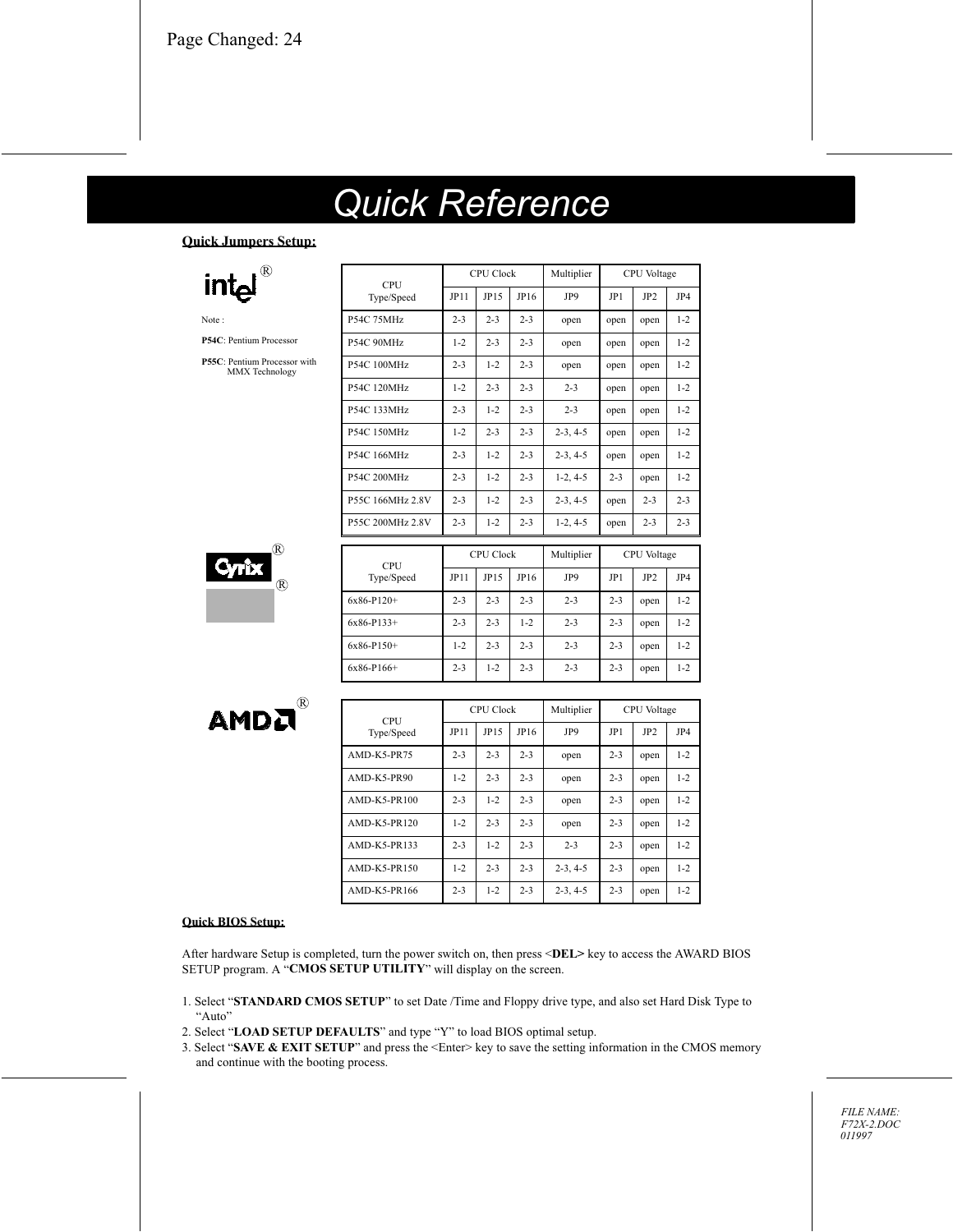Page Changed: 24

# Quick Reference

**Quick Jumpers Setup:**

intel®

Note :

**P54C**: Pentium Processor

**P55C**: Pentium Processor with MMX Technology

| CPU Type/Speed | CPU Clock | | | Multiplier | CPU Voltage | | |
|---|---|---|---|---|---|---|---|
| | JP11 | JP15 | JP16 | JP9 | JP1 | JP2 | JP4 |
| P54C 75MHz | 2-3 | 2-3 | 2-3 | open | open | open | 1-2 |
| P54C 90MHz | 1-2 | 2-3 | 2-3 | open | open | open | 1-2 |
| P54C 100MHz | 2-3 | 1-2 | 2-3 | open | open | open | 1-2 |
| P54C 120MHz | 1-2 | 2-3 | 2-3 | 2-3 | open | open | 1-2 |
| P54C 133MHz | 2-3 | 1-2 | 2-3 | 2-3 | open | open | 1-2 |
| P54C 150MHz | 1-2 | 2-3 | 2-3 | 2-3, 4-5 | open | open | 1-2 |
| P54C 166MHz | 2-3 | 1-2 | 2-3 | 2-3, 4-5 | open | open | 1-2 |
| P54C 200MHz | 2-3 | 1-2 | 2-3 | 1-2, 4-5 | 2-3 | open | 1-2 |
| P55C 166MHz 2.8V | 2-3 | 1-2 | 2-3 | 2-3, 4-5 | open | 2-3 | 2-3 |
| P55C 200MHz 2.8V | 2-3 | 1-2 | 2-3 | 1-2, 4-5 | open | 2-3 | 2-3 |

Cyrix®

| CPU Type/Speed | CPU Clock | | | Multiplier | CPU Voltage | | |
|---|---|---|---|---|---|---|---|
| | JP11 | JP15 | JP16 | JP9 | JP1 | JP2 | JP4 |
| 6x86-P120+ | 2-3 | 2-3 | 2-3 | 2-3 | 2-3 | open | 1-2 |
| 6x86-P133+ | 2-3 | 2-3 | 1-2 | 2-3 | 2-3 | open | 1-2 |
| 6x86-P150+ | 1-2 | 2-3 | 2-3 | 2-3 | 2-3 | open | 1-2 |
| 6x86-P166+ | 2-3 | 1-2 | 2-3 | 2-3 | 2-3 | open | 1-2 |

AMD®

| CPU Type/Speed | CPU Clock | | | Multiplier | CPU Voltage | | |
|---|---|---|---|---|---|---|---|
| | JP11 | JP15 | JP16 | JP9 | JP1 | JP2 | JP4 |
| AMD-K5-PR75 | 2-3 | 2-3 | 2-3 | open | 2-3 | open | 1-2 |
| AMD-K5-PR90 | 1-2 | 2-3 | 2-3 | open | 2-3 | open | 1-2 |
| AMD-K5-PR100 | 2-3 | 1-2 | 2-3 | open | 2-3 | open | 1-2 |
| AMD-K5-PR120 | 1-2 | 2-3 | 2-3 | open | 2-3 | open | 1-2 |
| AMD-K5-PR133 | 2-3 | 1-2 | 2-3 | 2-3 | 2-3 | open | 1-2 |
| AMD-K5-PR150 | 1-2 | 2-3 | 2-3 | 2-3, 4-5 | 2-3 | open | 1-2 |
| AMD-K5-PR166 | 2-3 | 1-2 | 2-3 | 2-3, 4-5 | 2-3 | open | 1-2 |

**Quick BIOS Setup:**

After hardware Setup is completed, turn the power switch on, then press <**DEL>** key to access the AWARD BIOS SETUP program. A "**CMOS SETUP UTILITY**" will display on the screen.

1. Select "**STANDARD CMOS SETUP**" to set Date /Time and Floppy drive type, and also set Hard Disk Type to "Auto"
2. Select "**LOAD SETUP DEFAULTS**" and type "Y" to load BIOS optimal setup.
3. Select "**SAVE & EXIT SETUP**" and press the <Enter> key to save the setting information in the CMOS memory and continue with the booting process.

*FILE NAME: F72X-2.DOC 011997*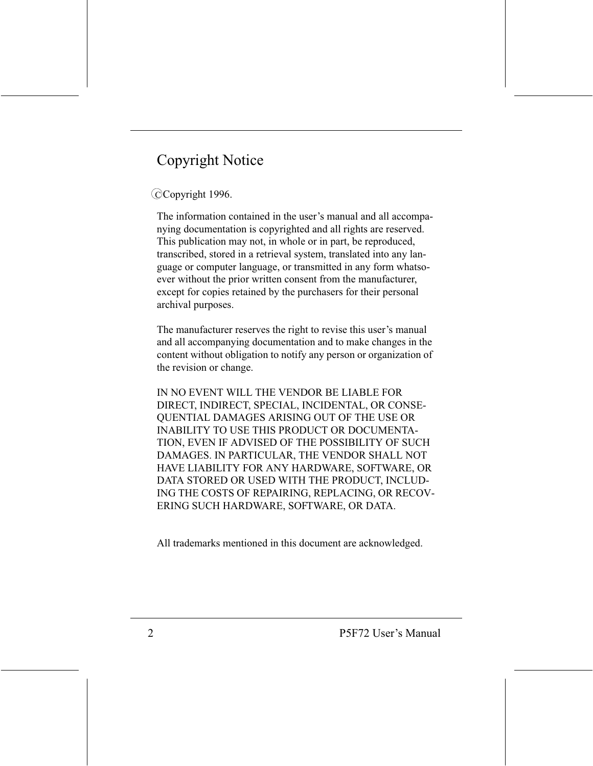# Copyright Notice

©Copyright 1996.

The information contained in the user's manual and all accompanying documentation is copyrighted and all rights are reserved. This publication may not, in whole or in part, be reproduced, transcribed, stored in a retrieval system, translated into any language or computer language, or transmitted in any form whatsoever without the prior written consent from the manufacturer, except for copies retained by the purchasers for their personal archival purposes.

The manufacturer reserves the right to revise this user's manual and all accompanying documentation and to make changes in the content without obligation to notify any person or organization of the revision or change.

IN NO EVENT WILL THE VENDOR BE LIABLE FOR DIRECT, INDIRECT, SPECIAL, INCIDENTAL, OR CONSEQUENTIAL DAMAGES ARISING OUT OF THE USE OR INABILITY TO USE THIS PRODUCT OR DOCUMENTATION, EVEN IF ADVISED OF THE POSSIBILITY OF SUCH DAMAGES. IN PARTICULAR, THE VENDOR SHALL NOT HAVE LIABILITY FOR ANY HARDWARE, SOFTWARE, OR DATA STORED OR USED WITH THE PRODUCT, INCLUDING THE COSTS OF REPAIRING, REPLACING, OR RECOVERING SUCH HARDWARE, SOFTWARE, OR DATA.

All trademarks mentioned in this document are acknowledged.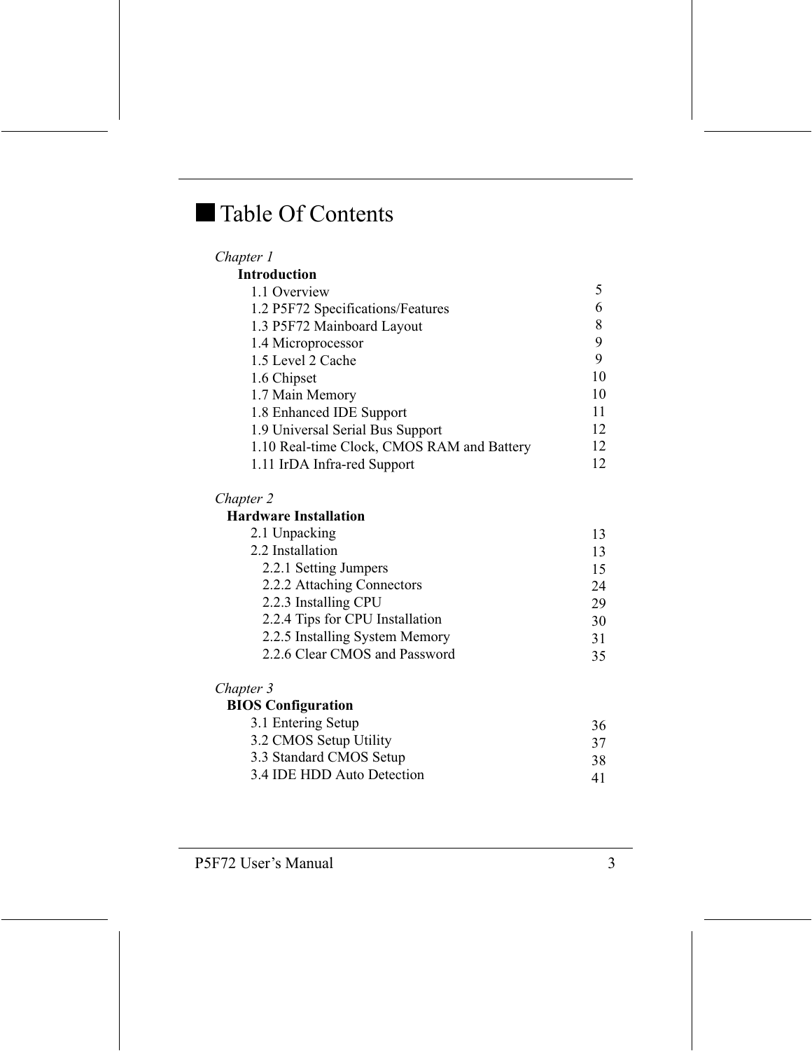# Table Of Contents

*Chapter 1*

**Introduction**

| | |
|---|---|
| 1.1 Overview | 5 |
| 1.2 P5F72 Specifications/Features | 6 |
| 1.3 P5F72 Mainboard Layout | 8 |
| 1.4 Microprocessor | 9 |
| 1.5 Level 2 Cache | 9 |
| 1.6 Chipset | 10 |
| 1.7 Main Memory | 10 |
| 1.8 Enhanced IDE Support | 11 |
| 1.9 Universal Serial Bus Support | 12 |
| 1.10 Real-time Clock, CMOS RAM and Battery | 12 |
| 1.11 IrDA Infra-red Support | 12 |

*Chapter 2*

**Hardware Installation**

| | |
|---|---|
| 2.1 Unpacking | 13 |
| 2.2 Installation | 13 |
| 2.2.1 Setting Jumpers | 15 |
| 2.2.2 Attaching Connectors | 24 |
| 2.2.3 Installing CPU | 29 |
| 2.2.4 Tips for CPU Installation | 30 |
| 2.2.5 Installing System Memory | 31 |
| 2.2.6 Clear CMOS and Password | 35 |

*Chapter 3*

**BIOS Configuration**

| | |
|---|---|
| 3.1 Entering Setup | 36 |
| 3.2 CMOS Setup Utility | 37 |
| 3.3 Standard CMOS Setup | 38 |
| 3.4 IDE HDD Auto Detection | 41 |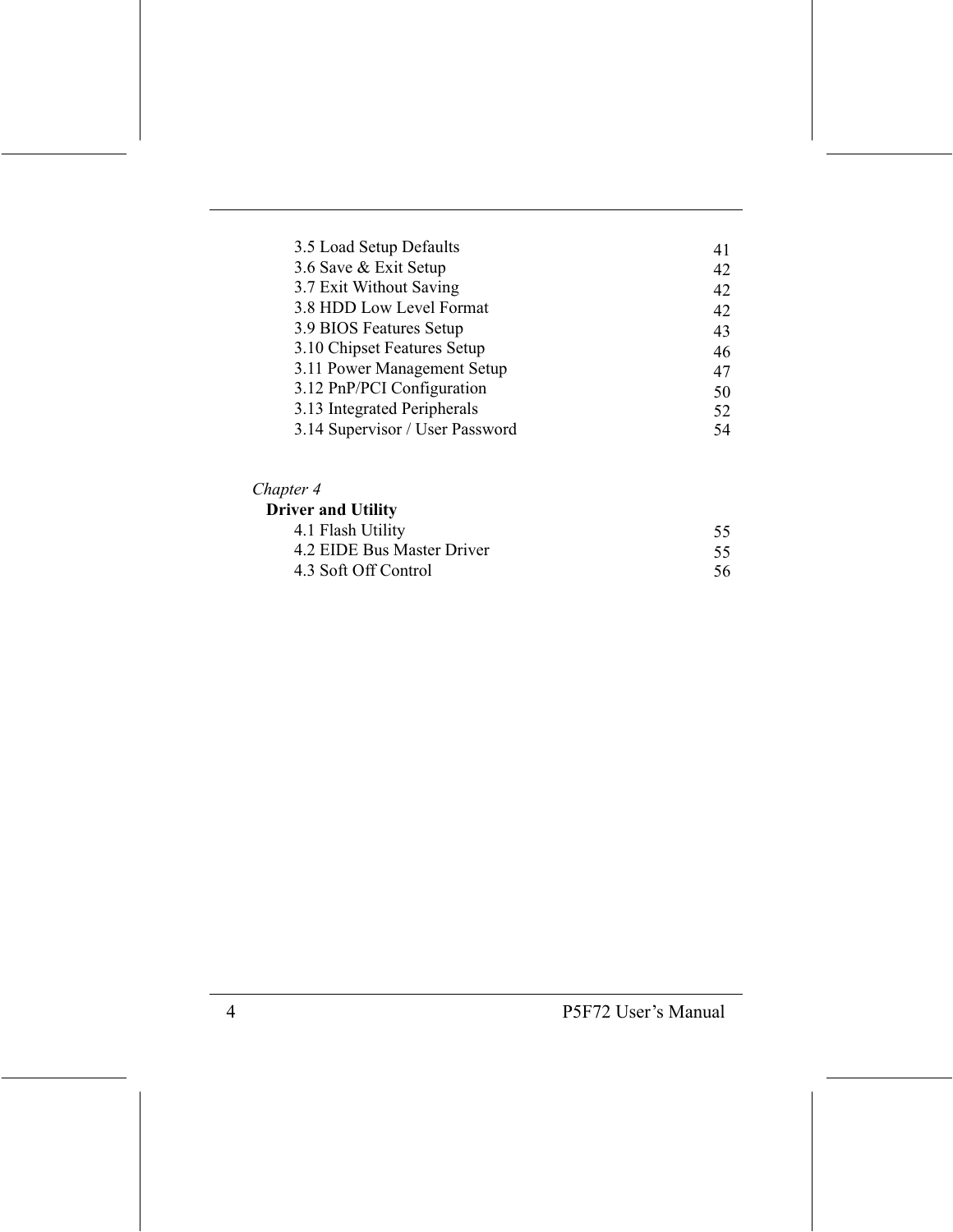| | |
|---|---|
| 3.5 Load Setup Defaults | 41 |
| 3.6 Save & Exit Setup | 42 |
| 3.7 Exit Without Saving | 42 |
| 3.8 HDD Low Level Format | 42 |
| 3.9 BIOS Features Setup | 43 |
| 3.10 Chipset Features Setup | 46 |
| 3.11 Power Management Setup | 47 |
| 3.12 PnP/PCI Configuration | 50 |
| 3.13 Integrated Peripherals | 52 |
| 3.14 Supervisor / User Password | 54 |

*Chapter 4*

**Driver and Utility**

| | |
|---|---|
| 4.1 Flash Utility | 55 |
| 4.2 EIDE Bus Master Driver | 55 |
| 4.3 Soft Off Control | 56 |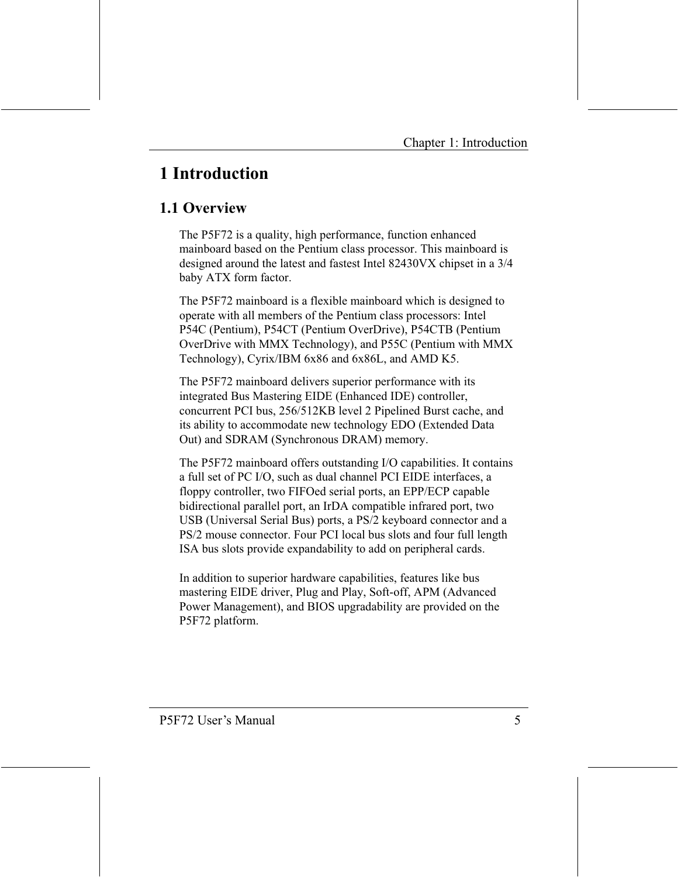# 1 Introduction

## 1.1 Overview

The P5F72 is a quality, high performance, function enhanced mainboard based on the Pentium class processor. This mainboard is designed around the latest and fastest Intel 82430VX chipset in a 3/4 baby ATX form factor.

The P5F72 mainboard is a flexible mainboard which is designed to operate with all members of the Pentium class processors: Intel P54C (Pentium), P54CT (Pentium OverDrive), P54CTB (Pentium OverDrive with MMX Technology), and P55C (Pentium with MMX Technology), Cyrix/IBM 6x86 and 6x86L, and AMD K5.

The P5F72 mainboard delivers superior performance with its integrated Bus Mastering EIDE (Enhanced IDE) controller, concurrent PCI bus, 256/512KB level 2 Pipelined Burst cache, and its ability to accommodate new technology EDO (Extended Data Out) and SDRAM (Synchronous DRAM) memory.

The P5F72 mainboard offers outstanding I/O capabilities. It contains a full set of PC I/O, such as dual channel PCI EIDE interfaces, a floppy controller, two FIFOed serial ports, an EPP/ECP capable bidirectional parallel port, an IrDA compatible infrared port, two USB (Universal Serial Bus) ports, a PS/2 keyboard connector and a PS/2 mouse connector. Four PCI local bus slots and four full length ISA bus slots provide expandability to add on peripheral cards.

In addition to superior hardware capabilities, features like bus mastering EIDE driver, Plug and Play, Soft-off, APM (Advanced Power Management), and BIOS upgradability are provided on the P5F72 platform.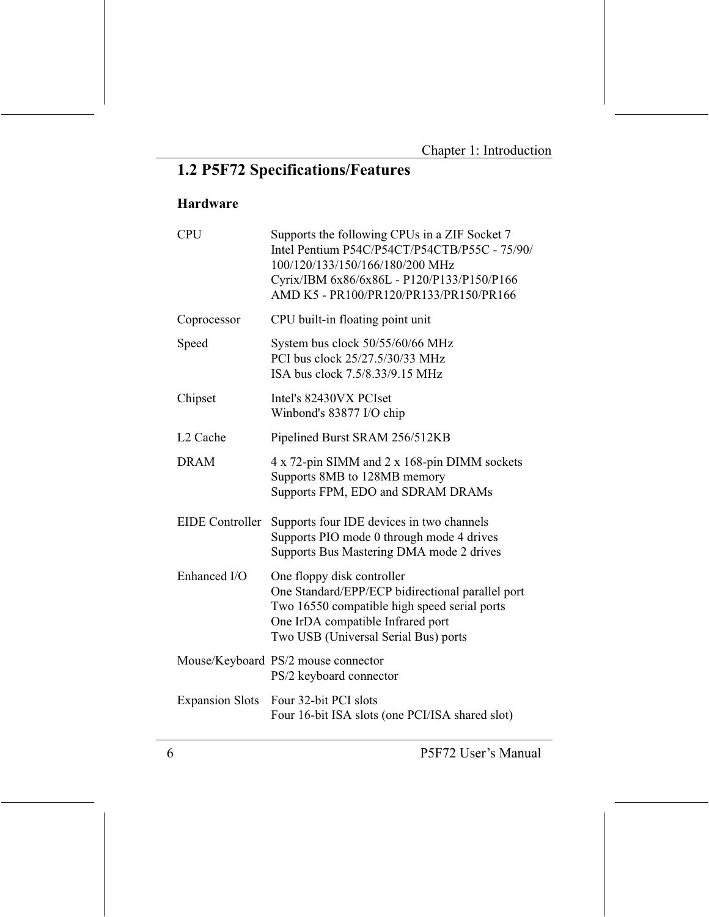## 1.2 P5F72 Specifications/Features

### Hardware

| | |
|---|---|
| CPU | Supports the following CPUs in a ZIF Socket 7<br>Intel Pentium P54C/P54CT/P54CTB/P55C - 75/90/100/120/133/150/166/180/200 MHz<br>Cyrix/IBM 6x86/6x86L - P120/P133/P150/P166<br>AMD K5 - PR100/PR120/PR133/PR150/PR166 |
| Coprocessor | CPU built-in floating point unit |
| Speed | System bus clock 50/55/60/66 MHz<br>PCI bus clock 25/27.5/30/33 MHz<br>ISA bus clock 7.5/8.33/9.15 MHz |
| Chipset | Intel's 82430VX PCIset<br>Winbond's 83877 I/O chip |
| L2 Cache | Pipelined Burst SRAM 256/512KB |
| DRAM | 4 x 72-pin SIMM and 2 x 168-pin DIMM sockets<br>Supports 8MB to 128MB memory<br>Supports FPM, EDO and SDRAM DRAMs |
| EIDE Controller | Supports four IDE devices in two channels<br>Supports PIO mode 0 through mode 4 drives<br>Supports Bus Mastering DMA mode 2 drives |
| Enhanced I/O | One floppy disk controller<br>One Standard/EPP/ECP bidirectional parallel port<br>Two 16550 compatible high speed serial ports<br>One IrDA compatible Infrared port<br>Two USB (Universal Serial Bus) ports |
| Mouse/Keyboard | PS/2 mouse connector<br>PS/2 keyboard connector |
| Expansion Slots | Four 32-bit PCI slots<br>Four 16-bit ISA slots (one PCI/ISA shared slot) |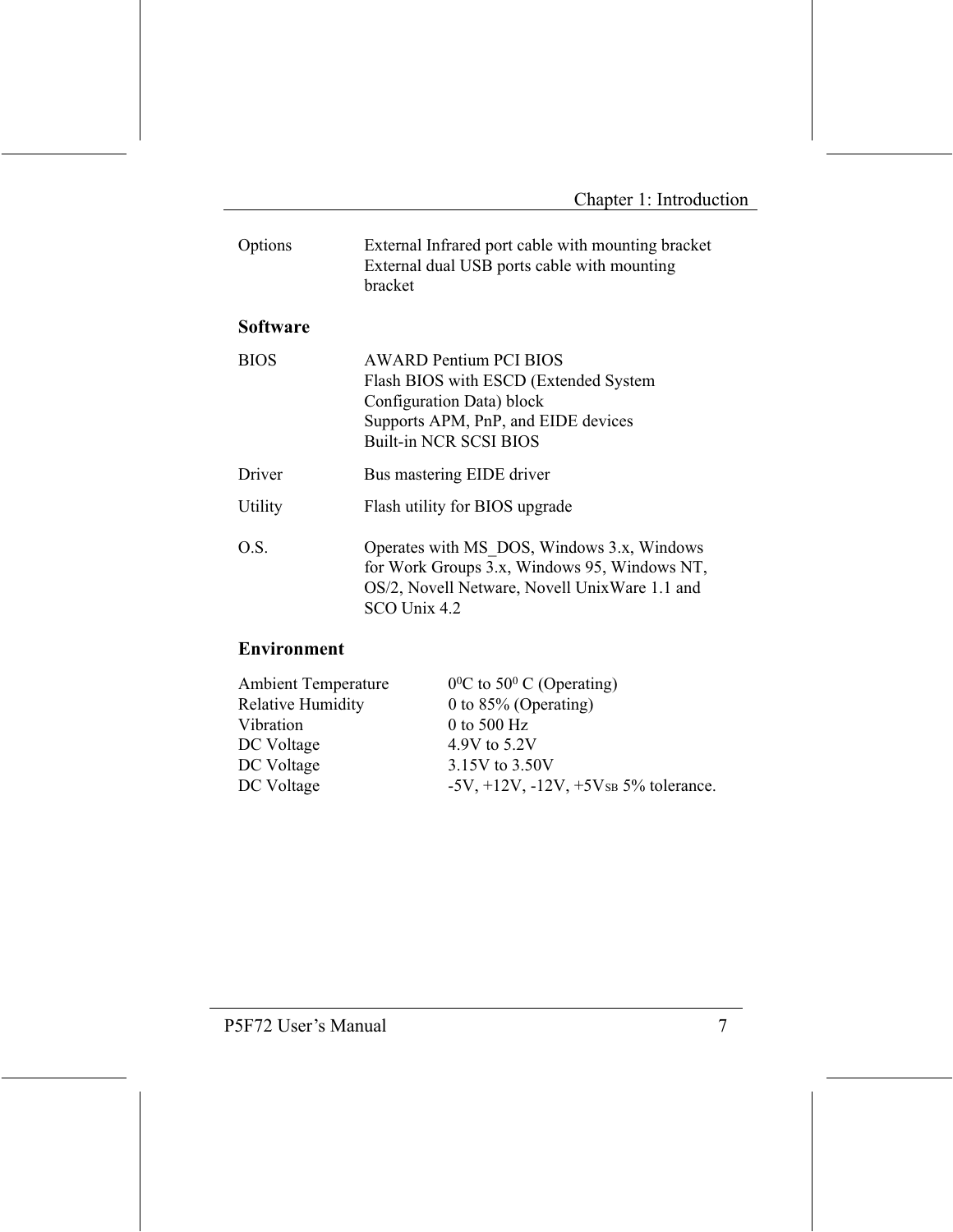| | |
|---|---|
| Options | External Infrared port cable with mounting bracket<br>External dual USB ports cable with mounting bracket |

## Software

| | |
|---|---|
| BIOS | AWARD Pentium PCI BIOS<br>Flash BIOS with ESCD (Extended System Configuration Data) block<br>Supports APM, PnP, and EIDE devices<br>Built-in NCR SCSI BIOS |
| Driver | Bus mastering EIDE driver |
| Utility | Flash utility for BIOS upgrade |
| O.S. | Operates with MS_DOS, Windows 3.x, Windows for Work Groups 3.x, Windows 95, Windows NT, OS/2, Novell Netware, Novell UnixWare 1.1 and SCO Unix 4.2 |

## Environment

| | |
|---|---|
| Ambient Temperature | $0^0$C to $50^0$ C (Operating) |
| Relative Humidity | 0 to 85% (Operating) |
| Vibration | 0 to 500 Hz |
| DC Voltage | 4.9V to 5.2V |
| DC Voltage | 3.15V to 3.50V |
| DC Voltage | -5V, +12V, -12V, $+5V_{SB}$ 5% tolerance. |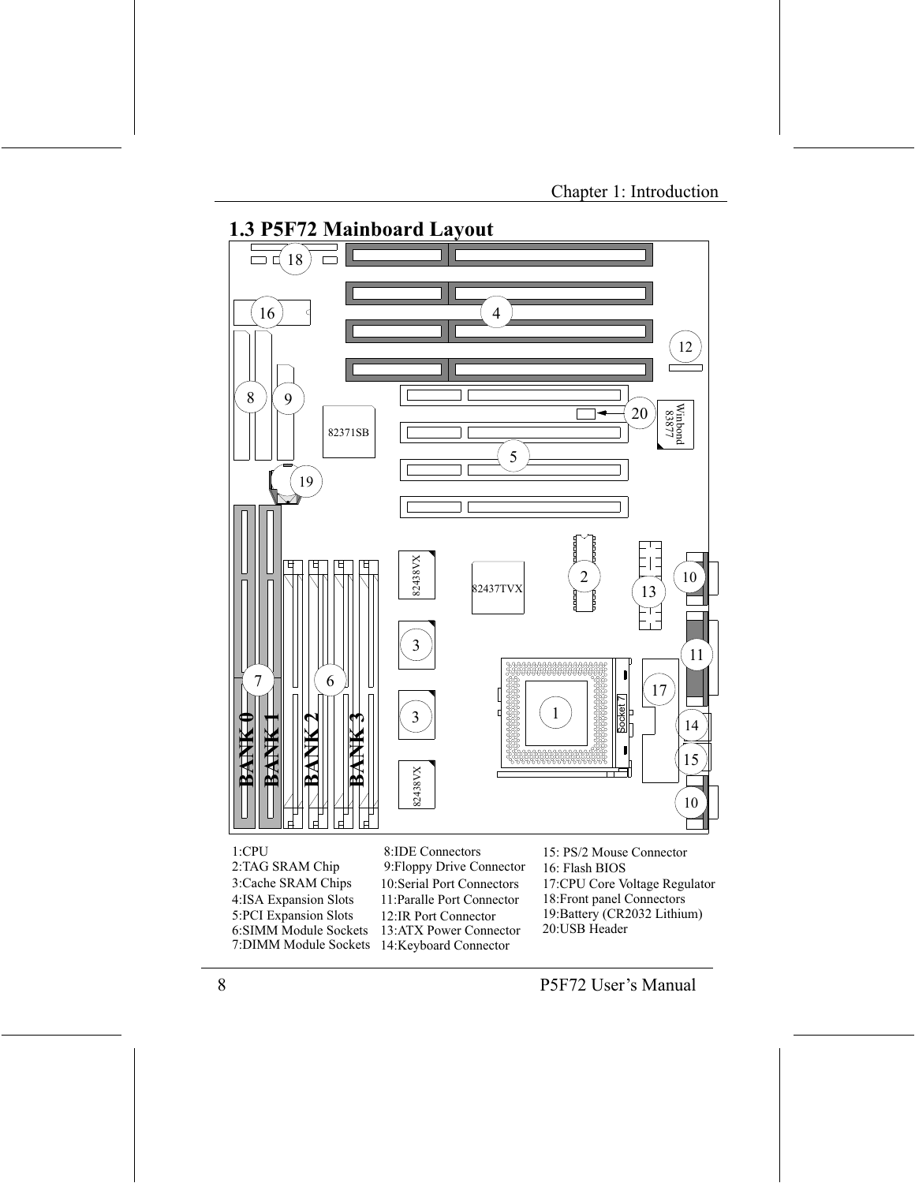## 1.3 P5F72 Mainboard Layout

1:CPU
2:TAG SRAM Chip
3:Cache SRAM Chips
4:ISA Expansion Slots
5:PCI Expansion Slots
6:SIMM Module Sockets
7:DIMM Module Sockets
8:IDE Connectors
9:Floppy Drive Connector
10:Serial Port Connectors
11:Paralle Port Connector
12:IR Port Connector
13:ATX Power Connector
14:Keyboard Connector
15: PS/2 Mouse Connector
16: Flash BIOS
17:CPU Core Voltage Regulator
18:Front panel Connectors
19:Battery (CR2032 Lithium)
20:USB Header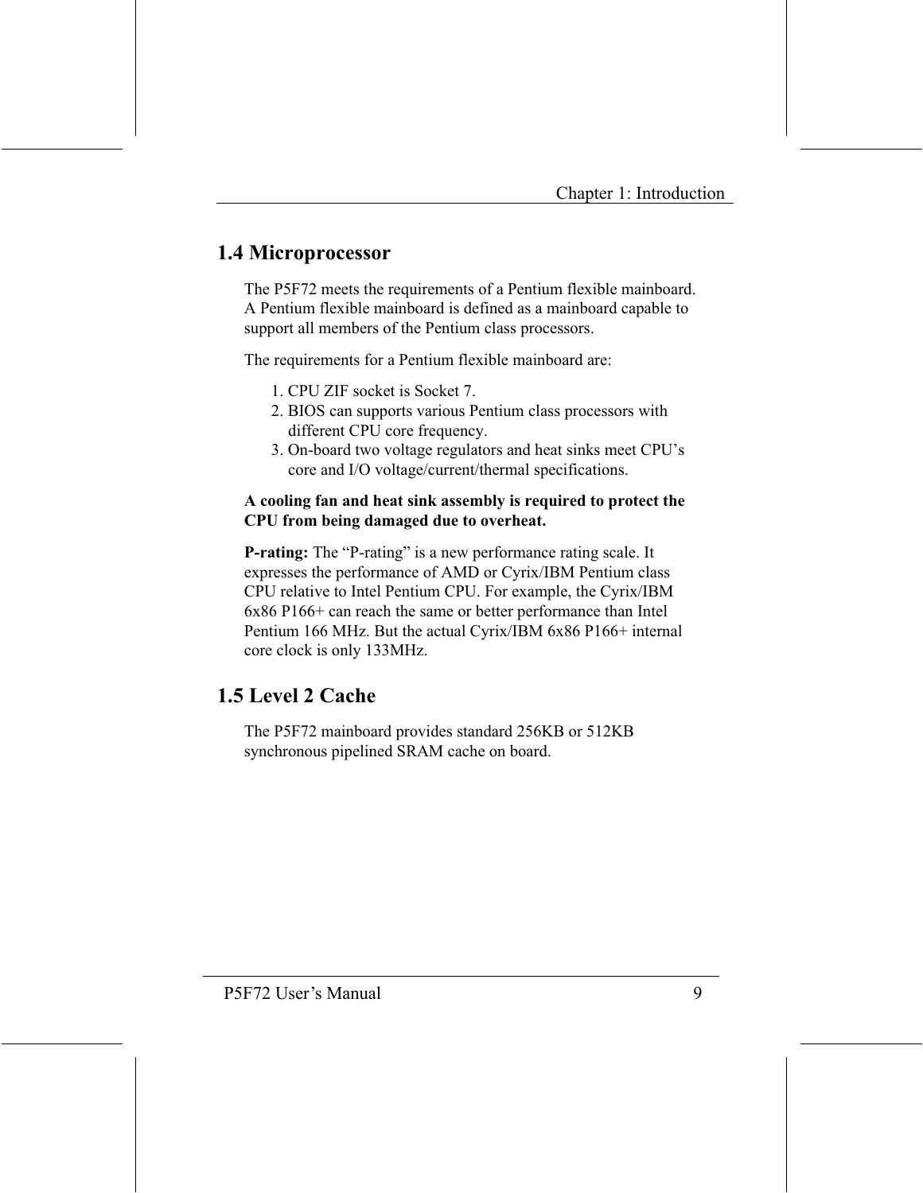## 1.4 Microprocessor

The P5F72 meets the requirements of a Pentium flexible mainboard. A Pentium flexible mainboard is defined as a mainboard capable to support all members of the Pentium class processors.

The requirements for a Pentium flexible mainboard are:

1. CPU ZIF socket is Socket 7.
2. BIOS can supports various Pentium class processors with different CPU core frequency.
3. On-board two voltage regulators and heat sinks meet CPU's core and I/O voltage/current/thermal specifications.

**A cooling fan and heat sink assembly is required to protect the CPU from being damaged due to overheat.**

**P-rating:** The "P-rating" is a new performance rating scale. It expresses the performance of AMD or Cyrix/IBM Pentium class CPU relative to Intel Pentium CPU. For example, the Cyrix/IBM 6x86 P166+ can reach the same or better performance than Intel Pentium 166 MHz. But the actual Cyrix/IBM 6x86 P166+ internal core clock is only 133MHz.

## 1.5 Level 2 Cache

The P5F72 mainboard provides standard 256KB or 512KB synchronous pipelined SRAM cache on board.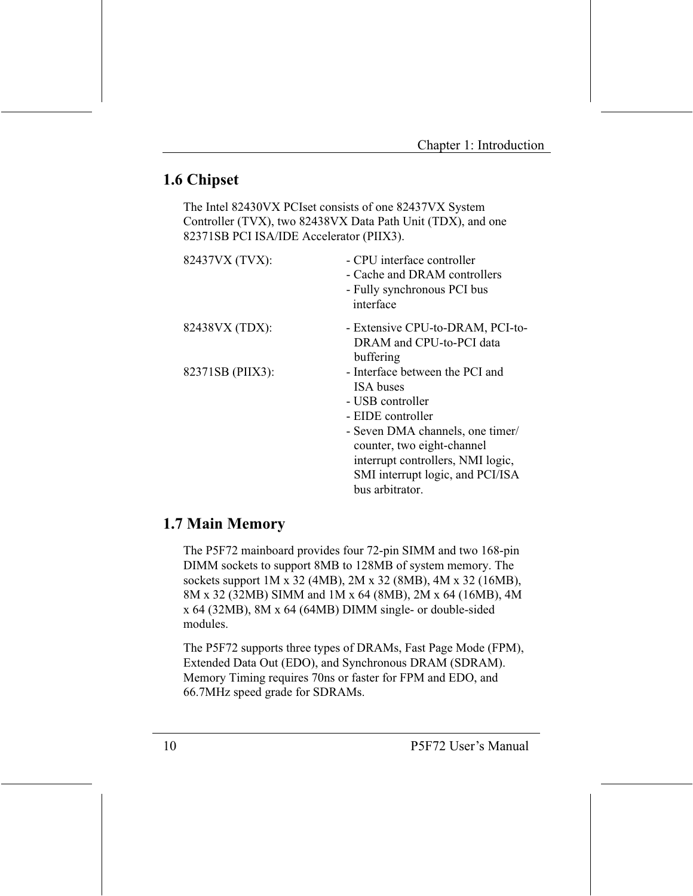## 1.6 Chipset

The Intel 82430VX PCIset consists of one 82437VX System Controller (TVX), two 82438VX Data Path Unit (TDX), and one 82371SB PCI ISA/IDE Accelerator (PIIX3).

| | |
|---|---|
| 82437VX (TVX): | - CPU interface controller<br>- Cache and DRAM controllers<br>- Fully synchronous PCI bus interface |
| 82438VX (TDX): | - Extensive CPU-to-DRAM, PCI-to-DRAM and CPU-to-PCI data buffering |
| 82371SB (PIIX3): | - Interface between the PCI and ISA buses<br>- USB controller<br>- EIDE controller<br>- Seven DMA channels, one timer/counter, two eight-channel interrupt controllers, NMI logic, SMI interrupt logic, and PCI/ISA bus arbitrator. |

## 1.7 Main Memory

The P5F72 mainboard provides four 72-pin SIMM and two 168-pin DIMM sockets to support 8MB to 128MB of system memory. The sockets support 1M x 32 (4MB), 2M x 32 (8MB), 4M x 32 (16MB), 8M x 32 (32MB) SIMM and 1M x 64 (8MB), 2M x 64 (16MB), 4M x 64 (32MB), 8M x 64 (64MB) DIMM single- or double-sided modules.

The P5F72 supports three types of DRAMs, Fast Page Mode (FPM), Extended Data Out (EDO), and Synchronous DRAM (SDRAM). Memory Timing requires 70ns or faster for FPM and EDO, and 66.7MHz speed grade for SDRAMs.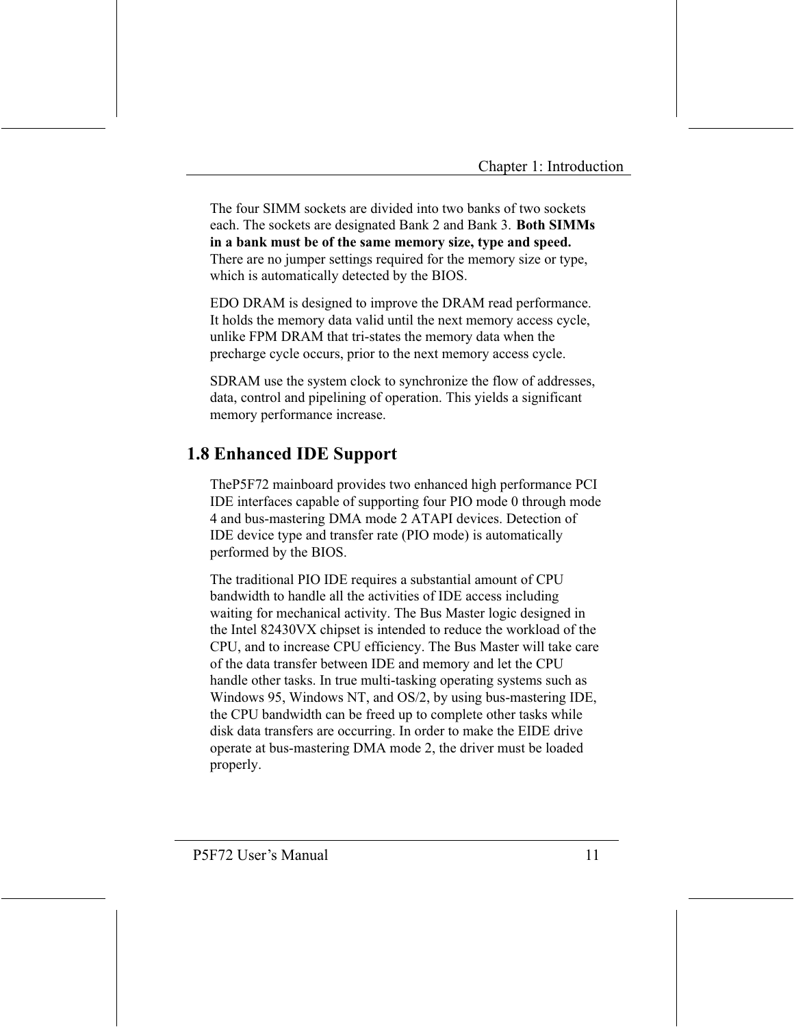The four SIMM sockets are divided into two banks of two sockets each. The sockets are designated Bank 2 and Bank 3. **Both SIMMs in a bank must be of the same memory size, type and speed.** There are no jumper settings required for the memory size or type, which is automatically detected by the BIOS.

EDO DRAM is designed to improve the DRAM read performance. It holds the memory data valid until the next memory access cycle, unlike FPM DRAM that tri-states the memory data when the precharge cycle occurs, prior to the next memory access cycle.

SDRAM use the system clock to synchronize the flow of addresses, data, control and pipelining of operation. This yields a significant memory performance increase.

## 1.8 Enhanced IDE Support

TheP5F72 mainboard provides two enhanced high performance PCI IDE interfaces capable of supporting four PIO mode 0 through mode 4 and bus-mastering DMA mode 2 ATAPI devices. Detection of IDE device type and transfer rate (PIO mode) is automatically performed by the BIOS.

The traditional PIO IDE requires a substantial amount of CPU bandwidth to handle all the activities of IDE access including waiting for mechanical activity. The Bus Master logic designed in the Intel 82430VX chipset is intended to reduce the workload of the CPU, and to increase CPU efficiency. The Bus Master will take care of the data transfer between IDE and memory and let the CPU handle other tasks. In true multi-tasking operating systems such as Windows 95, Windows NT, and OS/2, by using bus-mastering IDE, the CPU bandwidth can be freed up to complete other tasks while disk data transfers are occurring. In order to make the EIDE drive operate at bus-mastering DMA mode 2, the driver must be loaded properly.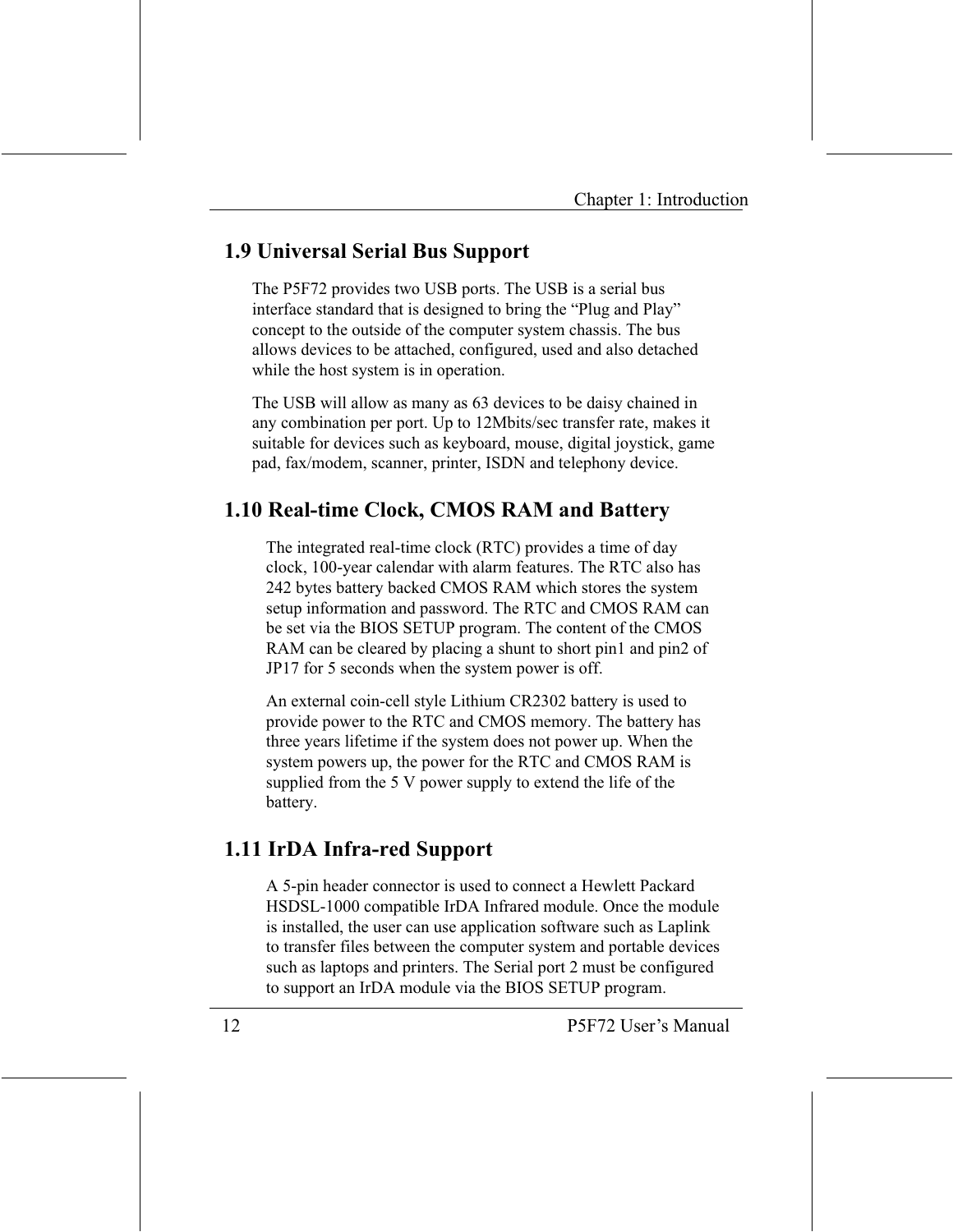## 1.9 Universal Serial Bus Support

The P5F72 provides two USB ports. The USB is a serial bus interface standard that is designed to bring the "Plug and Play" concept to the outside of the computer system chassis. The bus allows devices to be attached, configured, used and also detached while the host system is in operation.

The USB will allow as many as 63 devices to be daisy chained in any combination per port. Up to 12Mbits/sec transfer rate, makes it suitable for devices such as keyboard, mouse, digital joystick, game pad, fax/modem, scanner, printer, ISDN and telephony device.

## 1.10 Real-time Clock, CMOS RAM and Battery

The integrated real-time clock (RTC) provides a time of day clock, 100-year calendar with alarm features. The RTC also has 242 bytes battery backed CMOS RAM which stores the system setup information and password. The RTC and CMOS RAM can be set via the BIOS SETUP program. The content of the CMOS RAM can be cleared by placing a shunt to short pin1 and pin2 of JP17 for 5 seconds when the system power is off.

An external coin-cell style Lithium CR2302 battery is used to provide power to the RTC and CMOS memory. The battery has three years lifetime if the system does not power up. When the system powers up, the power for the RTC and CMOS RAM is supplied from the 5 V power supply to extend the life of the battery.

## 1.11 IrDA Infra-red Support

A 5-pin header connector is used to connect a Hewlett Packard HSDSL-1000 compatible IrDA Infrared module. Once the module is installed, the user can use application software such as Laplink to transfer files between the computer system and portable devices such as laptops and printers. The Serial port 2 must be configured to support an IrDA module via the BIOS SETUP program.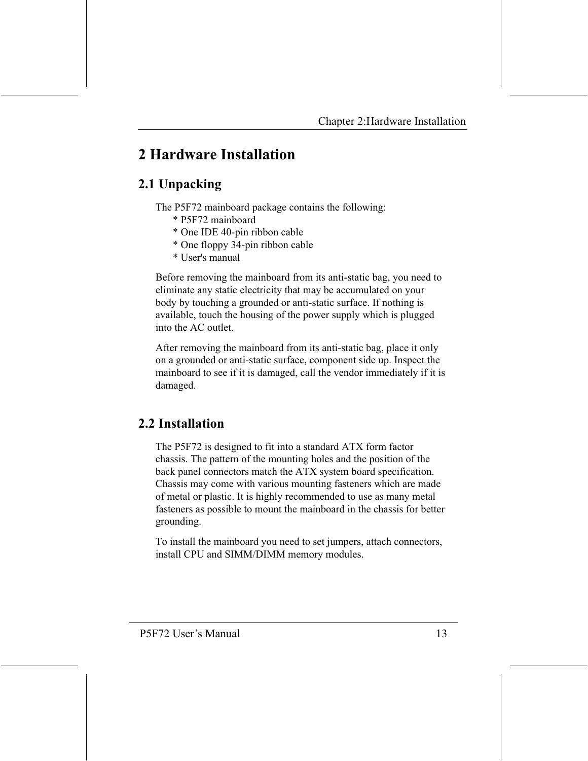# 2 Hardware Installation

## 2.1 Unpacking

The P5F72 mainboard package contains the following:

* P5F72 mainboard
* One IDE 40-pin ribbon cable
* One floppy 34-pin ribbon cable
* User's manual

Before removing the mainboard from its anti-static bag, you need to eliminate any static electricity that may be accumulated on your body by touching a grounded or anti-static surface. If nothing is available, touch the housing of the power supply which is plugged into the AC outlet.

After removing the mainboard from its anti-static bag, place it only on a grounded or anti-static surface, component side up. Inspect the mainboard to see if it is damaged, call the vendor immediately if it is damaged.

## 2.2 Installation

The P5F72 is designed to fit into a standard ATX form factor chassis. The pattern of the mounting holes and the position of the back panel connectors match the ATX system board specification. Chassis may come with various mounting fasteners which are made of metal or plastic. It is highly recommended to use as many metal fasteners as possible to mount the mainboard in the chassis for better grounding.

To install the mainboard you need to set jumpers, attach connectors, install CPU and SIMM/DIMM memory modules.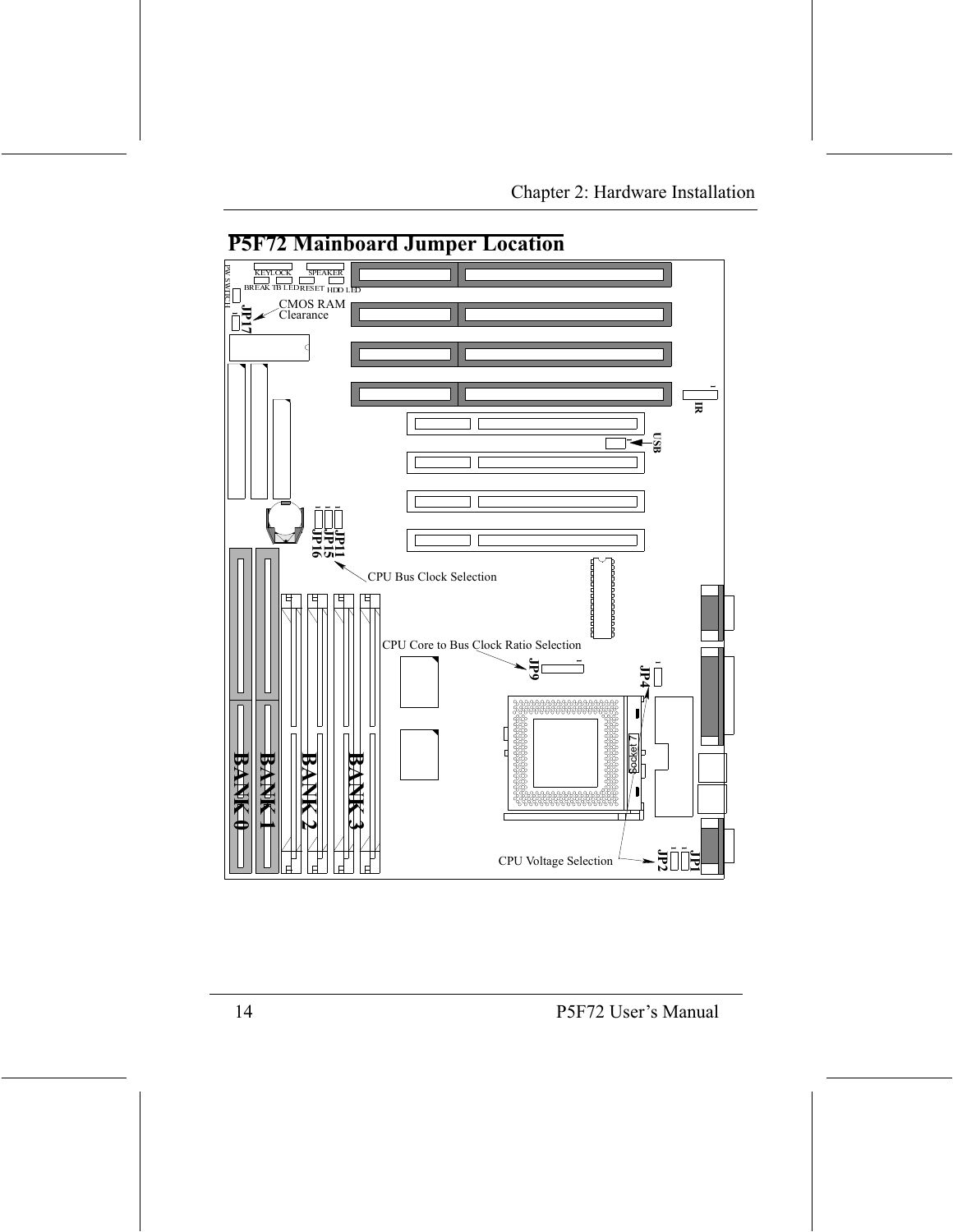## P5F72 Mainboard Jumper Location

PW SWITCH
KEYLOCK
SPEAKER
BREAK
TB LED
RESET
HDD LED

JP17
CMOS RAM Clearance

IR

USB

JP11
JP15
JP16
CPU Bus Clock Selection

CPU Core to Bus Clock Ratio Selection
JP9

JP4

Socket 7

BANK 0
BANK 1
BANK 2
BANK 3

CPU Voltage Selection
JP1
JP2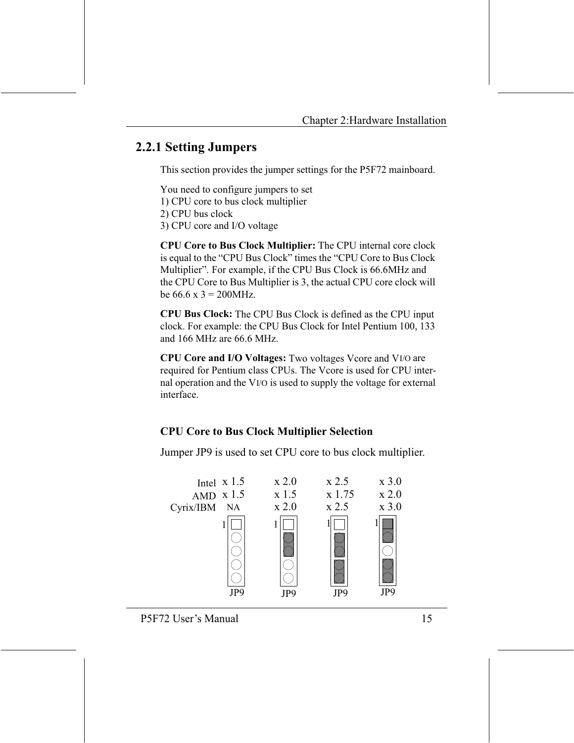## 2.2.1 Setting Jumpers

This section provides the jumper settings for the P5F72 mainboard.

You need to configure jumpers to set
1) CPU core to bus clock multiplier
2) CPU bus clock
3) CPU core and I/O voltage

**CPU Core to Bus Clock Multiplier:** The CPU internal core clock is equal to the "CPU Bus Clock" times the "CPU Core to Bus Clock Multiplier". For example, if the CPU Bus Clock is 66.6MHz and the CPU Core to Bus Multiplier is 3, the actual CPU core clock will be 66.6 x 3 = 200MHz.

**CPU Bus Clock:** The CPU Bus Clock is defined as the CPU input clock. For example: the CPU Bus Clock for Intel Pentium 100, 133 and 166 MHz are 66.6 MHz.

**CPU Core and I/O Voltages:** Two voltages Vcore and $V_{I/O}$ are required for Pentium class CPUs. The Vcore is used for CPU internal operation and the $V_{I/O}$ is used to supply the voltage for external interface.

**CPU Core to Bus Clock Multiplier Selection**

Jumper JP9 is used to set CPU core to bus clock multiplier.

| | JP9 | JP9 | JP9 | JP9 |
|---|---|---|---|---|
| Intel | x 1.5 | x 2.0 | x 2.5 | x 3.0 |
| AMD | x 1.5 | x 1.5 | x 1.75 | x 2.0 |
| Cyrix/IBM | NA | x 2.0 | x 2.5 | x 3.0 |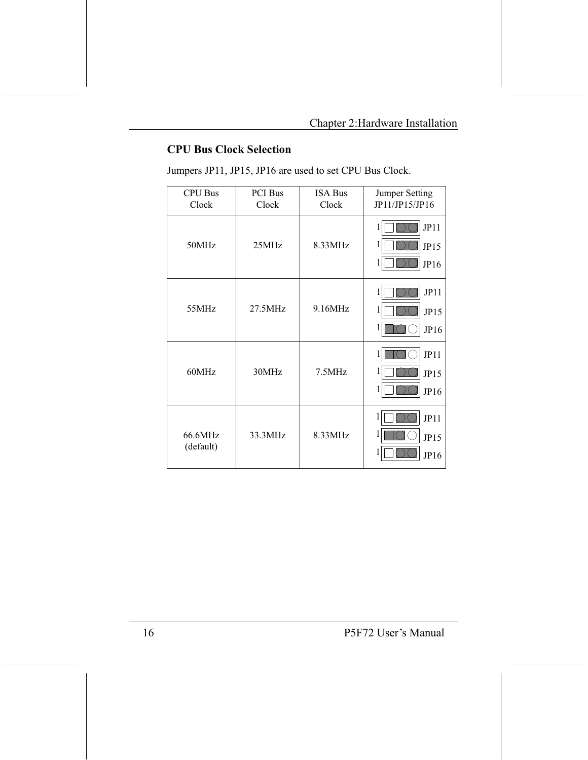## CPU Bus Clock Selection

Jumpers JP11, JP15, JP16 are used to set CPU Bus Clock.

| CPU Bus Clock | PCI Bus Clock | ISA Bus Clock | Jumper Setting JP11/JP15/JP16 |
|---|---|---|---|
| 50MHz | 25MHz | 8.33MHz | JP11: 2-3<br>JP15: 2-3<br>JP16: 2-3 |
| 55MHz | 27.5MHz | 9.16MHz | JP11: 2-3<br>JP15: 2-3<br>JP16: 1-2 |
| 60MHz | 30MHz | 7.5MHz | JP11: 1-2<br>JP15: 2-3<br>JP16: 2-3 |
| 66.6MHz (default) | 33.3MHz | 8.33MHz | JP11: 2-3<br>JP15: 1-2<br>JP16: 2-3 |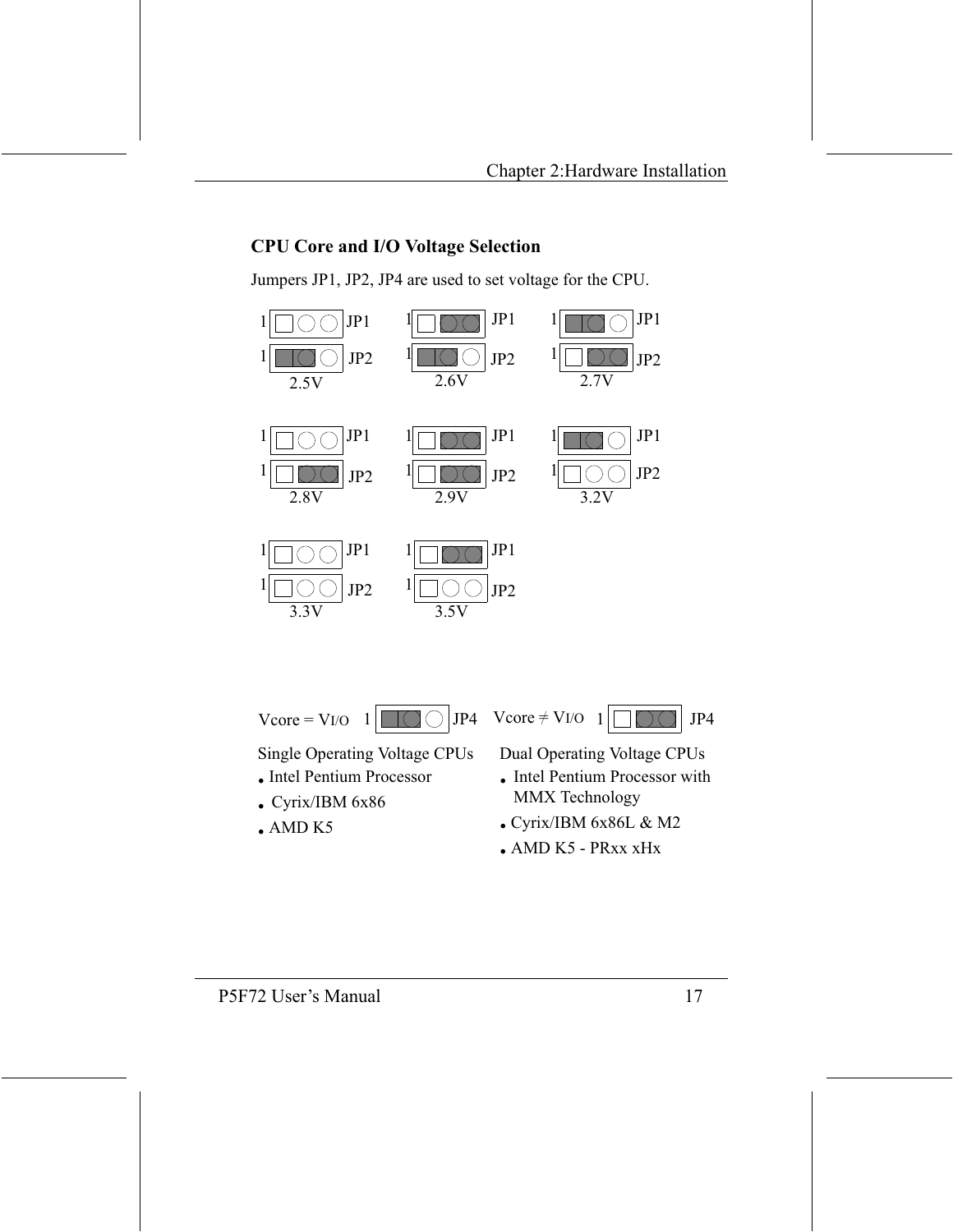## CPU Core and I/O Voltage Selection

Jumpers JP1, JP2, JP4 are used to set voltage for the CPU.

| Voltage | JP1 | JP2 |
|---|---|---|
| 2.5V | Open | 1-2 |
| 2.6V | 2-3 | 1-2 |
| 2.7V | 1-2 | 2-3 |
| 2.8V | Open | 2-3 |
| 2.9V | 2-3 | 2-3 |
| 3.2V | 1-2 | Open |
| 3.3V | Open | Open |
| 3.5V | 2-3 | Open |

Vcore = VI/O — JP4: 1-2

Vcore ≠ VI/O — JP4: 2-3

**Single Operating Voltage CPUs**

- Intel Pentium Processor
- Cyrix/IBM 6x86
- AMD K5

**Dual Operating Voltage CPUs**

- Intel Pentium Processor with MMX Technology
- Cyrix/IBM 6x86L & M2
- AMD K5 - PRxx xHx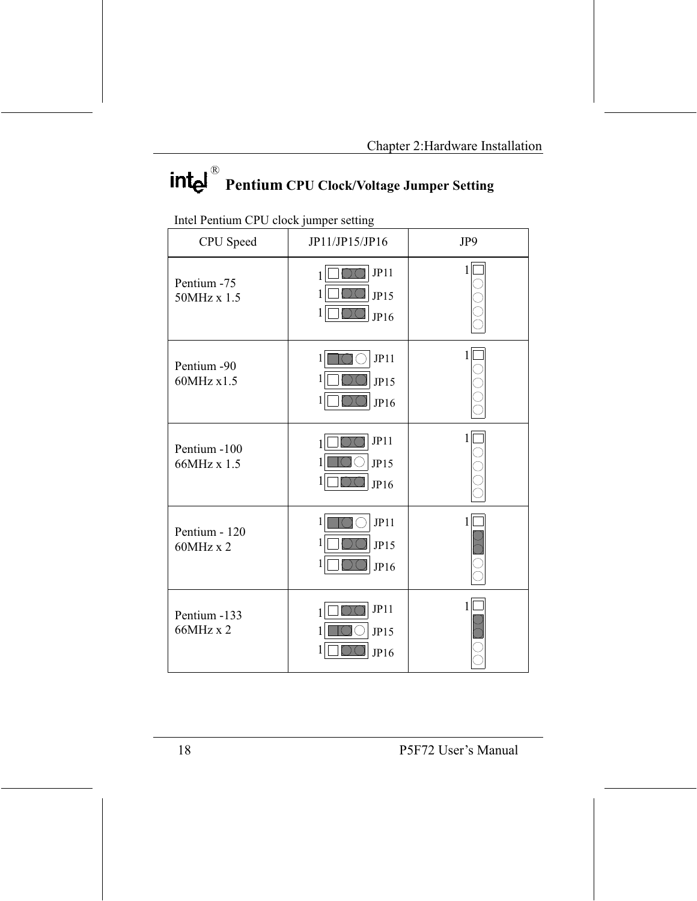# intel® Pentium CPU Clock/Voltage Jumper Setting

Intel Pentium CPU clock jumper setting

| CPU Speed | JP11/JP15/JP16 | JP9 |
|---|---|---|
| Pentium -75<br>50MHz x 1.5 | JP11<br>JP15<br>JP16 | 1 |
| Pentium -90<br>60MHz x1.5 | JP11<br>JP15<br>JP16 | 1 |
| Pentium -100<br>66MHz x 1.5 | JP11<br>JP15<br>JP16 | 1 |
| Pentium - 120<br>60MHz x 2 | JP11<br>JP15<br>JP16 | 1 |
| Pentium -133<br>66MHz x 2 | JP11<br>JP15<br>JP16 | 1 |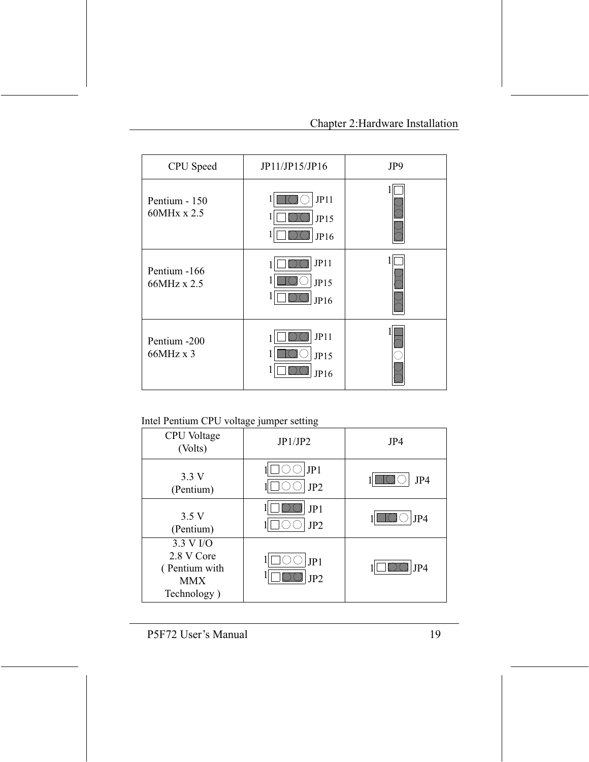| CPU Speed | JP11/JP15/JP16 | JP9 |
|---|---|---|
| Pentium - 150<br>60MHx x 2.5 | JP11<br>JP15<br>JP16 | |
| Pentium -166<br>66MHz x 2.5 | JP11<br>JP15<br>JP16 | |
| Pentium -200<br>66MHz x 3 | JP11<br>JP15<br>JP16 | |

Intel Pentium CPU voltage jumper setting

| CPU Voltage (Volts) | JP1/JP2 | JP4 |
|---|---|---|
| 3.3 V<br>(Pentium) | JP1<br>JP2 | JP4 |
| 3.5 V<br>(Pentium) | JP1<br>JP2 | JP4 |
| 3.3 V I/O<br>2.8 V Core<br>( Pentium with MMX Technology ) | JP1<br>JP2 | JP4 |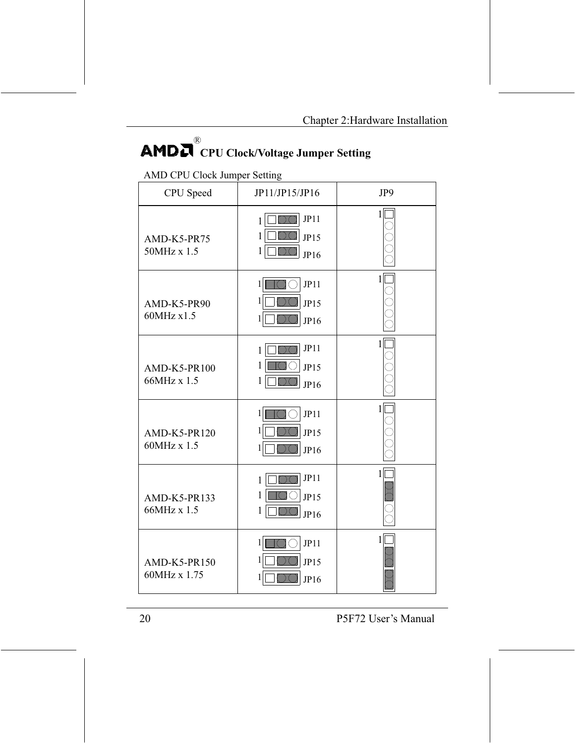# AMD® CPU Clock/Voltage Jumper Setting

AMD CPU Clock Jumper Setting

| CPU Speed | JP11/JP15/JP16 | JP9 |
|---|---|---|
| AMD-K5-PR75 50MHz x 1.5 | JP11, JP15, JP16 | |
| AMD-K5-PR90 60MHz x1.5 | JP11, JP15, JP16 | |
| AMD-K5-PR100 66MHz x 1.5 | JP11, JP15, JP16 | |
| AMD-K5-PR120 60MHz x 1.5 | JP11, JP15, JP16 | |
| AMD-K5-PR133 66MHz x 1.5 | JP11, JP15, JP16 | |
| AMD-K5-PR150 60MHz x 1.75 | JP11, JP15, JP16 | |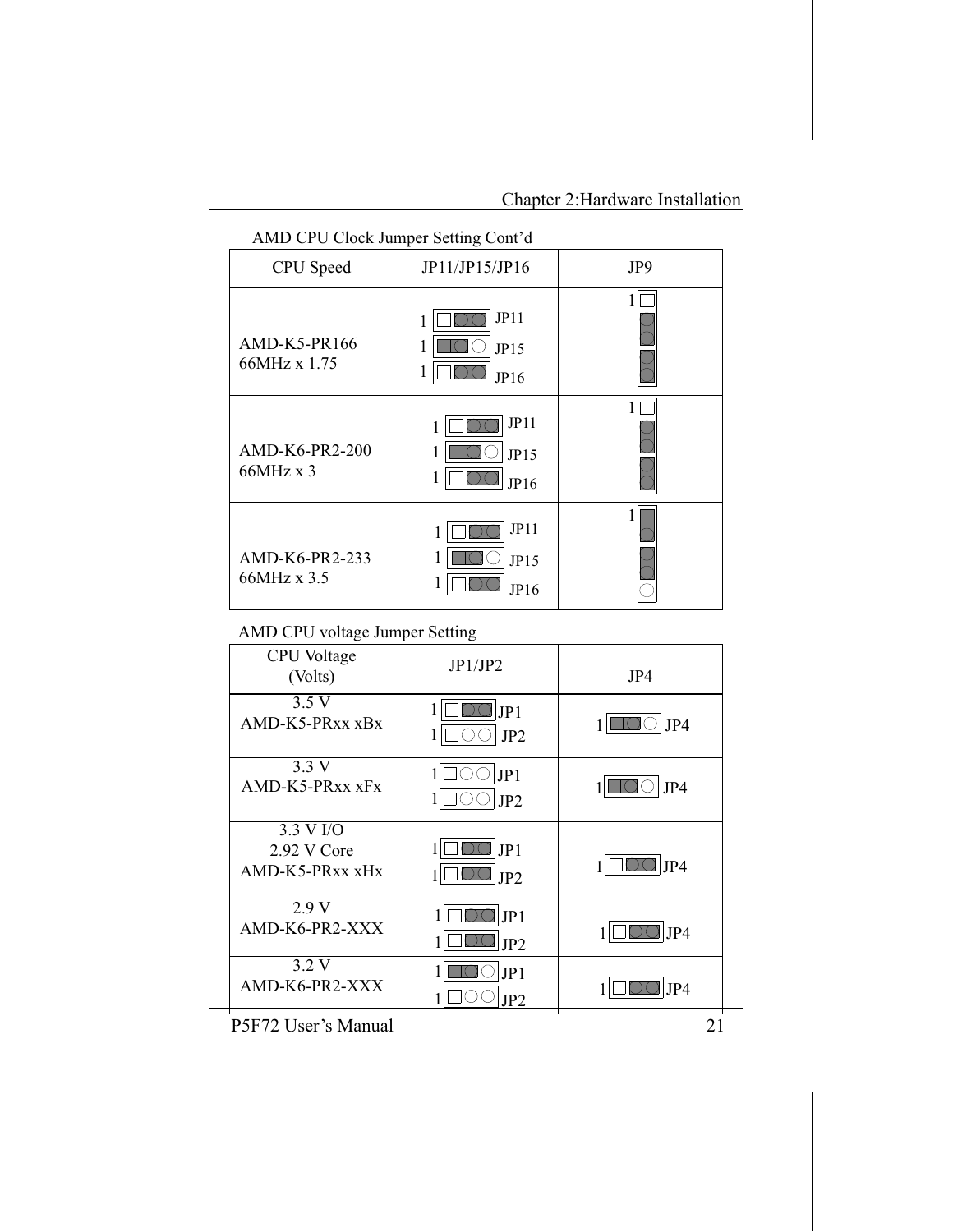AMD CPU Clock Jumper Setting Cont'd

| CPU Speed | JP11/JP15/JP16 | JP9 |
|---|---|---|
| AMD-K5-PR166<br>66MHz x 1.75 | JP11, JP15, JP16 | |
| AMD-K6-PR2-200<br>66MHz x 3 | JP11, JP15, JP16 | |
| AMD-K6-PR2-233<br>66MHz x 3.5 | JP11, JP15, JP16 | |

AMD CPU voltage Jumper Setting

| CPU Voltage (Volts) | JP1/JP2 | JP4 |
|---|---|---|
| 3.5 V<br>AMD-K5-PRxx xBx | JP1, JP2 | JP4 |
| 3.3 V<br>AMD-K5-PRxx xFx | JP1, JP2 | JP4 |
| 3.3 V I/O<br>2.92 V Core<br>AMD-K5-PRxx xHx | JP1, JP2 | JP4 |
| 2.9 V<br>AMD-K6-PR2-XXX | JP1, JP2 | JP4 |
| 3.2 V<br>AMD-K6-PR2-XXX | JP1, JP2 | JP4 |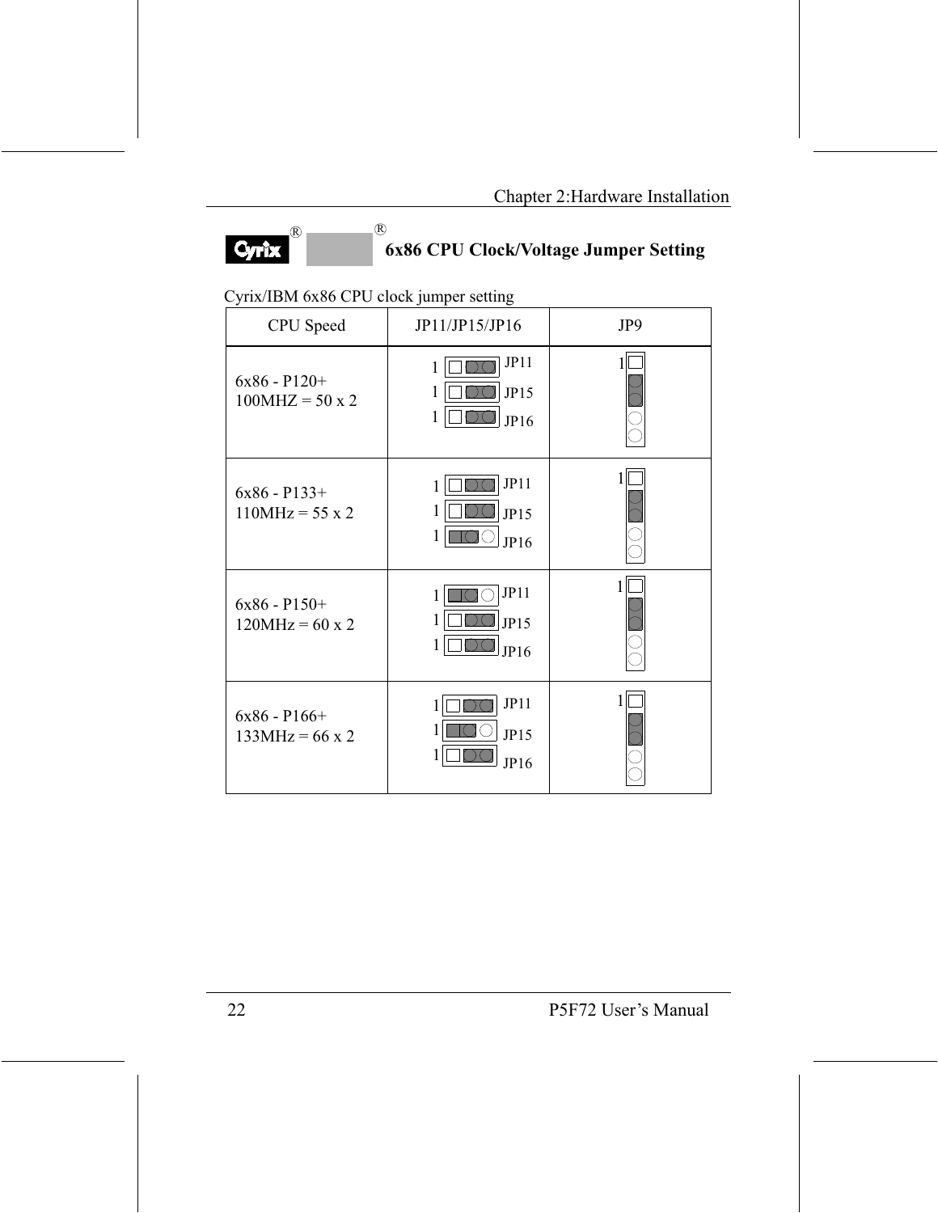Chapter 2:Hardware Installation

## Cyrix® IBM® 6x86 CPU Clock/Voltage Jumper Setting

Cyrix/IBM 6x86 CPU clock jumper setting

| CPU Speed | JP11/JP15/JP16 | JP9 |
|---|---|---|
| 6x86 - P120+<br>100MHZ = 50 x 2 | JP11: 2-3<br>JP15: 2-3<br>JP16: 2-3 | 2-3 |
| 6x86 - P133+<br>110MHz = 55 x 2 | JP11: 2-3<br>JP15: 2-3<br>JP16: 1-2 | 2-3 |
| 6x86 - P150+<br>120MHz = 60 x 2 | JP11: 1-2<br>JP15: 2-3<br>JP16: 2-3 | 2-3 |
| 6x86 - P166+<br>133MHz = 66 x 2 | JP11: 2-3<br>JP15: 1-2<br>JP16: 2-3 | 2-3 |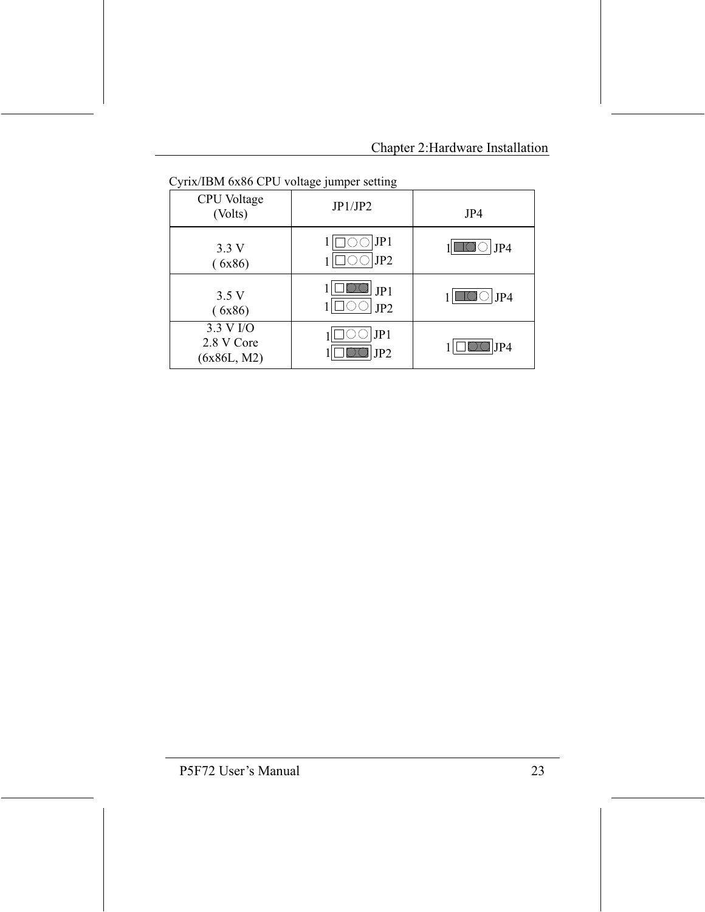Cyrix/IBM 6x86 CPU voltage jumper setting

| CPU Voltage (Volts) | JP1/JP2 | JP4 |
|---|---|---|
| 3.3 V ( 6x86) | JP1: open<br>JP2: open | JP4: 1-2 |
| 3.5 V ( 6x86) | JP1: 2-3<br>JP2: open | JP4: 1-2 |
| 3.3 V I/O 2.8 V Core (6x86L, M2) | JP1: open<br>JP2: 2-3 | JP4: 2-3 |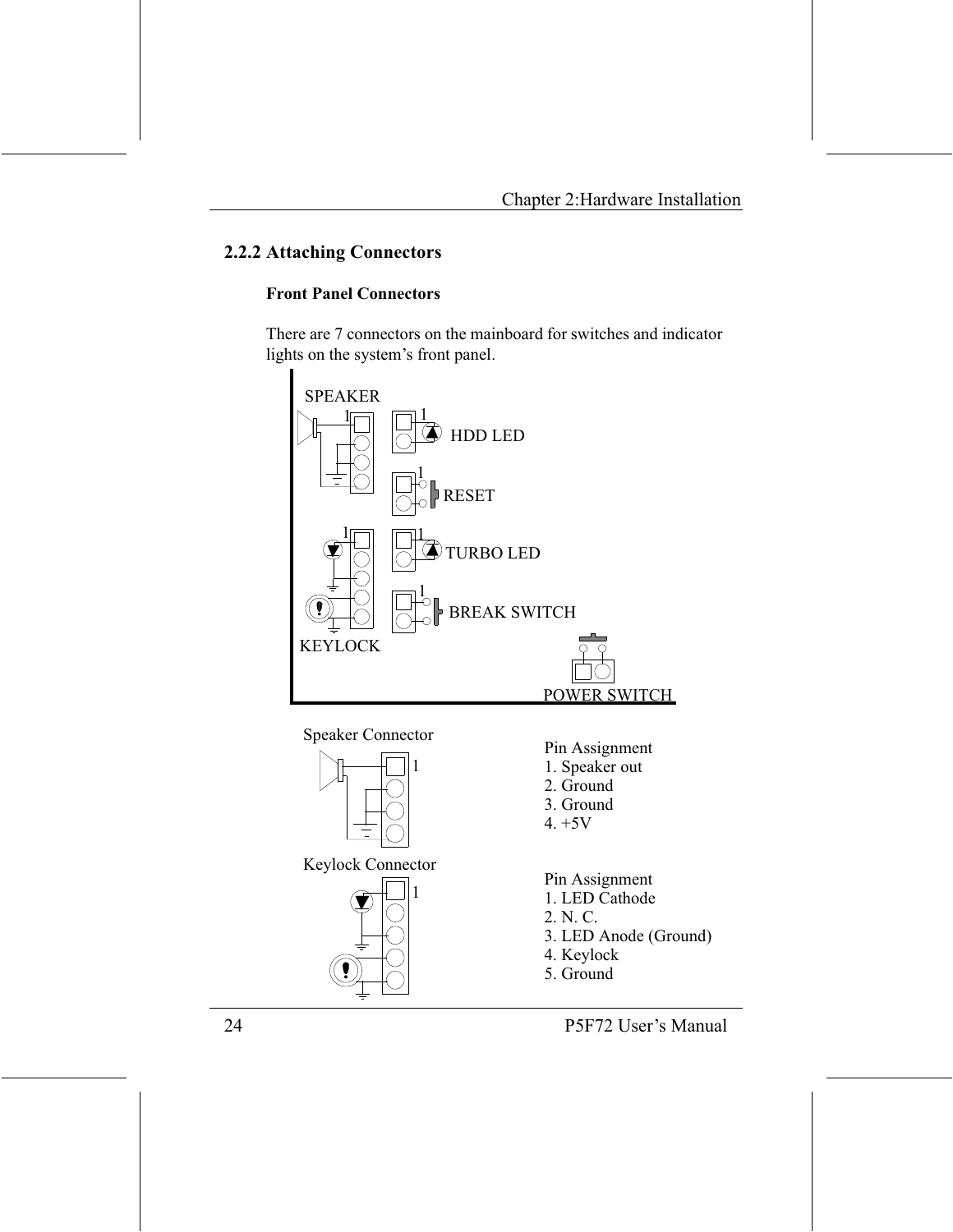## 2.2.2 Attaching Connectors

**Front Panel Connectors**

There are 7 connectors on the mainboard for switches and indicator lights on the system's front panel.

SPEAKER

HDD LED

RESET

TURBO LED

BREAK SWITCH

KEYLOCK

POWER SWITCH

Speaker Connector

Pin Assignment
1. Speaker out
2. Ground
3. Ground
4. +5V

Keylock Connector

Pin Assignment
1. LED Cathode
2. N. C.
3. LED Anode (Ground)
4. Keylock
5. Ground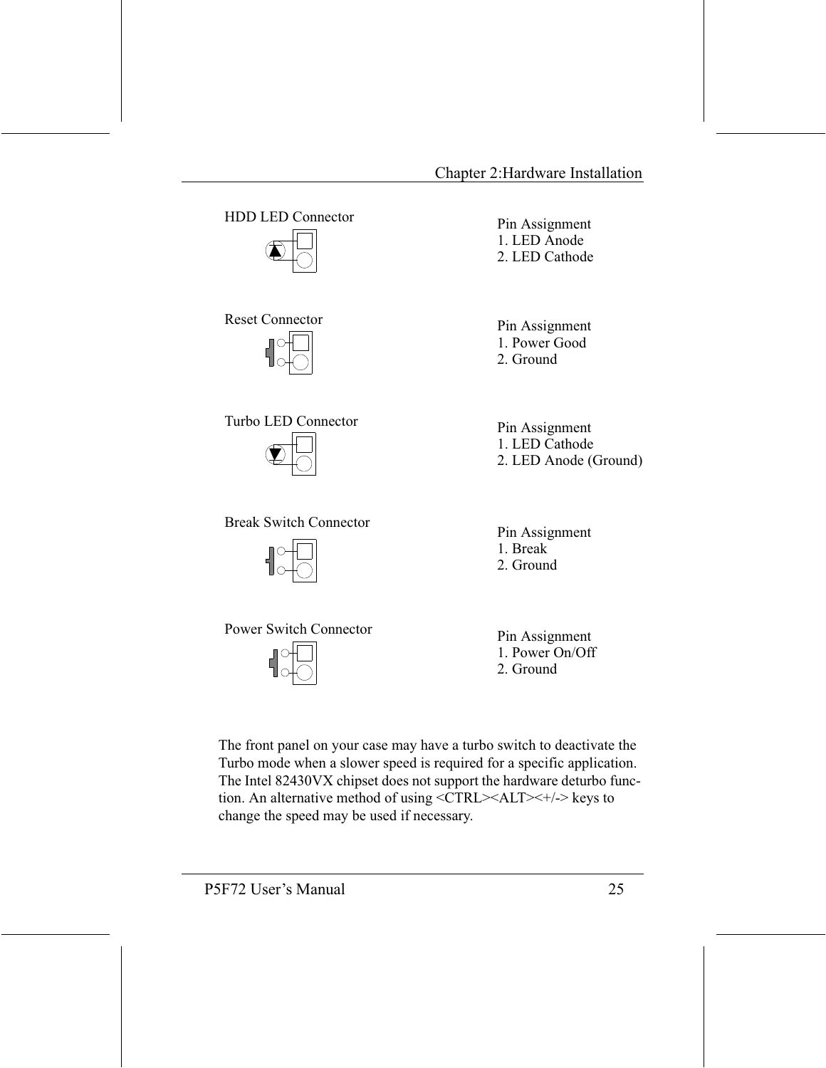HDD LED Connector

Pin Assignment
1. LED Anode
2. LED Cathode

Reset Connector

Pin Assignment
1. Power Good
2. Ground

Turbo LED Connector

Pin Assignment
1. LED Cathode
2. LED Anode (Ground)

Break Switch Connector

Pin Assignment
1. Break
2. Ground

Power Switch Connector

Pin Assignment
1. Power On/Off
2. Ground

The front panel on your case may have a turbo switch to deactivate the Turbo mode when a slower speed is required for a specific application. The Intel 82430VX chipset does not support the hardware deturbo function. An alternative method of using <CTRL><ALT><+/-> keys to change the speed may be used if necessary.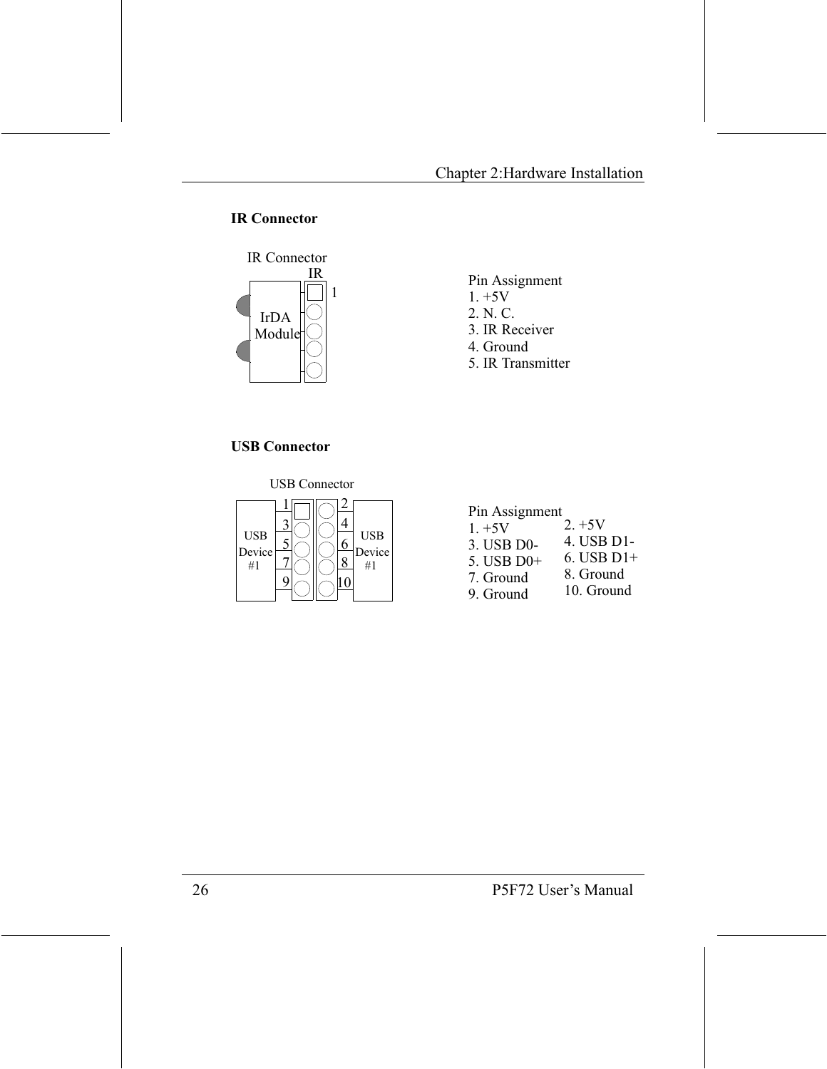## IR Connector

IR Connector
IR
IrDA Module
1

Pin Assignment
1. +5V
2. N. C.
3. IR Receiver
4. Ground
5. IR Transmitter

## USB Connector

USB Connector
USB Device #1
1 3 5 7 9
2 4 6 8 10
USB Device #1

Pin Assignment

| | |
|---|---|
| 1. +5V | 2. +5V |
| 3. USB D0- | 4. USB D1- |
| 5. USB D0+ | 6. USB D1+ |
| 7. Ground | 8. Ground |
| 9. Ground | 10. Ground |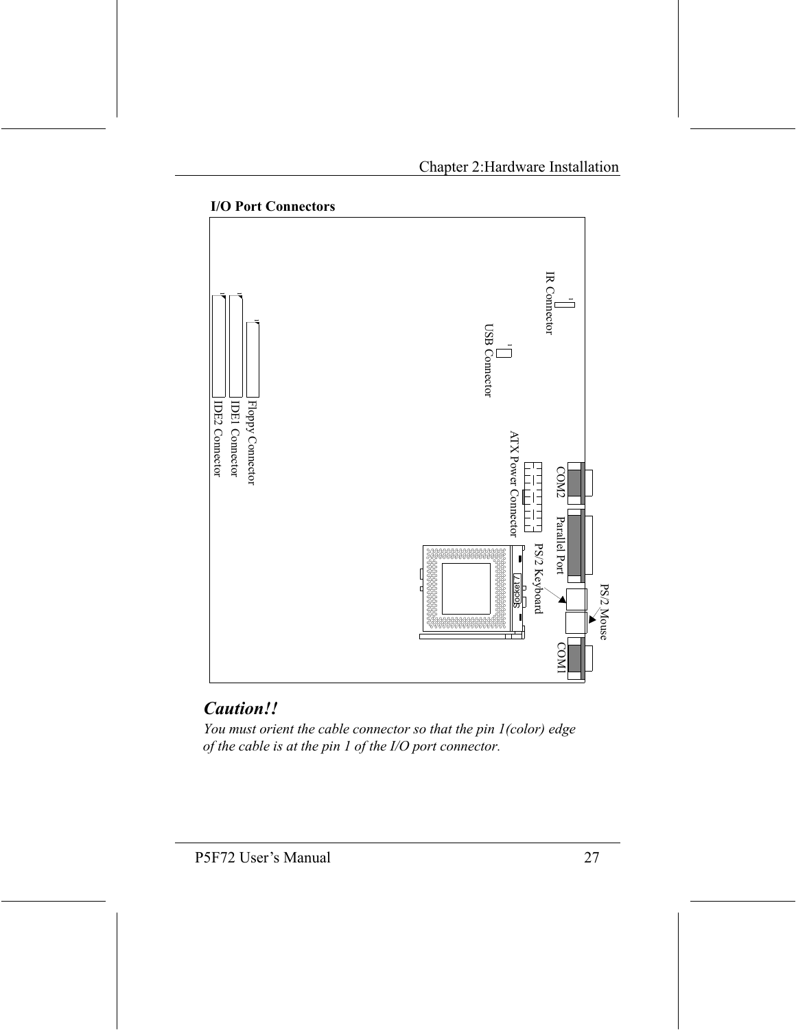**I/O Port Connectors**

IR Connector

USB Connector

Floppy Connector

IDE1 Connector

IDE2 Connector

ATX Power Connector

COM2

Parallel Port

PS/2 Keyboard

PS/2 Mouse

COM1

Socket7

***Caution!!***

*You must orient the cable connector so that the pin 1(color) edge of the cable is at the pin 1 of the I/O port connector.*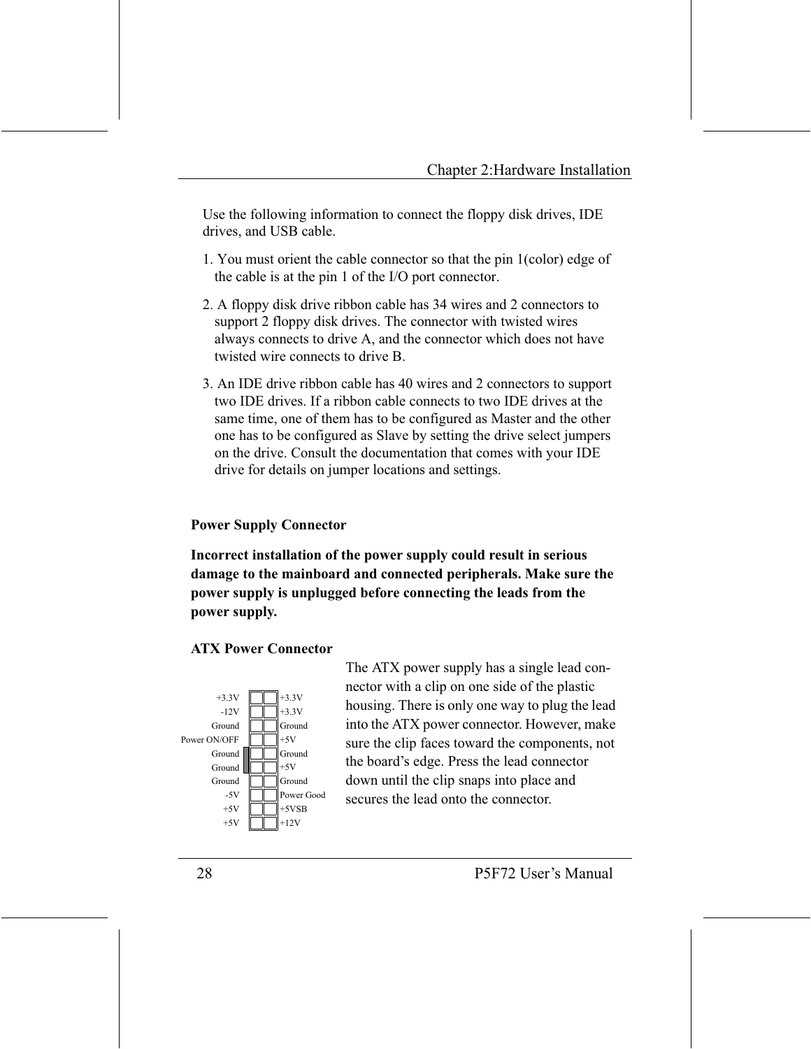Use the following information to connect the floppy disk drives, IDE drives, and USB cable.

1. You must orient the cable connector so that the pin 1(color) edge of the cable is at the pin 1 of the I/O port connector.
2. A floppy disk drive ribbon cable has 34 wires and 2 connectors to support 2 floppy disk drives. The connector with twisted wires always connects to drive A, and the connector which does not have twisted wire connects to drive B.
3. An IDE drive ribbon cable has 40 wires and 2 connectors to support two IDE drives. If a ribbon cable connects to two IDE drives at the same time, one of them has to be configured as Master and the other one has to be configured as Slave by setting the drive select jumpers on the drive. Consult the documentation that comes with your IDE drive for details on jumper locations and settings.

**Power Supply Connector**

**Incorrect installation of the power supply could result in serious damage to the mainboard and connected peripherals. Make sure the power supply is unplugged before connecting the leads from the power supply.**

**ATX Power Connector**

| Left | Right |
|---|---|
| +3.3V | +3.3V |
| -12V | +3.3V |
| Ground | Ground |
| Power ON/OFF | +5V |
| Ground | Ground |
| Ground | +5V |
| Ground | Ground |
| -5V | Power Good |
| +5V | +5VSB |
| +5V | +12V |

The ATX power supply has a single lead connector with a clip on one side of the plastic housing. There is only one way to plug the lead into the ATX power connector. However, make sure the clip faces toward the components, not the board's edge. Press the lead connector down until the clip snaps into place and secures the lead onto the connector.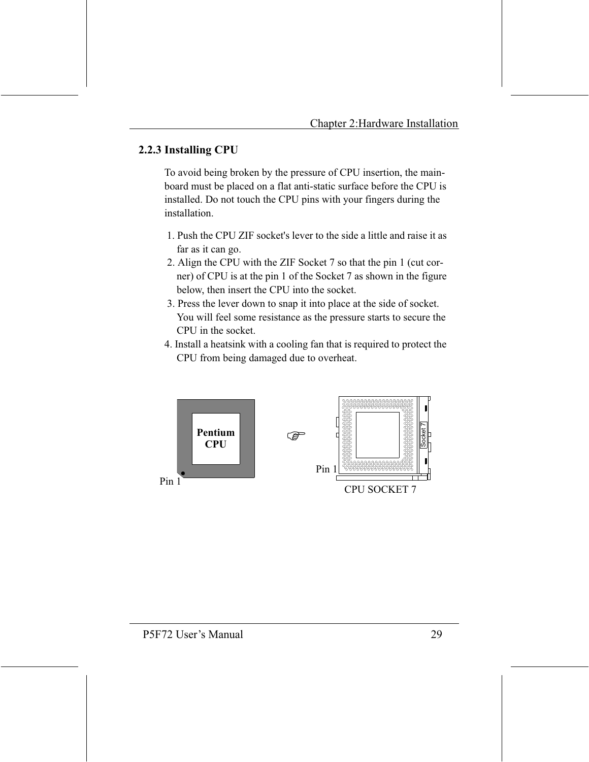### 2.2.3 Installing CPU

To avoid being broken by the pressure of CPU insertion, the main-board must be placed on a flat anti-static surface before the CPU is installed. Do not touch the CPU pins with your fingers during the installation.

1. Push the CPU ZIF socket's lever to the side a little and raise it as far as it can go.
2. Align the CPU with the ZIF Socket 7 so that the pin 1 (cut corner) of CPU is at the pin 1 of the Socket 7 as shown in the figure below, then insert the CPU into the socket.
3. Press the lever down to snap it into place at the side of socket. You will feel some resistance as the pressure starts to secure the CPU in the socket.
4. Install a heatsink with a cooling fan that is required to protect the CPU from being damaged due to overheat.

Pentium CPU

Pin 1

Pin 1

Socket 7

CPU SOCKET 7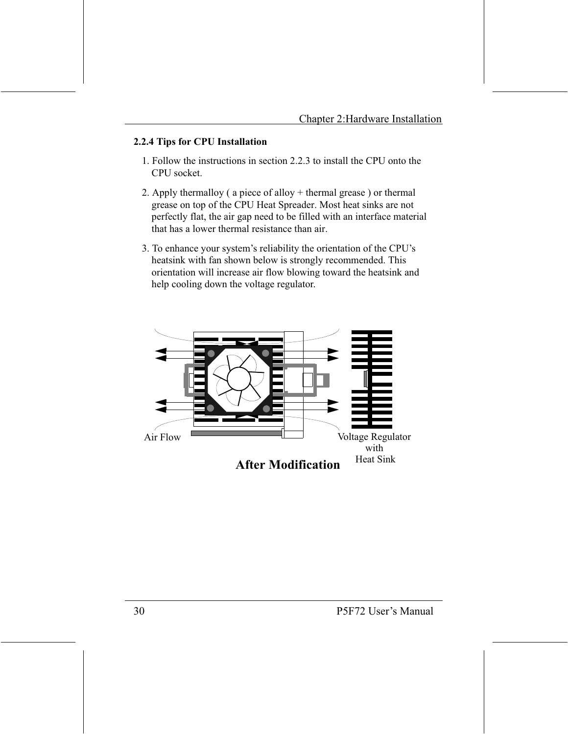### 2.2.4 Tips for CPU Installation

1. Follow the instructions in section 2.2.3 to install the CPU onto the CPU socket.
2. Apply thermalloy ( a piece of alloy + thermal grease ) or thermal grease on top of the CPU Heat Spreader. Most heat sinks are not perfectly flat, the air gap need to be filled with an interface material that has a lower thermal resistance than air.
3. To enhance your system's reliability the orientation of the CPU's heatsink with fan shown below is strongly recommended. This orientation will increase air flow blowing toward the heatsink and help cooling down the voltage regulator.

Air Flow

Voltage Regulator with Heat Sink

**After Modification**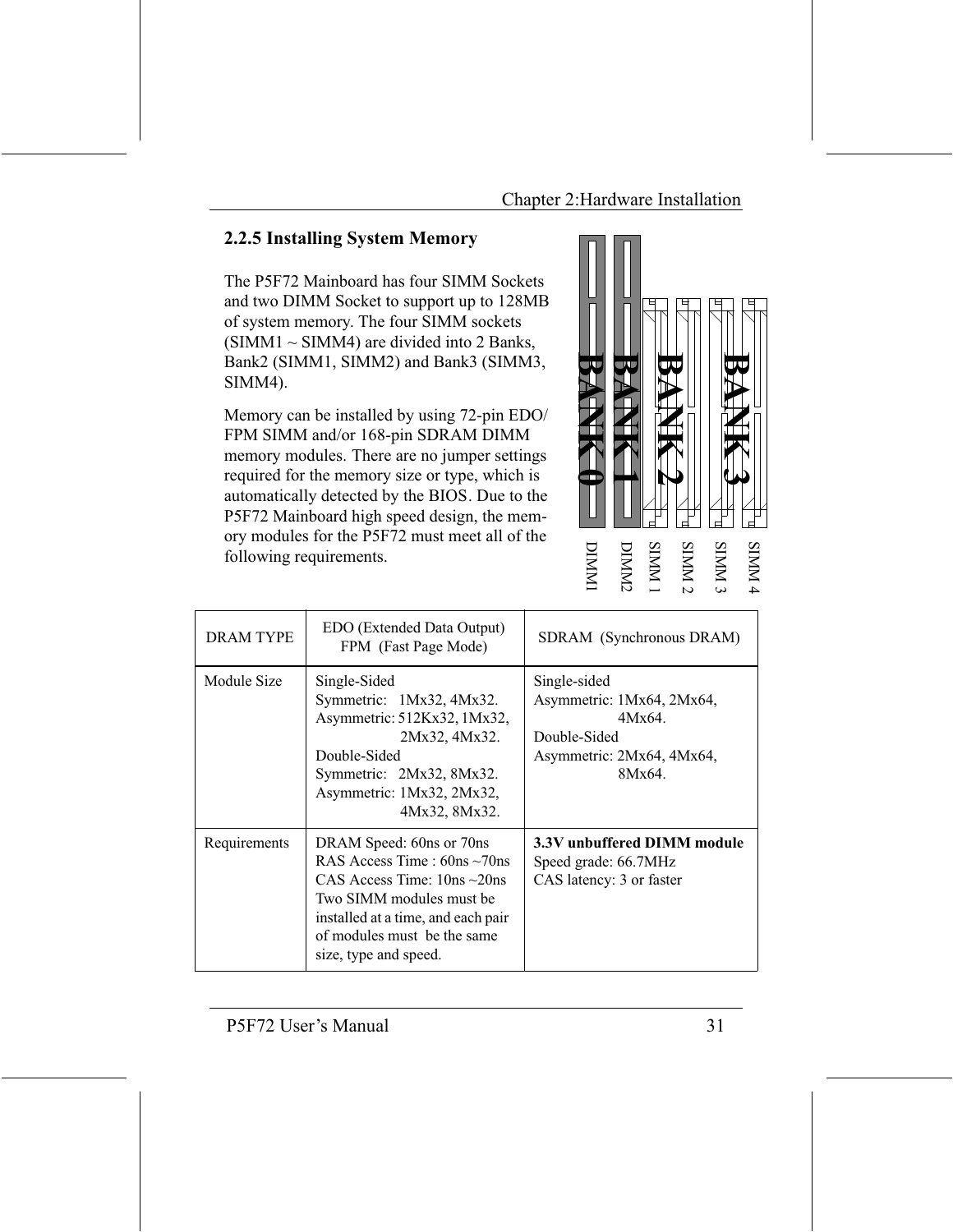## 2.2.5 Installing System Memory

The P5F72 Mainboard has four SIMM Sockets and two DIMM Socket to support up to 128MB of system memory. The four SIMM sockets (SIMM1 ~ SIMM4) are divided into 2 Banks, Bank2 (SIMM1, SIMM2) and Bank3 (SIMM3, SIMM4).

Memory can be installed by using 72-pin EDO/ FPM SIMM and/or 168-pin SDRAM DIMM memory modules. There are no jumper settings required for the memory size or type, which is automatically detected by the BIOS. Due to the P5F72 Mainboard high speed design, the memory modules for the P5F72 must meet all of the following requirements.

BANK 0 — DIMM1
BANK 1 — DIMM2
BANK 2 — SIMM 1, SIMM 2
BANK 3 — SIMM 3, SIMM 4

| DRAM TYPE | EDO (Extended Data Output) FPM (Fast Page Mode) | SDRAM (Synchronous DRAM) |
|---|---|---|
| Module Size | Single-Sided<br>Symmetric: 1Mx32, 4Mx32.<br>Asymmetric: 512Kx32, 1Mx32, 2Mx32, 4Mx32.<br>Double-Sided<br>Symmetric: 2Mx32, 8Mx32.<br>Asymmetric: 1Mx32, 2Mx32, 4Mx32, 8Mx32. | Single-sided<br>Asymmetric: 1Mx64, 2Mx64, 4Mx64.<br>Double-Sided<br>Asymmetric: 2Mx64, 4Mx64, 8Mx64. |
| Requirements | DRAM Speed: 60ns or 70ns<br>RAS Access Time : 60ns ~70ns<br>CAS Access Time: 10ns ~20ns<br>Two SIMM modules must be installed at a time, and each pair of modules must be the same size, type and speed. | **3.3V unbuffered DIMM module**<br>Speed grade: 66.7MHz<br>CAS latency: 3 or faster |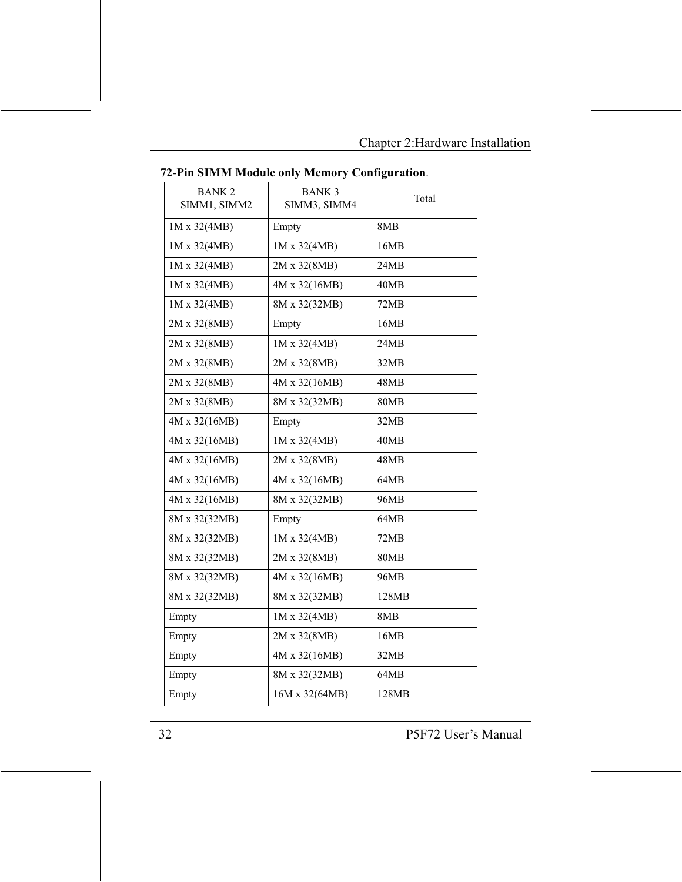**72-Pin SIMM Module only Memory Configuration**.

| BANK 2 SIMM1, SIMM2 | BANK 3 SIMM3, SIMM4 | Total |
|---|---|---|
| 1M x 32(4MB) | Empty | 8MB |
| 1M x 32(4MB) | 1M x 32(4MB) | 16MB |
| 1M x 32(4MB) | 2M x 32(8MB) | 24MB |
| 1M x 32(4MB) | 4M x 32(16MB) | 40MB |
| 1M x 32(4MB) | 8M x 32(32MB) | 72MB |
| 2M x 32(8MB) | Empty | 16MB |
| 2M x 32(8MB) | 1M x 32(4MB) | 24MB |
| 2M x 32(8MB) | 2M x 32(8MB) | 32MB |
| 2M x 32(8MB) | 4M x 32(16MB) | 48MB |
| 2M x 32(8MB) | 8M x 32(32MB) | 80MB |
| 4M x 32(16MB) | Empty | 32MB |
| 4M x 32(16MB) | 1M x 32(4MB) | 40MB |
| 4M x 32(16MB) | 2M x 32(8MB) | 48MB |
| 4M x 32(16MB) | 4M x 32(16MB) | 64MB |
| 4M x 32(16MB) | 8M x 32(32MB) | 96MB |
| 8M x 32(32MB) | Empty | 64MB |
| 8M x 32(32MB) | 1M x 32(4MB) | 72MB |
| 8M x 32(32MB) | 2M x 32(8MB) | 80MB |
| 8M x 32(32MB) | 4M x 32(16MB) | 96MB |
| 8M x 32(32MB) | 8M x 32(32MB) | 128MB |
| Empty | 1M x 32(4MB) | 8MB |
| Empty | 2M x 32(8MB) | 16MB |
| Empty | 4M x 32(16MB) | 32MB |
| Empty | 8M x 32(32MB) | 64MB |
| Empty | 16M x 32(64MB) | 128MB |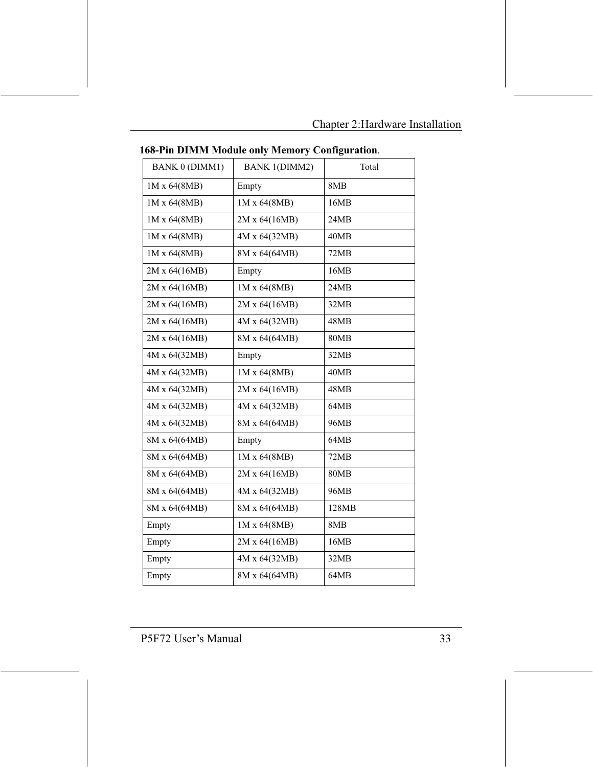**168-Pin DIMM Module only Memory Configuration**.

| BANK 0 (DIMM1) | BANK 1(DIMM2) | Total |
|---|---|---|
| 1M x 64(8MB) | Empty | 8MB |
| 1M x 64(8MB) | 1M x 64(8MB) | 16MB |
| 1M x 64(8MB) | 2M x 64(16MB) | 24MB |
| 1M x 64(8MB) | 4M x 64(32MB) | 40MB |
| 1M x 64(8MB) | 8M x 64(64MB) | 72MB |
| 2M x 64(16MB) | Empty | 16MB |
| 2M x 64(16MB) | 1M x 64(8MB) | 24MB |
| 2M x 64(16MB) | 2M x 64(16MB) | 32MB |
| 2M x 64(16MB) | 4M x 64(32MB) | 48MB |
| 2M x 64(16MB) | 8M x 64(64MB) | 80MB |
| 4M x 64(32MB) | Empty | 32MB |
| 4M x 64(32MB) | 1M x 64(8MB) | 40MB |
| 4M x 64(32MB) | 2M x 64(16MB) | 48MB |
| 4M x 64(32MB) | 4M x 64(32MB) | 64MB |
| 4M x 64(32MB) | 8M x 64(64MB) | 96MB |
| 8M x 64(64MB) | Empty | 64MB |
| 8M x 64(64MB) | 1M x 64(8MB) | 72MB |
| 8M x 64(64MB) | 2M x 64(16MB) | 80MB |
| 8M x 64(64MB) | 4M x 64(32MB) | 96MB |
| 8M x 64(64MB) | 8M x 64(64MB) | 128MB |
| Empty | 1M x 64(8MB) | 8MB |
| Empty | 2M x 64(16MB) | 16MB |
| Empty | 4M x 64(32MB) | 32MB |
| Empty | 8M x 64(64MB) | 64MB |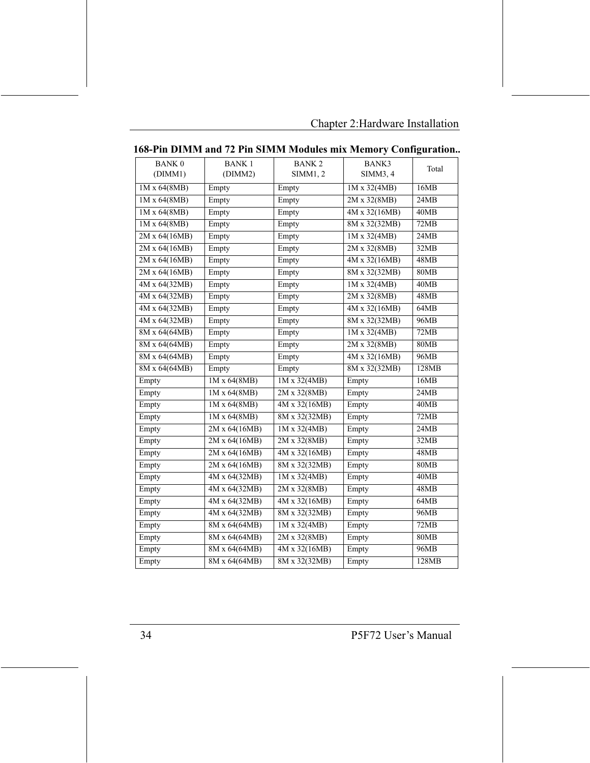### 168-Pin DIMM and 72 Pin SIMM Modules mix Memory Configuration..

| BANK 0 (DIMM1) | BANK 1 (DIMM2) | BANK 2 SIMM1, 2 | BANK3 SIMM3, 4 | Total |
|---|---|---|---|---|
| 1M x 64(8MB) | Empty | Empty | 1M x 32(4MB) | 16MB |
| 1M x 64(8MB) | Empty | Empty | 2M x 32(8MB) | 24MB |
| 1M x 64(8MB) | Empty | Empty | 4M x 32(16MB) | 40MB |
| 1M x 64(8MB) | Empty | Empty | 8M x 32(32MB) | 72MB |
| 2M x 64(16MB) | Empty | Empty | 1M x 32(4MB) | 24MB |
| 2M x 64(16MB) | Empty | Empty | 2M x 32(8MB) | 32MB |
| 2M x 64(16MB) | Empty | Empty | 4M x 32(16MB) | 48MB |
| 2M x 64(16MB) | Empty | Empty | 8M x 32(32MB) | 80MB |
| 4M x 64(32MB) | Empty | Empty | 1M x 32(4MB) | 40MB |
| 4M x 64(32MB) | Empty | Empty | 2M x 32(8MB) | 48MB |
| 4M x 64(32MB) | Empty | Empty | 4M x 32(16MB) | 64MB |
| 4M x 64(32MB) | Empty | Empty | 8M x 32(32MB) | 96MB |
| 8M x 64(64MB) | Empty | Empty | 1M x 32(4MB) | 72MB |
| 8M x 64(64MB) | Empty | Empty | 2M x 32(8MB) | 80MB |
| 8M x 64(64MB) | Empty | Empty | 4M x 32(16MB) | 96MB |
| 8M x 64(64MB) | Empty | Empty | 8M x 32(32MB) | 128MB |
| Empty | 1M x 64(8MB) | 1M x 32(4MB) | Empty | 16MB |
| Empty | 1M x 64(8MB) | 2M x 32(8MB) | Empty | 24MB |
| Empty | 1M x 64(8MB) | 4M x 32(16MB) | Empty | 40MB |
| Empty | 1M x 64(8MB) | 8M x 32(32MB) | Empty | 72MB |
| Empty | 2M x 64(16MB) | 1M x 32(4MB) | Empty | 24MB |
| Empty | 2M x 64(16MB) | 2M x 32(8MB) | Empty | 32MB |
| Empty | 2M x 64(16MB) | 4M x 32(16MB) | Empty | 48MB |
| Empty | 2M x 64(16MB) | 8M x 32(32MB) | Empty | 80MB |
| Empty | 4M x 64(32MB) | 1M x 32(4MB) | Empty | 40MB |
| Empty | 4M x 64(32MB) | 2M x 32(8MB) | Empty | 48MB |
| Empty | 4M x 64(32MB) | 4M x 32(16MB) | Empty | 64MB |
| Empty | 4M x 64(32MB) | 8M x 32(32MB) | Empty | 96MB |
| Empty | 8M x 64(64MB) | 1M x 32(4MB) | Empty | 72MB |
| Empty | 8M x 64(64MB) | 2M x 32(8MB) | Empty | 80MB |
| Empty | 8M x 64(64MB) | 4M x 32(16MB) | Empty | 96MB |
| Empty | 8M x 64(64MB) | 8M x 32(32MB) | Empty | 128MB |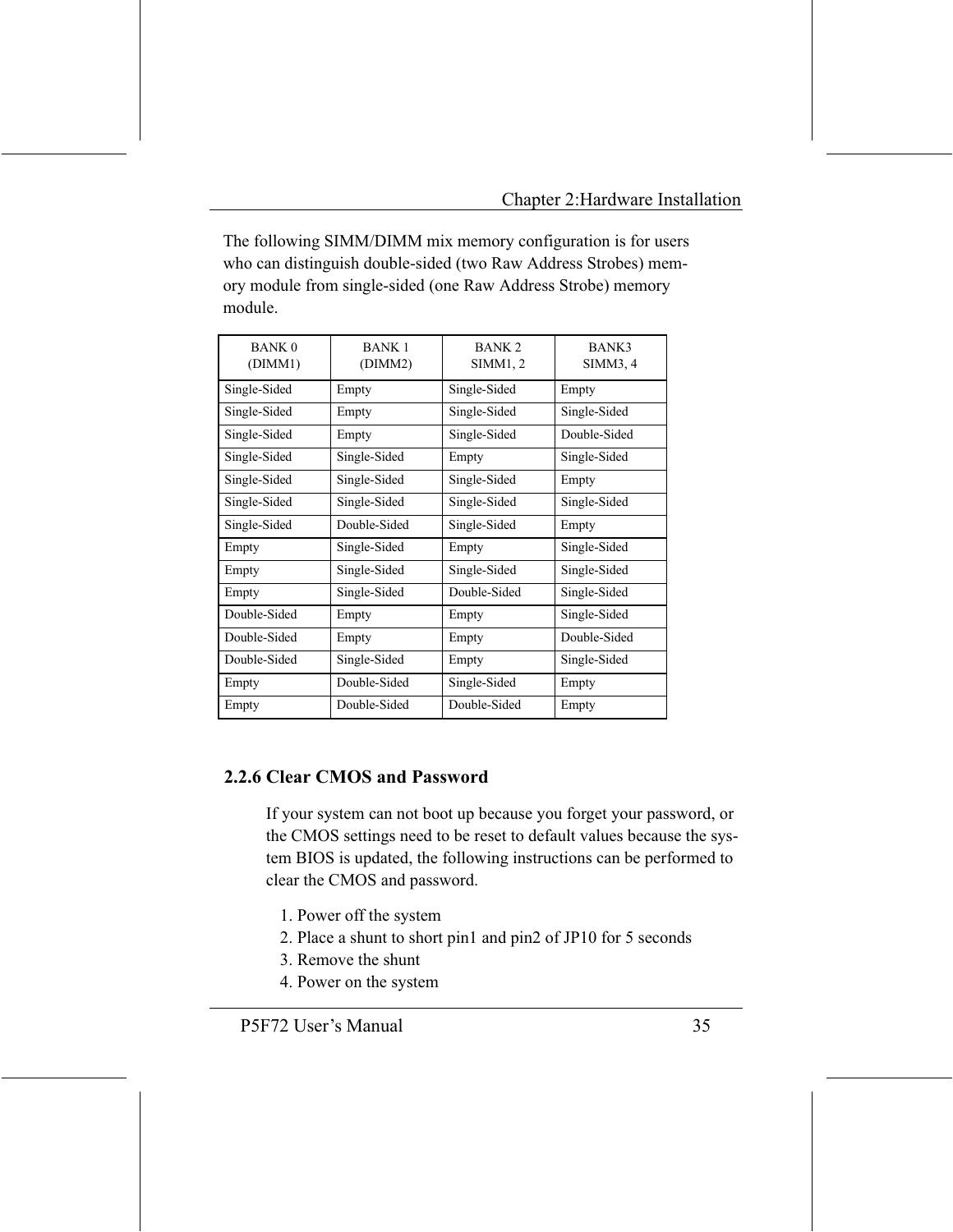The following SIMM/DIMM mix memory configuration is for users who can distinguish double-sided (two Raw Address Strobes) memory module from single-sided (one Raw Address Strobe) memory module.

| BANK 0 (DIMM1) | BANK 1 (DIMM2) | BANK 2 SIMM1, 2 | BANK3 SIMM3, 4 |
|---|---|---|---|
| Single-Sided | Empty | Single-Sided | Empty |
| Single-Sided | Empty | Single-Sided | Single-Sided |
| Single-Sided | Empty | Single-Sided | Double-Sided |
| Single-Sided | Single-Sided | Empty | Single-Sided |
| Single-Sided | Single-Sided | Single-Sided | Empty |
| Single-Sided | Single-Sided | Single-Sided | Single-Sided |
| Single-Sided | Double-Sided | Single-Sided | Empty |
| Empty | Single-Sided | Empty | Single-Sided |
| Empty | Single-Sided | Single-Sided | Single-Sided |
| Empty | Single-Sided | Double-Sided | Single-Sided |
| Double-Sided | Empty | Empty | Single-Sided |
| Double-Sided | Empty | Empty | Double-Sided |
| Double-Sided | Single-Sided | Empty | Single-Sided |
| Empty | Double-Sided | Single-Sided | Empty |
| Empty | Double-Sided | Double-Sided | Empty |

### 2.2.6 Clear CMOS and Password

If your system can not boot up because you forget your password, or the CMOS settings need to be reset to default values because the system BIOS is updated, the following instructions can be performed to clear the CMOS and password.

1. Power off the system
2. Place a shunt to short pin1 and pin2 of JP10 for 5 seconds
3. Remove the shunt
4. Power on the system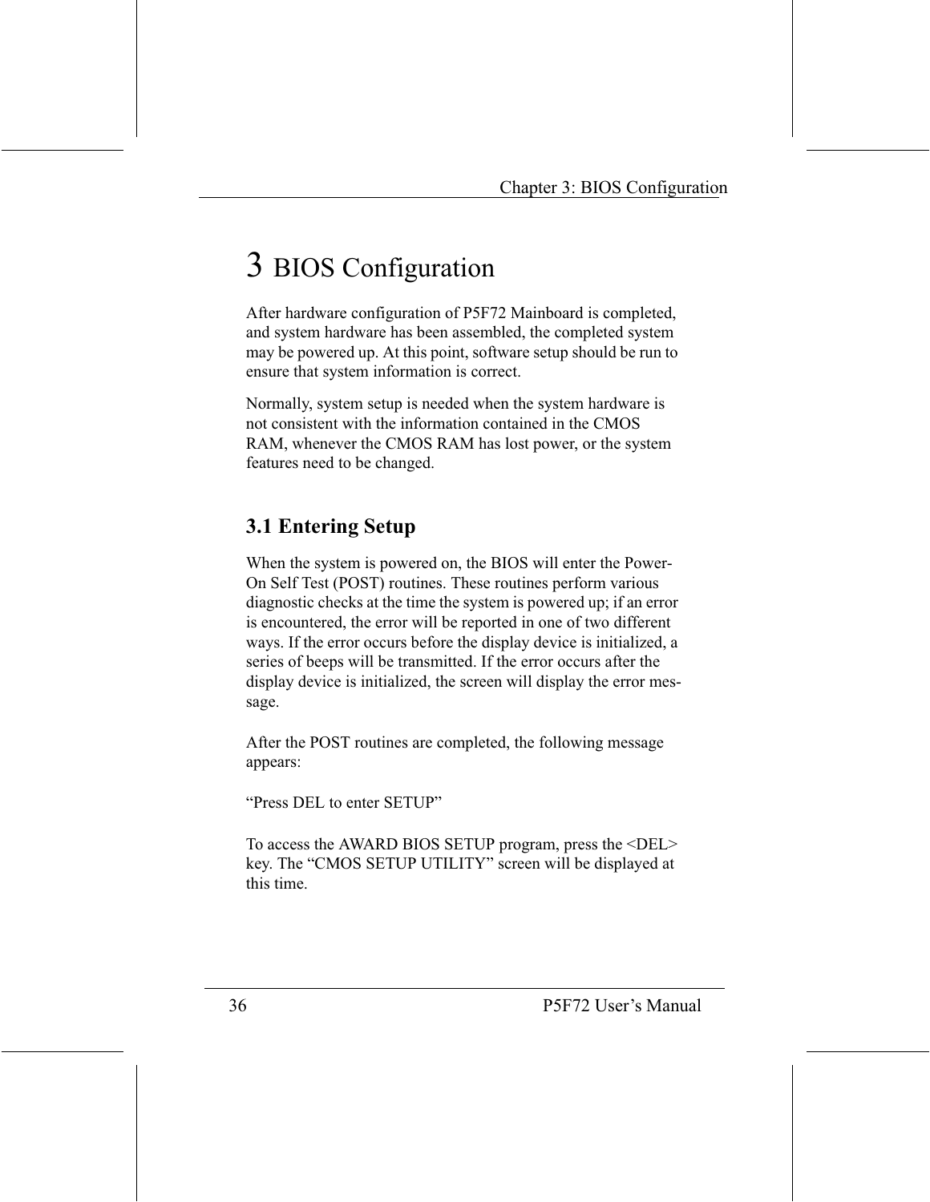# 3 BIOS Configuration

After hardware configuration of P5F72 Mainboard is completed, and system hardware has been assembled, the completed system may be powered up. At this point, software setup should be run to ensure that system information is correct.

Normally, system setup is needed when the system hardware is not consistent with the information contained in the CMOS RAM, whenever the CMOS RAM has lost power, or the system features need to be changed.

## 3.1 Entering Setup

When the system is powered on, the BIOS will enter the Power-On Self Test (POST) routines. These routines perform various diagnostic checks at the time the system is powered up; if an error is encountered, the error will be reported in one of two different ways. If the error occurs before the display device is initialized, a series of beeps will be transmitted. If the error occurs after the display device is initialized, the screen will display the error message.

After the POST routines are completed, the following message appears:

“Press DEL to enter SETUP”

To access the AWARD BIOS SETUP program, press the <DEL> key. The “CMOS SETUP UTILITY” screen will be displayed at this time.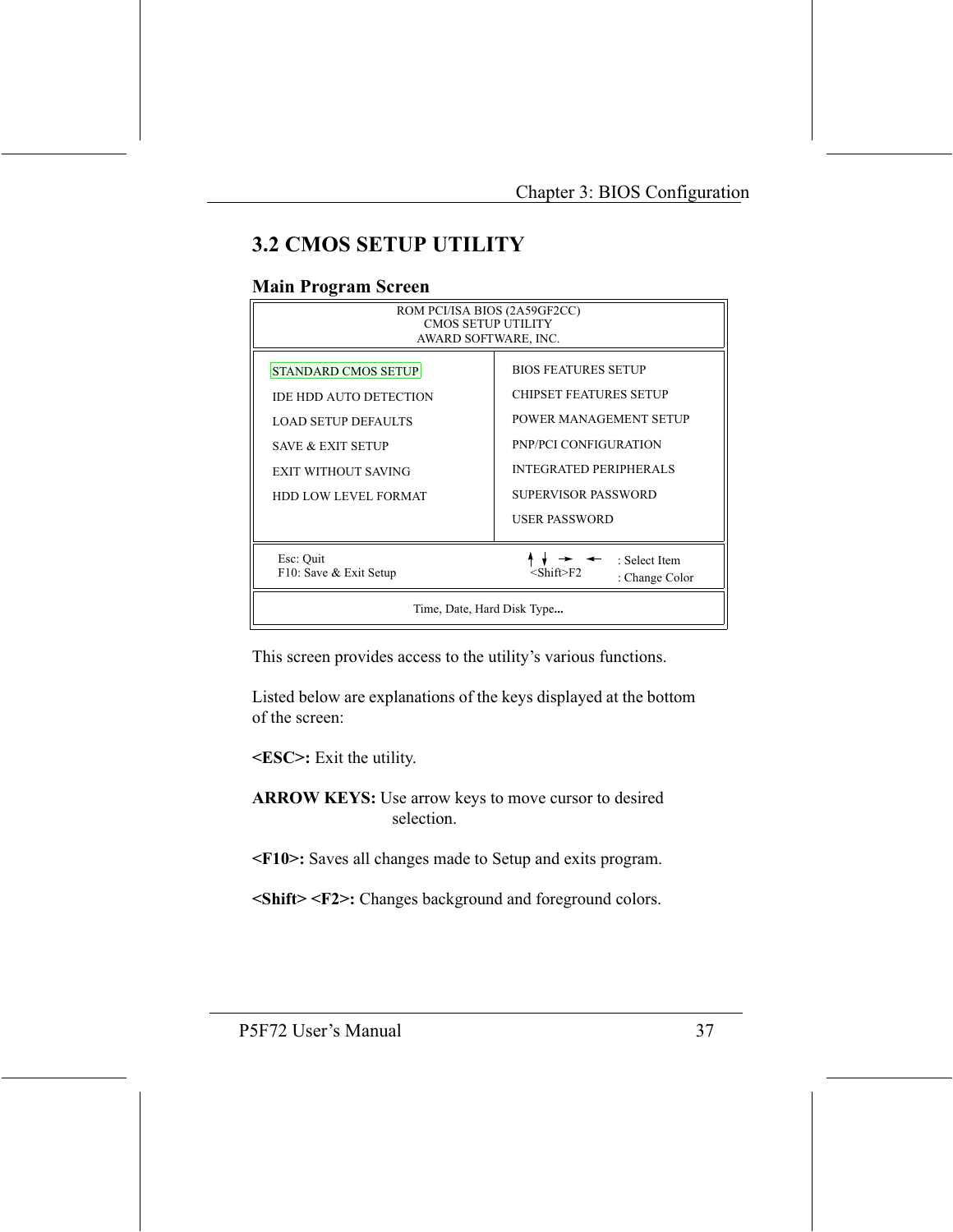## 3.2 CMOS SETUP UTILITY

### Main Program Screen

```
                     ROM PCI/ISA BIOS (2A59GF2CC)
                          CMOS SETUP UTILITY
                        AWARD SOFTWARE, INC.

  STANDARD CMOS SETUP              BIOS FEATURES SETUP
  IDE HDD AUTO DETECTION           CHIPSET FEATURES SETUP
  LOAD SETUP DEFAULTS              POWER MANAGEMENT SETUP
  SAVE & EXIT SETUP                PNP/PCI CONFIGURATION
  EXIT WITHOUT SAVING              INTEGRATED PERIPHERALS
  HDD LOW LEVEL FORMAT             SUPERVISOR PASSWORD
                                   USER PASSWORD

  Esc: Quit                                  ↑ ↓ → ←   : Select Item
  F10: Save & Exit Setup                     <Shift>F2 : Change Color

                      Time, Date, Hard Disk Type...
```

This screen provides access to the utility's various functions.

Listed below are explanations of the keys displayed at the bottom of the screen:

**<ESC>:** Exit the utility.

**ARROW KEYS:** Use arrow keys to move cursor to desired selection.

**<F10>:** Saves all changes made to Setup and exits program.

**<Shift> <F2>:** Changes background and foreground colors.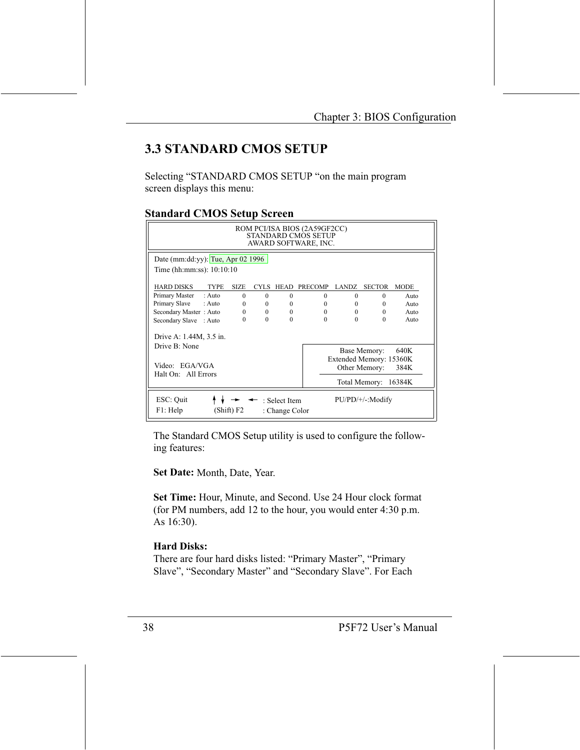## 3.3 STANDARD CMOS SETUP

Selecting "STANDARD CMOS SETUP "on the main program screen displays this menu:

### Standard CMOS Setup Screen

```
                        ROM PCI/ISA BIOS (2A59GF2CC)
                           STANDARD CMOS SETUP
                          AWARD SOFTWARE, INC.

Date (mm:dd:yy): Tue, Apr 02 1996
Time (hh:mm:ss): 10:10:10

HARD DISKS         TYPE   SIZE  CYLS  HEAD  PRECOMP  LANDZ  SECTOR  MODE
Primary Master   : Auto     0     0     0      0       0      0     Auto
Primary Slave    : Auto     0     0     0      0       0      0     Auto
Secondary Master : Auto     0     0     0      0       0      0     Auto
Secondary Slave  : Auto     0     0     0      0       0      0     Auto

Drive A: 1.44M, 3.5 in.
Drive B: None                               Base Memory:      640K
                                        Extended Memory: 15360K
Video:   EGA/VGA                             Other Memory:     384K
Halt On:   All Errors
                                             Total Memory:   16384K

ESC: Quit     ↑ ↓ → ←  : Select Item        PU/PD/+/-:Modify
F1: Help      (Shift) F2 : Change Color
```

The Standard CMOS Setup utility is used to configure the following features:

**Set Date:** Month, Date, Year.

**Set Time:** Hour, Minute, and Second. Use 24 Hour clock format (for PM numbers, add 12 to the hour, you would enter 4:30 p.m. As 16:30).

**Hard Disks:**
There are four hard disks listed: "Primary Master", "Primary Slave", "Secondary Master" and "Secondary Slave". For Each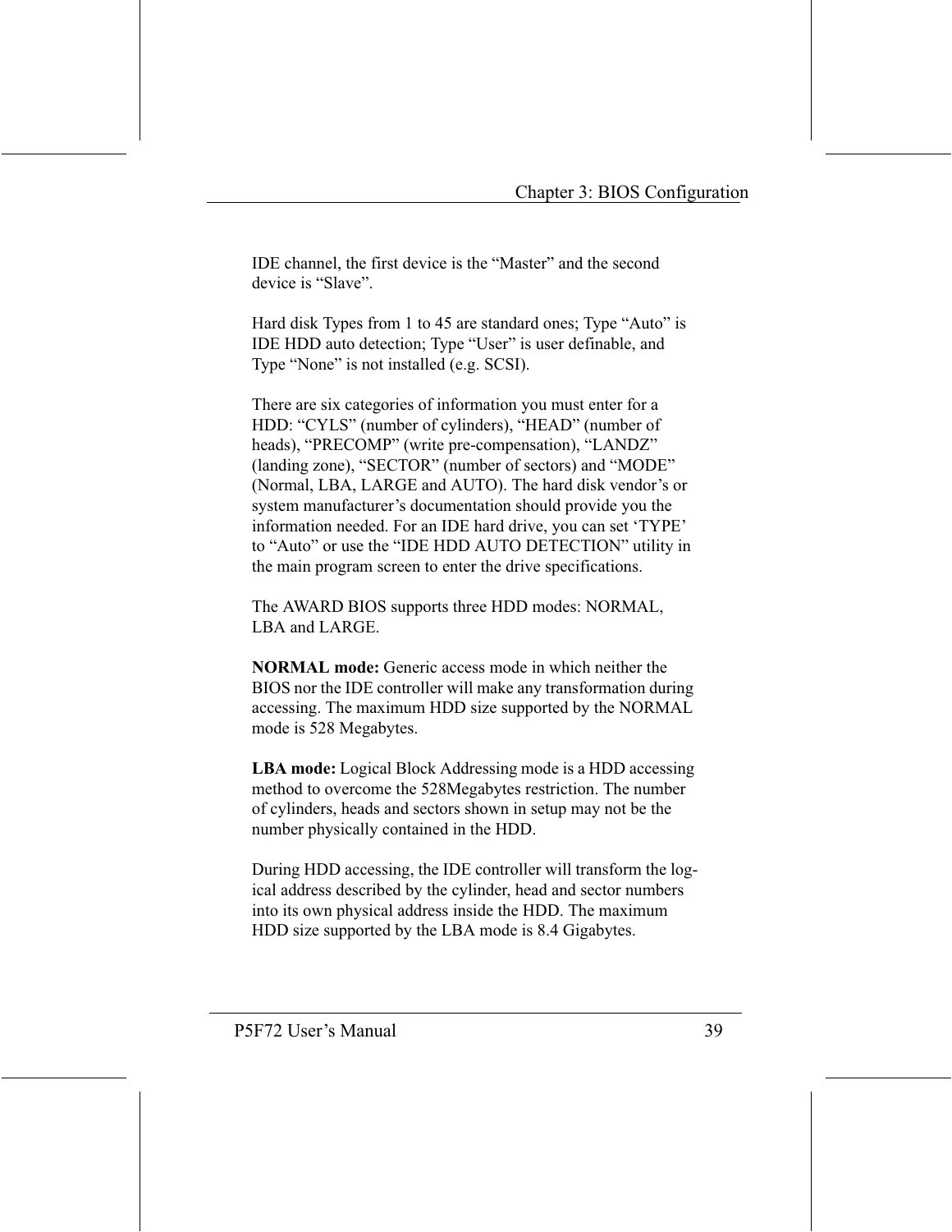IDE channel, the first device is the “Master” and the second device is “Slave”.

Hard disk Types from 1 to 45 are standard ones; Type “Auto” is IDE HDD auto detection; Type “User” is user definable, and Type “None” is not installed (e.g. SCSI).

There are six categories of information you must enter for a HDD: “CYLS” (number of cylinders), “HEAD” (number of heads), “PRECOMP” (write pre-compensation), “LANDZ” (landing zone), “SECTOR” (number of sectors) and “MODE” (Normal, LBA, LARGE and AUTO). The hard disk vendor’s or system manufacturer’s documentation should provide you the information needed. For an IDE hard drive, you can set ‘TYPE’ to “Auto” or use the “IDE HDD AUTO DETECTION” utility in the main program screen to enter the drive specifications.

The AWARD BIOS supports three HDD modes: NORMAL, LBA and LARGE.

**NORMAL mode:** Generic access mode in which neither the BIOS nor the IDE controller will make any transformation during accessing. The maximum HDD size supported by the NORMAL mode is 528 Megabytes.

**LBA mode:** Logical Block Addressing mode is a HDD accessing method to overcome the 528Megabytes restriction. The number of cylinders, heads and sectors shown in setup may not be the number physically contained in the HDD.

During HDD accessing, the IDE controller will transform the logical address described by the cylinder, head and sector numbers into its own physical address inside the HDD. The maximum HDD size supported by the LBA mode is 8.4 Gigabytes.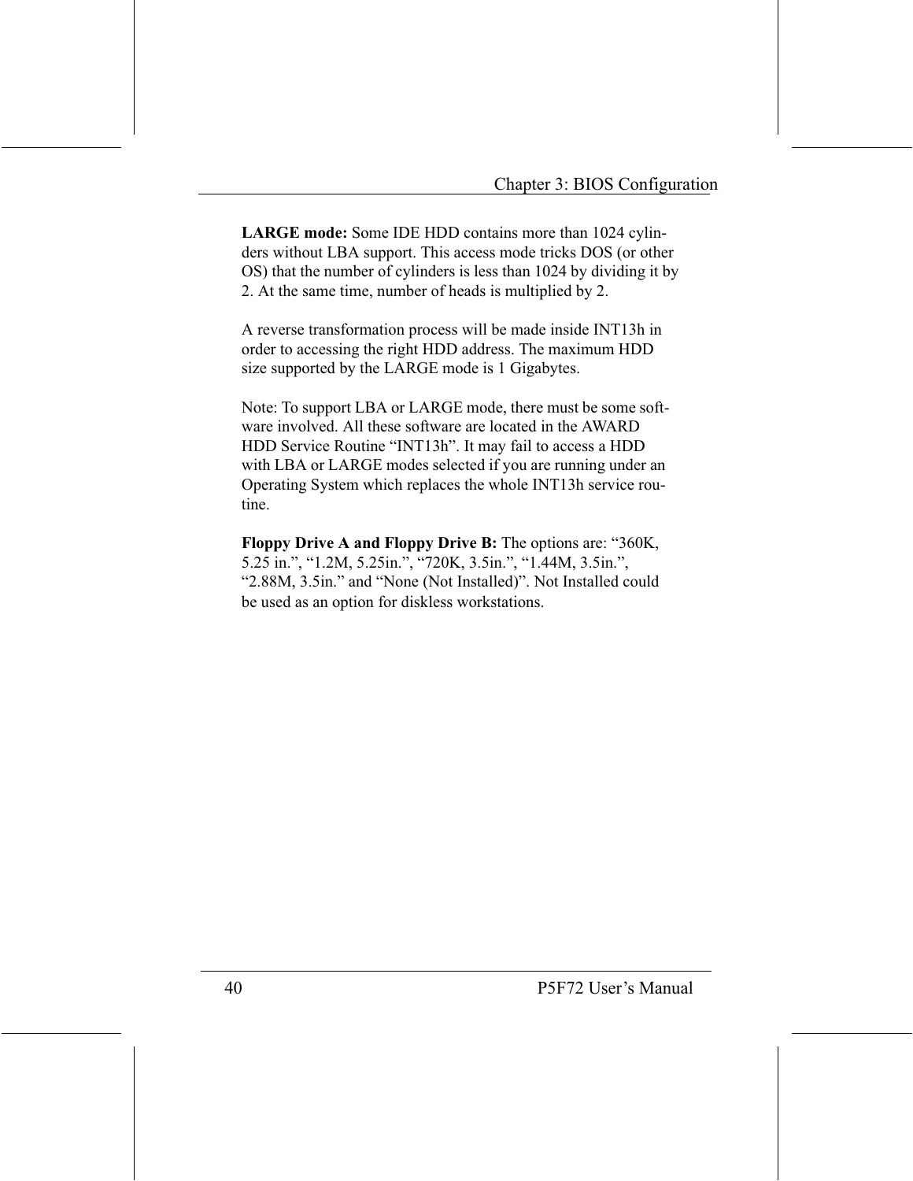**LARGE mode:** Some IDE HDD contains more than 1024 cylinders without LBA support. This access mode tricks DOS (or other OS) that the number of cylinders is less than 1024 by dividing it by 2. At the same time, number of heads is multiplied by 2.

A reverse transformation process will be made inside INT13h in order to accessing the right HDD address. The maximum HDD size supported by the LARGE mode is 1 Gigabytes.

Note: To support LBA or LARGE mode, there must be some software involved. All these software are located in the AWARD HDD Service Routine “INT13h”. It may fail to access a HDD with LBA or LARGE modes selected if you are running under an Operating System which replaces the whole INT13h service routine.

**Floppy Drive A and Floppy Drive B:** The options are: “360K, 5.25 in.”, “1.2M, 5.25in.”, “720K, 3.5in.”, “1.44M, 3.5in.”, “2.88M, 3.5in.” and “None (Not Installed)”. Not Installed could be used as an option for diskless workstations.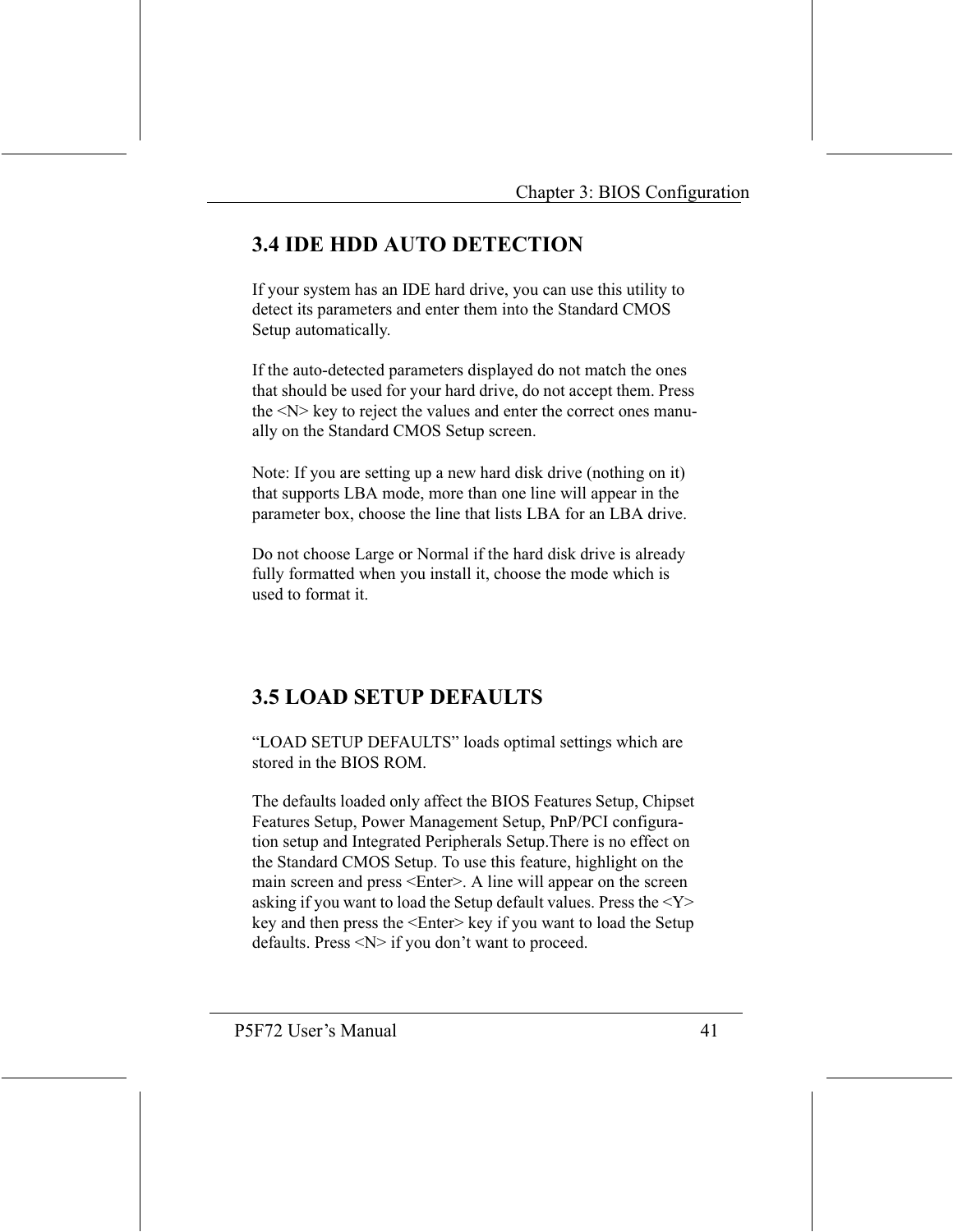## 3.4 IDE HDD AUTO DETECTION

If your system has an IDE hard drive, you can use this utility to detect its parameters and enter them into the Standard CMOS Setup automatically.

If the auto-detected parameters displayed do not match the ones that should be used for your hard drive, do not accept them. Press the <N> key to reject the values and enter the correct ones manually on the Standard CMOS Setup screen.

Note: If you are setting up a new hard disk drive (nothing on it) that supports LBA mode, more than one line will appear in the parameter box, choose the line that lists LBA for an LBA drive.

Do not choose Large or Normal if the hard disk drive is already fully formatted when you install it, choose the mode which is used to format it.

## 3.5 LOAD SETUP DEFAULTS

"LOAD SETUP DEFAULTS" loads optimal settings which are stored in the BIOS ROM.

The defaults loaded only affect the BIOS Features Setup, Chipset Features Setup, Power Management Setup, PnP/PCI configuration setup and Integrated Peripherals Setup.There is no effect on the Standard CMOS Setup. To use this feature, highlight on the main screen and press <Enter>. A line will appear on the screen asking if you want to load the Setup default values. Press the <Y> key and then press the <Enter> key if you want to load the Setup defaults. Press <N> if you don't want to proceed.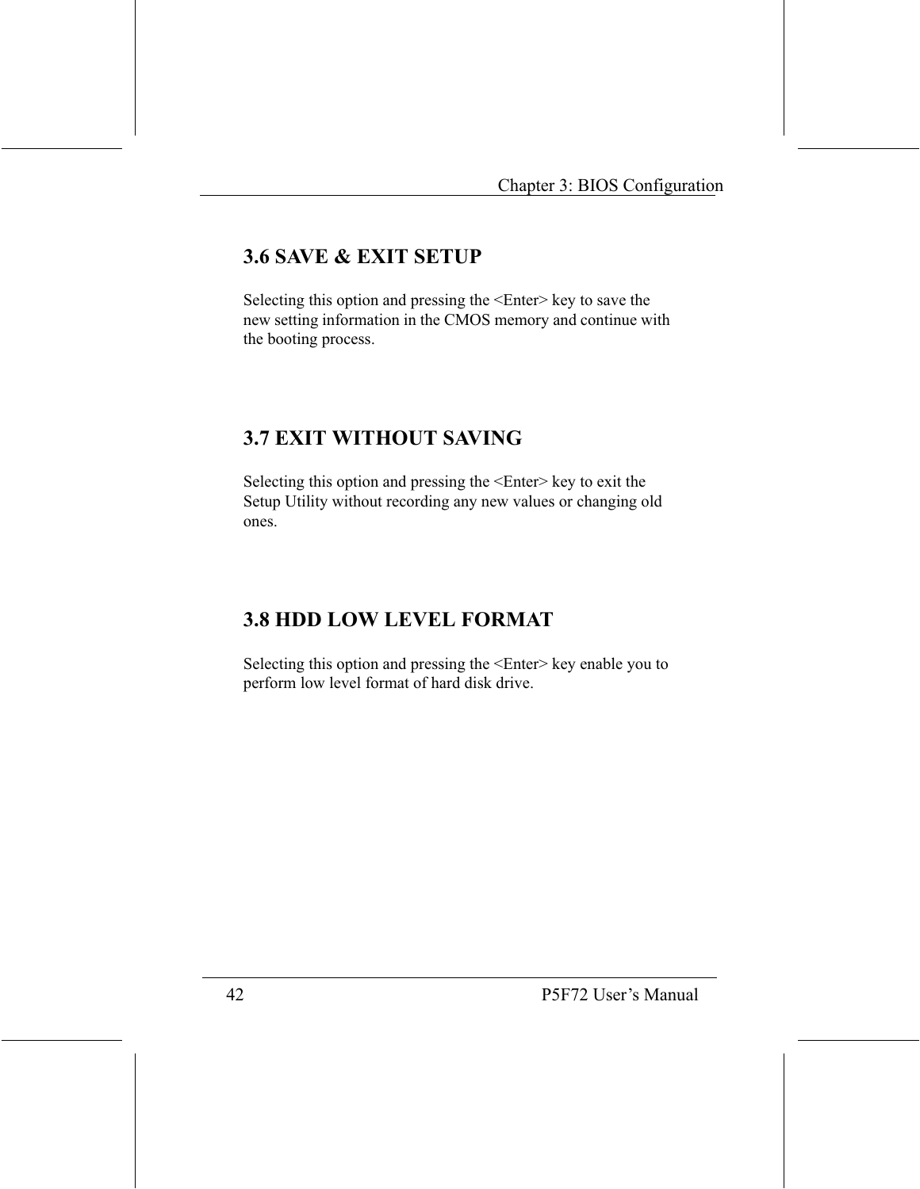## 3.6 SAVE & EXIT SETUP

Selecting this option and pressing the <Enter> key to save the new setting information in the CMOS memory and continue with the booting process.

## 3.7 EXIT WITHOUT SAVING

Selecting this option and pressing the <Enter> key to exit the Setup Utility without recording any new values or changing old ones.

## 3.8 HDD LOW LEVEL FORMAT

Selecting this option and pressing the <Enter> key enable you to perform low level format of hard disk drive.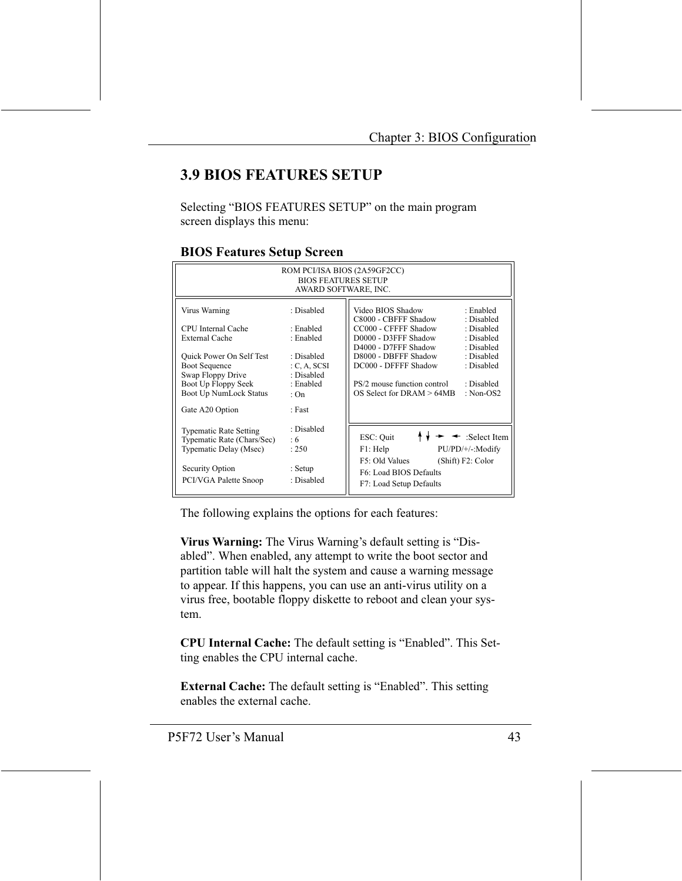## 3.9 BIOS FEATURES SETUP

Selecting "BIOS FEATURES SETUP" on the main program screen displays this menu:

### BIOS Features Setup Screen

```
                         ROM PCI/ISA BIOS (2A59GF2CC)
                             BIOS FEATURES SETUP
                            AWARD SOFTWARE, INC.

Virus Warning               : Disabled      Video BIOS Shadow          : Enabled
                                            C8000 - CBFFF Shadow       : Disabled
CPU Internal Cache          : Enabled       CC000 - CFFFF Shadow       : Disabled
External Cache              : Enabled       D0000 - D3FFF Shadow       : Disabled
                                            D4000 - D7FFF Shadow       : Disabled
Quick Power On Self Test    : Disabled      D8000 - DBFFF Shadow       : Disabled
Boot Sequence               : C, A, SCSI    DC000 - DFFFF Shadow       : Disabled
Swap Floppy Drive           : Disabled
Boot Up Floppy Seek         : Enabled       PS/2 mouse function control : Disabled
Boot Up NumLock Status      : On            OS Select for DRAM > 64MB  : Non-OS2

Gate A20 Option             : Fast

Typematic Rate Setting      : Disabled      ESC: Quit      ↑↓→←  :Select Item
Typematic Rate (Chars/Sec)  : 6             F1: Help        PU/PD/+/-:Modify
Typematic Delay (Msec)      : 250           F5: Old Values  (Shift) F2: Color
                                            F6: Load BIOS Defaults
Security Option             : Setup         F7: Load Setup Defaults
PCI/VGA Palette Snoop       : Disabled
```

The following explains the options for each features:

**Virus Warning:** The Virus Warning's default setting is "Disabled". When enabled, any attempt to write the boot sector and partition table will halt the system and cause a warning message to appear. If this happens, you can use an anti-virus utility on a virus free, bootable floppy diskette to reboot and clean your system.

**CPU Internal Cache:** The default setting is "Enabled". This Setting enables the CPU internal cache.

**External Cache:** The default setting is "Enabled". This setting enables the external cache.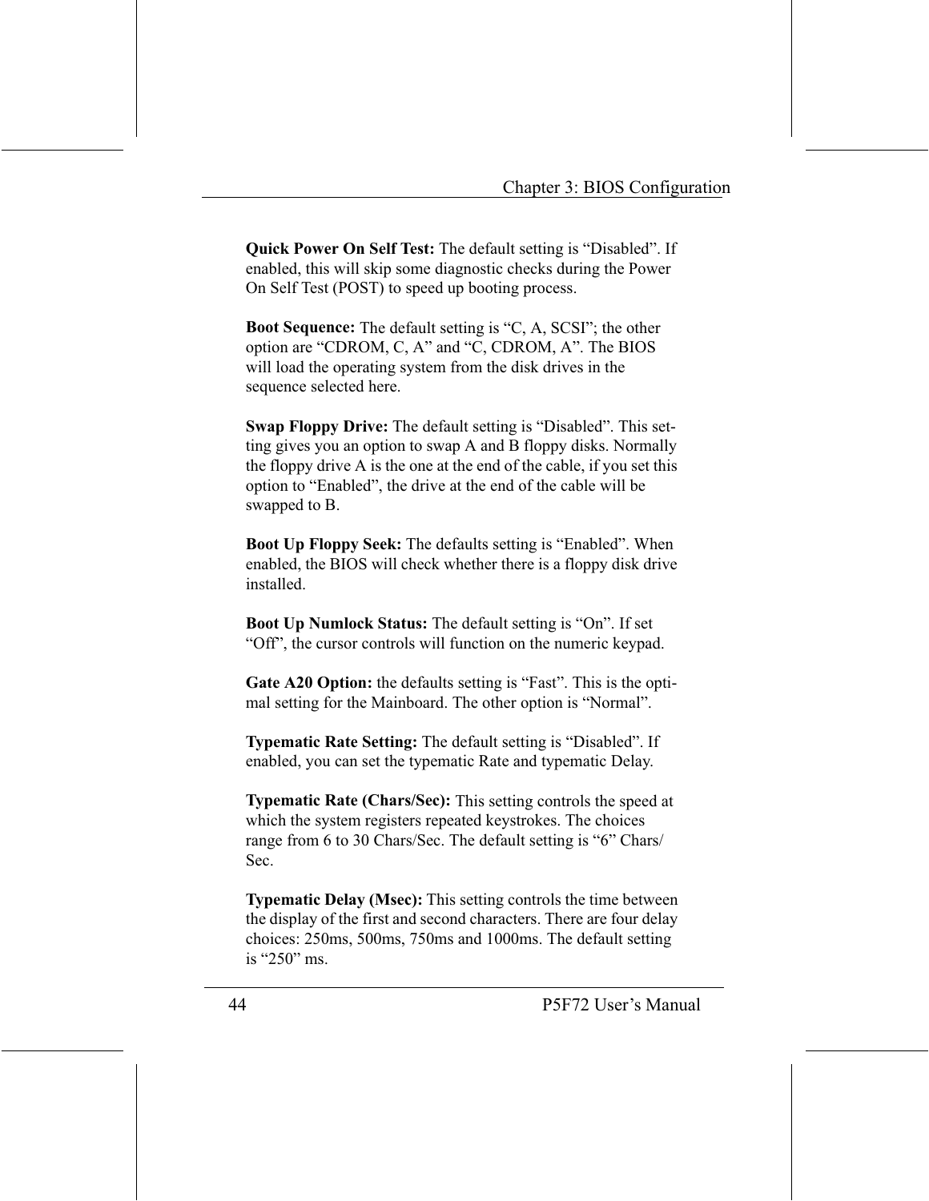**Quick Power On Self Test:** The default setting is “Disabled”. If enabled, this will skip some diagnostic checks during the Power On Self Test (POST) to speed up booting process.

**Boot Sequence:** The default setting is “C, A, SCSI”; the other option are “CDROM, C, A” and “C, CDROM, A”. The BIOS will load the operating system from the disk drives in the sequence selected here.

**Swap Floppy Drive:** The default setting is “Disabled”. This setting gives you an option to swap A and B floppy disks. Normally the floppy drive A is the one at the end of the cable, if you set this option to “Enabled”, the drive at the end of the cable will be swapped to B.

**Boot Up Floppy Seek:** The defaults setting is “Enabled”. When enabled, the BIOS will check whether there is a floppy disk drive installed.

**Boot Up Numlock Status:** The default setting is “On”. If set “Off”, the cursor controls will function on the numeric keypad.

**Gate A20 Option:** the defaults setting is “Fast”. This is the optimal setting for the Mainboard. The other option is “Normal”.

**Typematic Rate Setting:** The default setting is “Disabled”. If enabled, you can set the typematic Rate and typematic Delay.

**Typematic Rate (Chars/Sec):** This setting controls the speed at which the system registers repeated keystrokes. The choices range from 6 to 30 Chars/Sec. The default setting is “6” Chars/Sec.

**Typematic Delay (Msec):** This setting controls the time between the display of the first and second characters. There are four delay choices: 250ms, 500ms, 750ms and 1000ms. The default setting is “250” ms.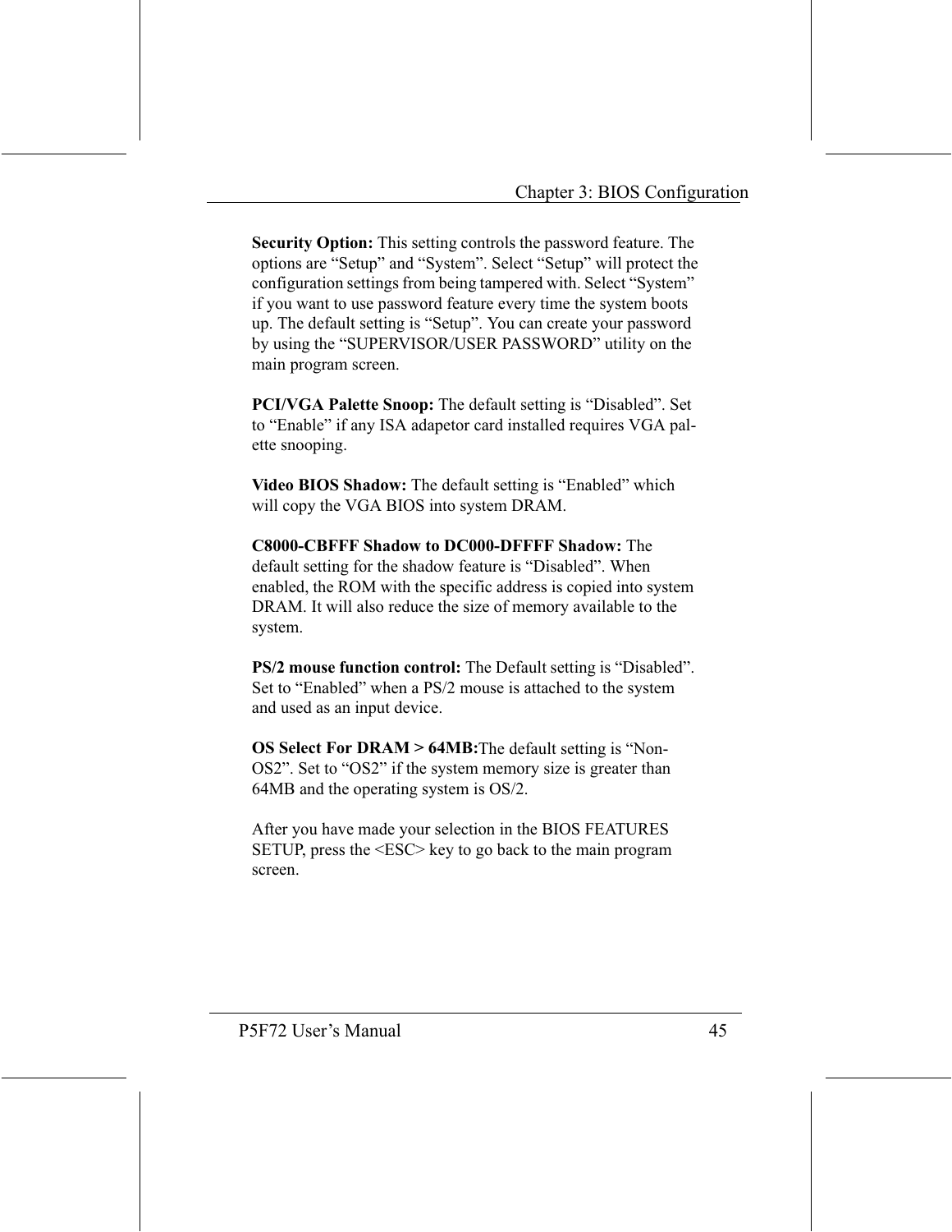**Security Option:** This setting controls the password feature. The options are “Setup” and “System”. Select “Setup” will protect the configuration settings from being tampered with. Select “System” if you want to use password feature every time the system boots up. The default setting is “Setup”. You can create your password by using the “SUPERVISOR/USER PASSWORD” utility on the main program screen.

**PCI/VGA Palette Snoop:** The default setting is “Disabled”. Set to “Enable” if any ISA adapetor card installed requires VGA palette snooping.

**Video BIOS Shadow:** The default setting is “Enabled” which will copy the VGA BIOS into system DRAM.

**C8000-CBFFF Shadow to DC000-DFFFF Shadow:** The default setting for the shadow feature is “Disabled”. When enabled, the ROM with the specific address is copied into system DRAM. It will also reduce the size of memory available to the system.

**PS/2 mouse function control:** The Default setting is “Disabled”. Set to “Enabled” when a PS/2 mouse is attached to the system and used as an input device.

**OS Select For DRAM > 64MB:**The default setting is “Non-OS2”. Set to “OS2” if the system memory size is greater than 64MB and the operating system is OS/2.

After you have made your selection in the BIOS FEATURES SETUP, press the <ESC> key to go back to the main program screen.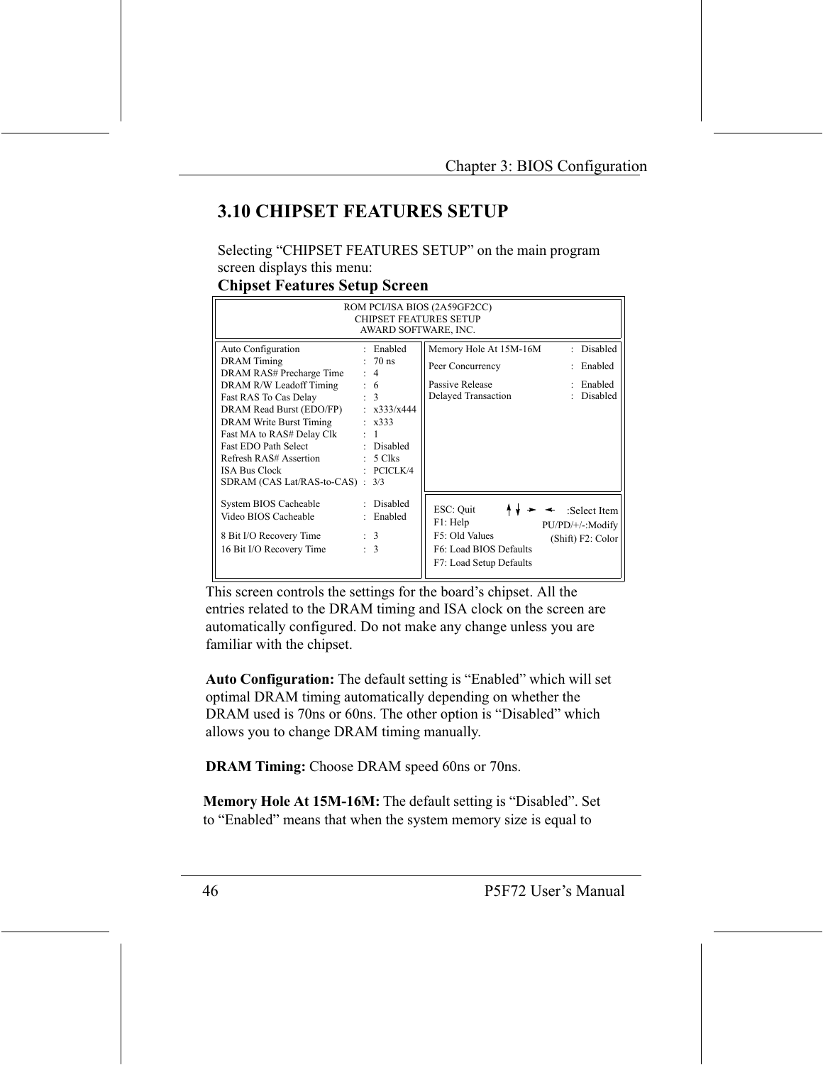## 3.10 CHIPSET FEATURES SETUP

Selecting "CHIPSET FEATURES SETUP" on the main program screen displays this menu:

**Chipset Features Setup Screen**

```
                        ROM PCI/ISA BIOS (2A59GF2CC)
                          CHIPSET FEATURES SETUP
                           AWARD SOFTWARE, INC.

Auto Configuration            : Enabled     | Memory Hole At 15M-16M   : Disabled
DRAM Timing                   : 70 ns       | Peer Concurrency         : Enabled
DRAM RAS# Precharge Time      : 4           | Passive Release          : Enabled
DRAM R/W Leadoff Timing       : 6           | Delayed Transaction      : Disabled
Fast RAS To Cas Delay         : 3           |
DRAM Read Burst (EDO/FP)      : x333/x444   |
DRAM Write Burst Timing       : x333        |
Fast MA to RAS# Delay Clk     : 1           |
Fast EDO Path Select          : Disabled    |
Refresh RAS# Assertion        : 5 Clks      |
ISA Bus Clock                 : PCICLK/4    |
SDRAM (CAS Lat/RAS-to-CAS)    : 3/3         |

System BIOS Cacheable         : Disabled    | ESC: Quit        ↑↓→←  :Select Item
Video BIOS Cacheable          : Enabled     | F1: Help         PU/PD/+/-:Modify
                                            | F5: Old Values   (Shift) F2: Color
8 Bit I/O Recovery Time       : 3           | F6: Load BIOS Defaults
16 Bit I/O Recovery Time      : 3           | F7: Load Setup Defaults
```

This screen controls the settings for the board's chipset. All the entries related to the DRAM timing and ISA clock on the screen are automatically configured. Do not make any change unless you are familiar with the chipset.

**Auto Configuration:** The default setting is "Enabled" which will set optimal DRAM timing automatically depending on whether the DRAM used is 70ns or 60ns. The other option is "Disabled" which allows you to change DRAM timing manually.

**DRAM Timing:** Choose DRAM speed 60ns or 70ns.

**Memory Hole At 15M-16M:** The default setting is "Disabled". Set to "Enabled" means that when the system memory size is equal to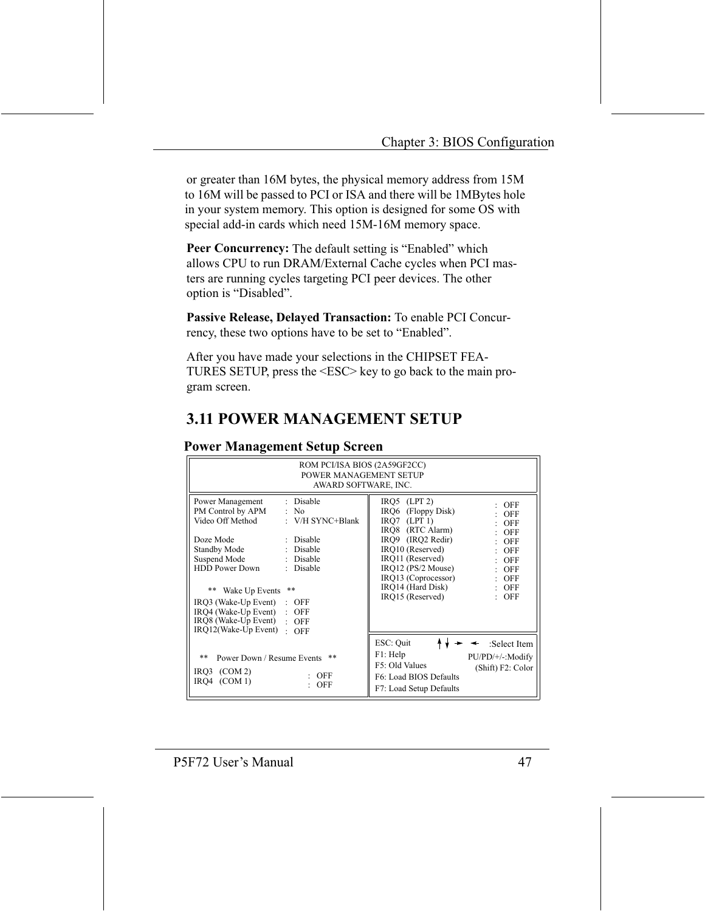or greater than 16M bytes, the physical memory address from 15M to 16M will be passed to PCI or ISA and there will be 1MBytes hole in your system memory. This option is designed for some OS with special add-in cards which need 15M-16M memory space.

**Peer Concurrency:** The default setting is "Enabled" which allows CPU to run DRAM/External Cache cycles when PCI masters are running cycles targeting PCI peer devices. The other option is "Disabled".

**Passive Release, Delayed Transaction:** To enable PCI Concurrency, these two options have to be set to "Enabled".

After you have made your selections in the CHIPSET FEATURES SETUP, press the <ESC> key to go back to the main program screen.

## 3.11 POWER MANAGEMENT SETUP

**Power Management Setup Screen**

```
                    ROM PCI/ISA BIOS (2A59GF2CC)
                       POWER MANAGEMENT SETUP
                        AWARD SOFTWARE, INC.

Power Management     : Disable          IRQ5   (LPT 2)           : OFF
PM Control by APM    : No               IRQ6   (Floppy Disk)     : OFF
Video Off Method     : V/H SYNC+Blank   IRQ7   (LPT 1)           : OFF
                                        IRQ8   (RTC Alarm)       : OFF
Doze Mode            : Disable          IRQ9   (IRQ2 Redir)      : OFF
Standby Mode         : Disable          IRQ10 (Reserved)         : OFF
Suspend Mode         : Disable          IRQ11 (Reserved)         : OFF
HDD Power Down       : Disable          IRQ12 (PS/2 Mouse)       : OFF
                                        IRQ13 (Coprocessor)      : OFF
    **  Wake Up Events  **              IRQ14 (Hard Disk)        : OFF
IRQ3 (Wake-Up Event) : OFF              IRQ15 (Reserved)         : OFF
IRQ4 (Wake-Up Event) : OFF
IRQ8 (Wake-Up Event) : OFF
IRQ12(Wake-Up Event) : OFF
                                        ESC: Quit      ↑↓→←  :Select Item
  **  Power Down / Resume Events  **    F1: Help        PU/PD/+/-:Modify
IRQ3   (COM 2)           : OFF          F5: Old Values   (Shift) F2: Color
IRQ4   (COM 1)           : OFF          F6: Load BIOS Defaults
                                        F7: Load Setup Defaults
```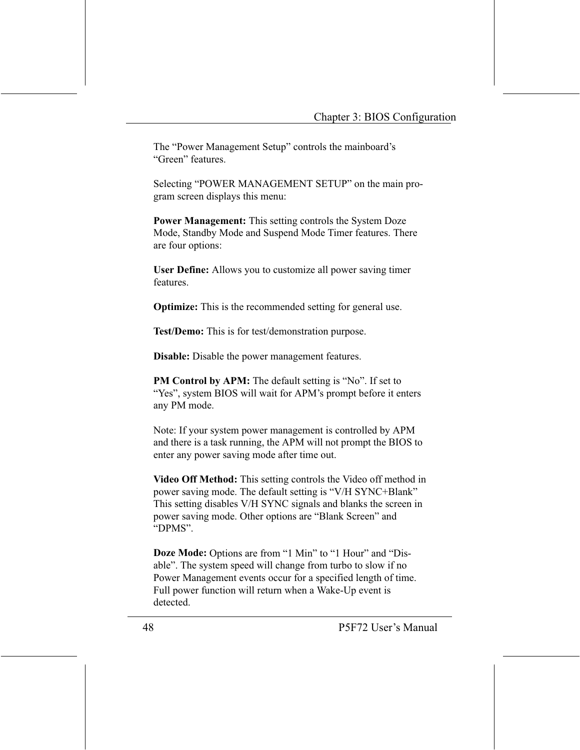The “Power Management Setup” controls the mainboard’s “Green” features.

Selecting “POWER MANAGEMENT SETUP” on the main program screen displays this menu:

**Power Management:** This setting controls the System Doze Mode, Standby Mode and Suspend Mode Timer features. There are four options:

**User Define:** Allows you to customize all power saving timer features.

**Optimize:** This is the recommended setting for general use.

**Test/Demo:** This is for test/demonstration purpose.

**Disable:** Disable the power management features.

**PM Control by APM:** The default setting is “No”. If set to “Yes”, system BIOS will wait for APM’s prompt before it enters any PM mode.

Note: If your system power management is controlled by APM and there is a task running, the APM will not prompt the BIOS to enter any power saving mode after time out.

**Video Off Method:** This setting controls the Video off method in power saving mode. The default setting is “V/H SYNC+Blank” This setting disables V/H SYNC signals and blanks the screen in power saving mode. Other options are “Blank Screen” and “DPMS”.

**Doze Mode:** Options are from “1 Min” to “1 Hour” and “Disable”. The system speed will change from turbo to slow if no Power Management events occur for a specified length of time. Full power function will return when a Wake-Up event is detected.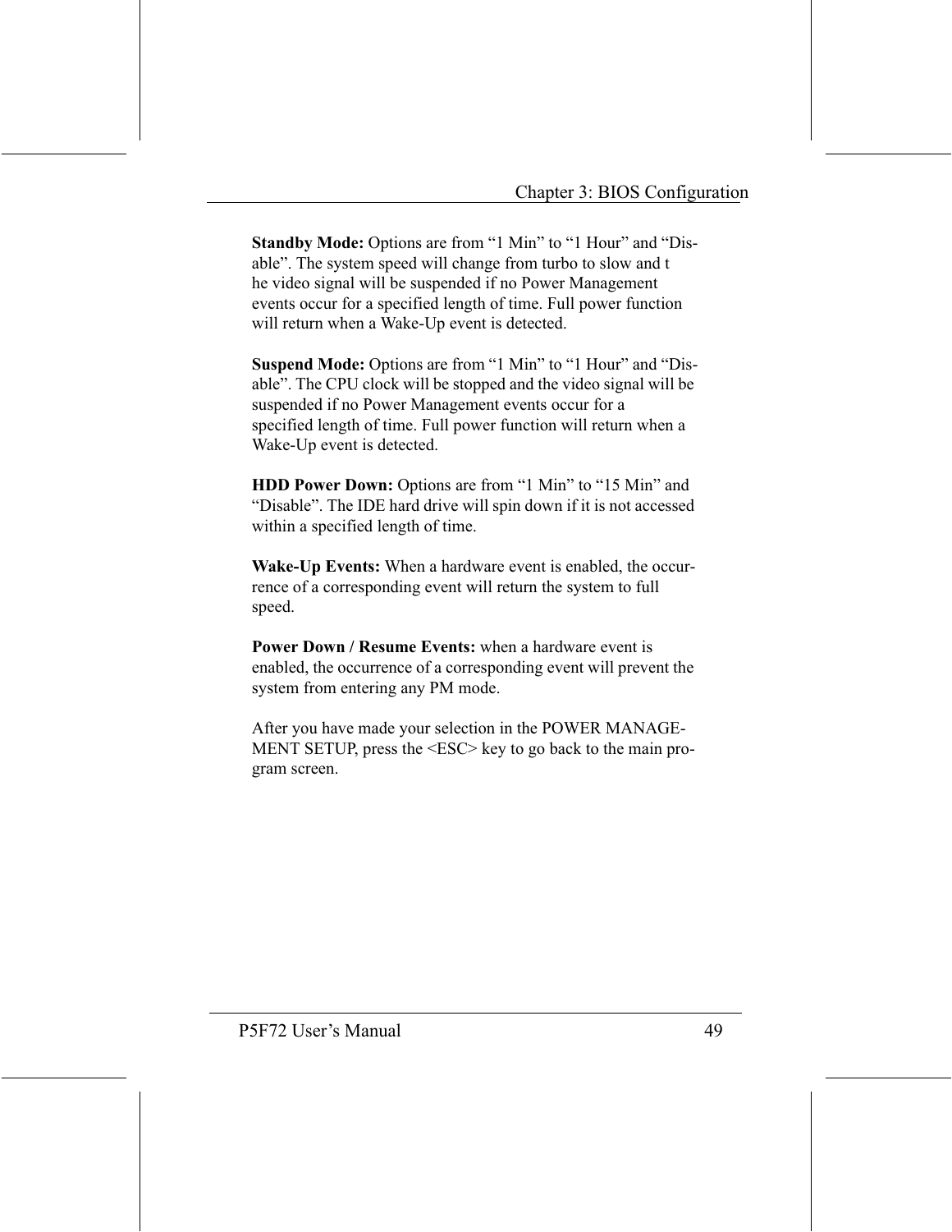**Standby Mode:** Options are from "1 Min" to "1 Hour" and "Disable". The system speed will change from turbo to slow and the video signal will be suspended if no Power Management events occur for a specified length of time. Full power function will return when a Wake-Up event is detected.

**Suspend Mode:** Options are from "1 Min" to "1 Hour" and "Disable". The CPU clock will be stopped and the video signal will be suspended if no Power Management events occur for a specified length of time. Full power function will return when a Wake-Up event is detected.

**HDD Power Down:** Options are from "1 Min" to "15 Min" and "Disable". The IDE hard drive will spin down if it is not accessed within a specified length of time.

**Wake-Up Events:** When a hardware event is enabled, the occurrence of a corresponding event will return the system to full speed.

**Power Down / Resume Events:** when a hardware event is enabled, the occurrence of a corresponding event will prevent the system from entering any PM mode.

After you have made your selection in the POWER MANAGEMENT SETUP, press the <ESC> key to go back to the main program screen.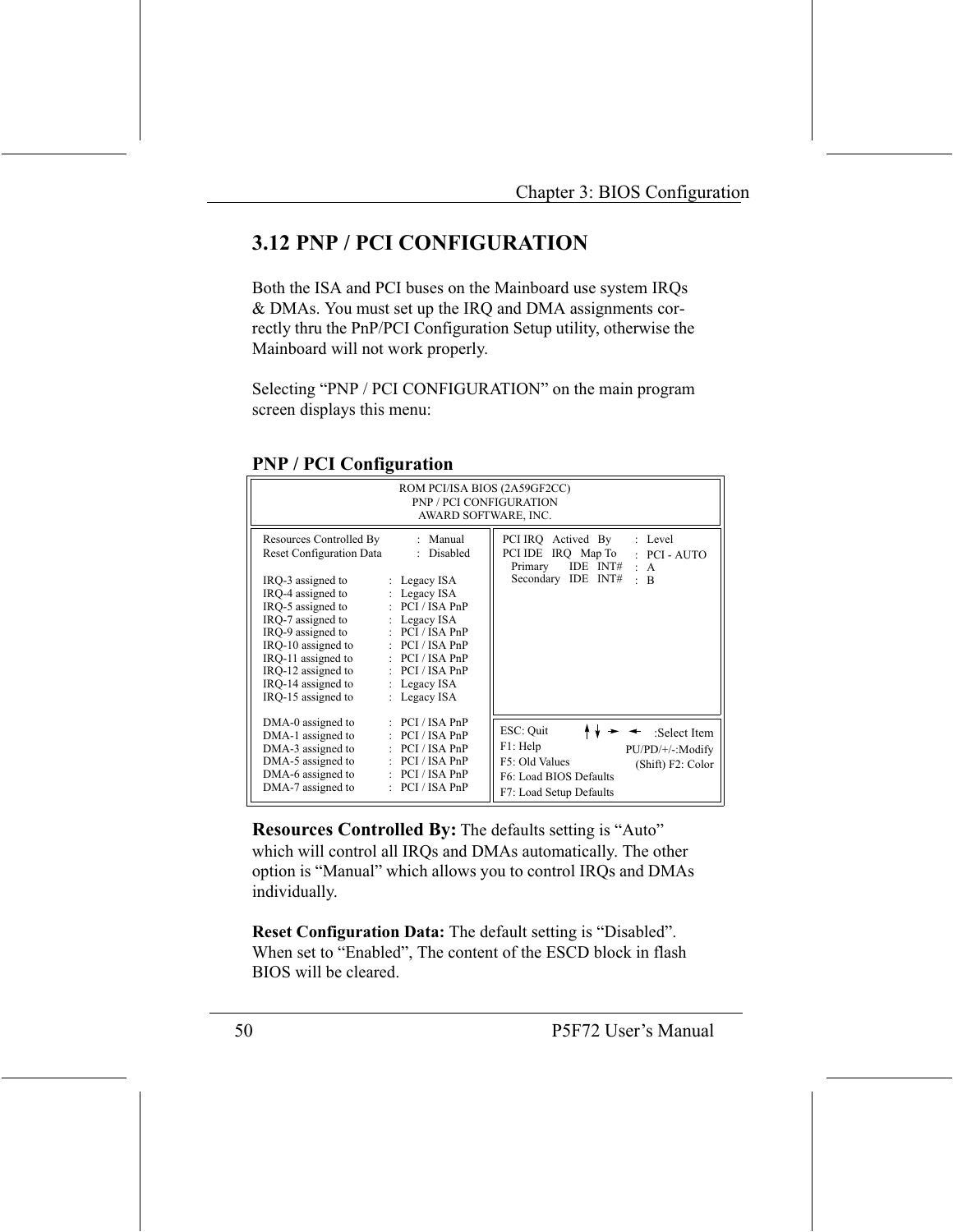## 3.12 PNP / PCI CONFIGURATION

Both the ISA and PCI buses on the Mainboard use system IRQs & DMAs. You must set up the IRQ and DMA assignments correctly thru the PnP/PCI Configuration Setup utility, otherwise the Mainboard will not work properly.

Selecting "PNP / PCI CONFIGURATION" on the main program screen displays this menu:

### PNP / PCI Configuration

```
                         ROM PCI/ISA BIOS (2A59GF2CC)
                           PNP / PCI CONFIGURATION
                            AWARD SOFTWARE, INC.

Resources Controlled By    : Manual       PCI IRQ   Actived   By     : Level
Reset Configuration Data   : Disabled     PCI IDE   IRQ   Map To     : PCI - AUTO
                                            Primary     IDE   INT#   : A
IRQ-3 assigned to    : Legacy ISA           Secondary   IDE   INT#   : B
IRQ-4 assigned to    : Legacy ISA
IRQ-5 assigned to    : PCI / ISA PnP
IRQ-7 assigned to    : Legacy ISA
IRQ-9 assigned to    : PCI / ISA PnP
IRQ-10 assigned to   : PCI / ISA PnP
IRQ-11 assigned to   : PCI / ISA PnP
IRQ-12 assigned to   : PCI / ISA PnP
IRQ-14 assigned to   : Legacy ISA
IRQ-15 assigned to   : Legacy ISA

DMA-0 assigned to    : PCI / ISA PnP      ESC: Quit          ↑↓→←  :Select Item
DMA-1 assigned to    : PCI / ISA PnP      F1: Help           PU/PD/+/-:Modify
DMA-3 assigned to    : PCI / ISA PnP      F5: Old Values     (Shift) F2: Color
DMA-5 assigned to    : PCI / ISA PnP      F6: Load BIOS Defaults
DMA-6 assigned to    : PCI / ISA PnP      F7: Load Setup Defaults
DMA-7 assigned to    : PCI / ISA PnP
```

**Resources Controlled By:** The defaults setting is "Auto" which will control all IRQs and DMAs automatically. The other option is "Manual" which allows you to control IRQs and DMAs individually.

**Reset Configuration Data:** The default setting is "Disabled". When set to "Enabled", The content of the ESCD block in flash BIOS will be cleared.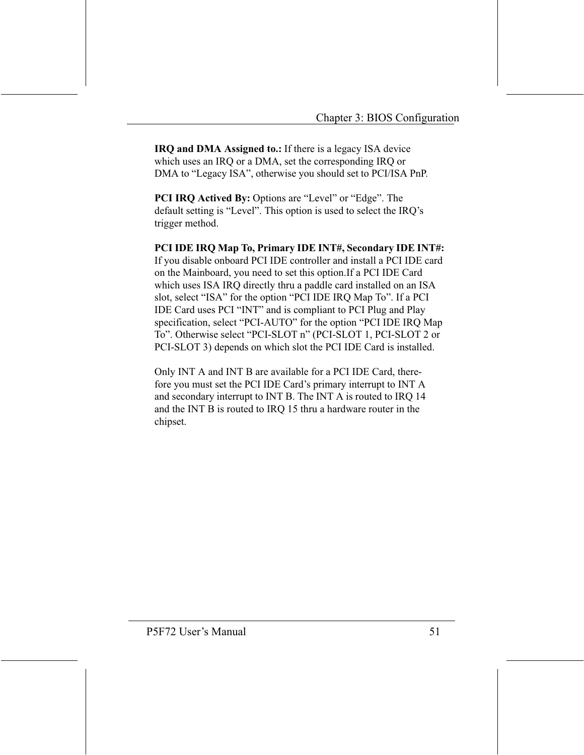**IRQ and DMA Assigned to.:** If there is a legacy ISA device which uses an IRQ or a DMA, set the corresponding IRQ or DMA to “Legacy ISA”, otherwise you should set to PCI/ISA PnP.

**PCI IRQ Actived By:** Options are “Level” or “Edge”. The default setting is “Level”. This option is used to select the IRQ’s trigger method.

**PCI IDE IRQ Map To, Primary IDE INT#, Secondary IDE INT#:** If you disable onboard PCI IDE controller and install a PCI IDE card on the Mainboard, you need to set this option.If a PCI IDE Card which uses ISA IRQ directly thru a paddle card installed on an ISA slot, select “ISA” for the option “PCI IDE IRQ Map To”. If a PCI IDE Card uses PCI “INT” and is compliant to PCI Plug and Play specification, select “PCI-AUTO” for the option “PCI IDE IRQ Map To”. Otherwise select “PCI-SLOT n” (PCI-SLOT 1, PCI-SLOT 2 or PCI-SLOT 3) depends on which slot the PCI IDE Card is installed.

Only INT A and INT B are available for a PCI IDE Card, therefore you must set the PCI IDE Card’s primary interrupt to INT A and secondary interrupt to INT B. The INT A is routed to IRQ 14 and the INT B is routed to IRQ 15 thru a hardware router in the chipset.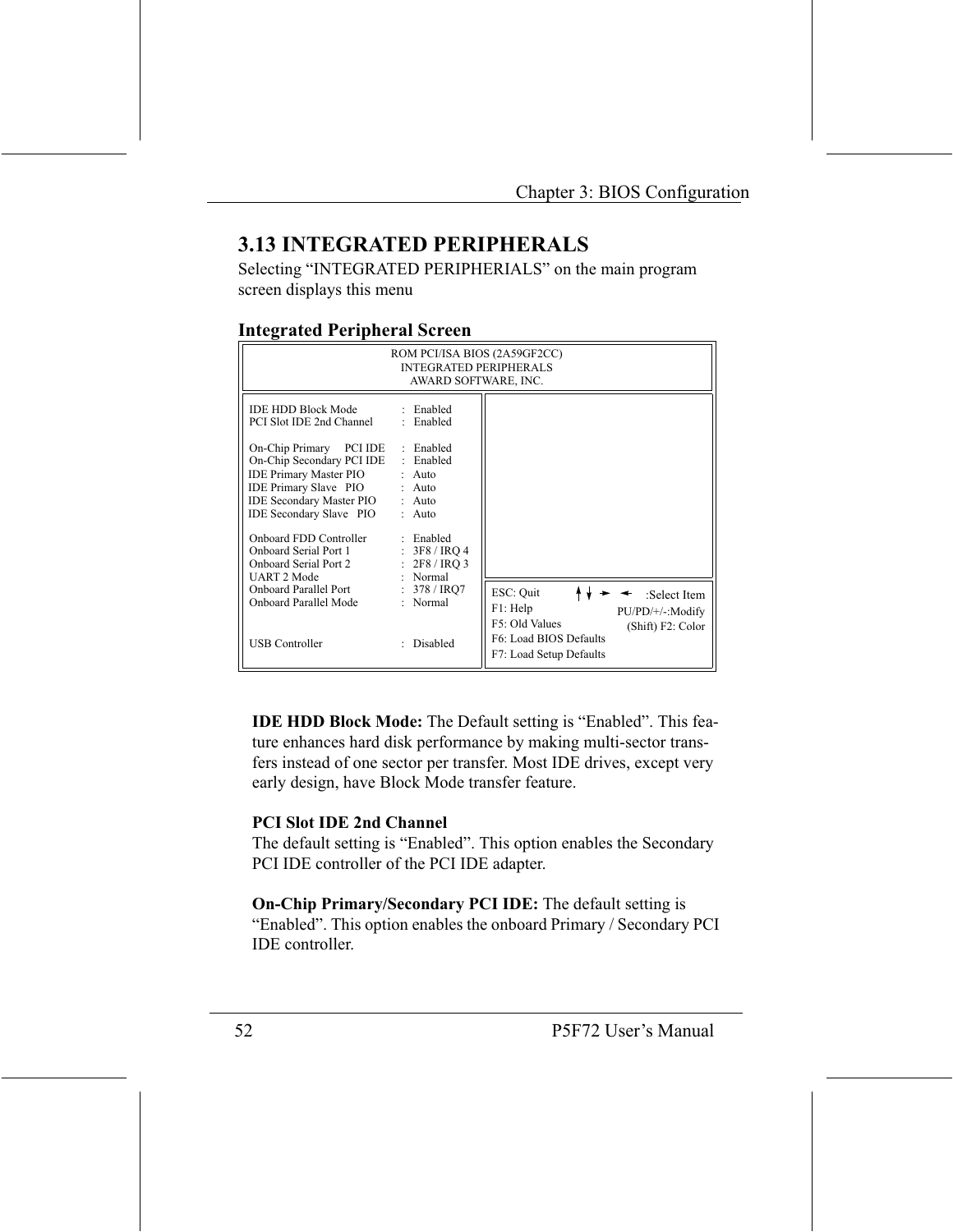## 3.13 INTEGRATED PERIPHERALS

Selecting “INTEGRATED PERIPHERIALS” on the main program screen displays this menu

### Integrated Peripheral Screen

```
                      ROM PCI/ISA BIOS (2A59GF2CC)
                        INTEGRATED PERIPHERALS
                         AWARD SOFTWARE, INC.

IDE HDD Block Mode          :  Enabled
PCI Slot IDE 2nd Channel    :  Enabled

On-Chip Primary    PCI IDE  :  Enabled
On-Chip Secondary PCI IDE   :  Enabled
IDE Primary Master PIO      :  Auto
IDE Primary Slave  PIO      :  Auto
IDE Secondary Master PIO    :  Auto
IDE Secondary Slave  PIO    :  Auto

Onboard FDD Controller      :  Enabled
Onboard Serial Port 1       :  3F8 / IRQ 4
Onboard Serial Port 2       :  2F8 / IRQ 3
UART 2 Mode                 :  Normal
Onboard Parallel Port       :  378 / IRQ7
Onboard Parallel Mode       :  Normal


USB Controller              :  Disabled

ESC: Quit                    ↑↓→←  :Select Item
F1: Help                     PU/PD/+/-:Modify
F5: Old Values               (Shift) F2: Color
F6: Load BIOS Defaults
F7: Load Setup Defaults
```

**IDE HDD Block Mode:** The Default setting is “Enabled”. This feature enhances hard disk performance by making multi-sector transfers instead of one sector per transfer. Most IDE drives, except very early design, have Block Mode transfer feature.

**PCI Slot IDE 2nd Channel**

The default setting is “Enabled”. This option enables the Secondary PCI IDE controller of the PCI IDE adapter.

**On-Chip Primary/Secondary PCI IDE:** The default setting is “Enabled”. This option enables the onboard Primary / Secondary PCI IDE controller.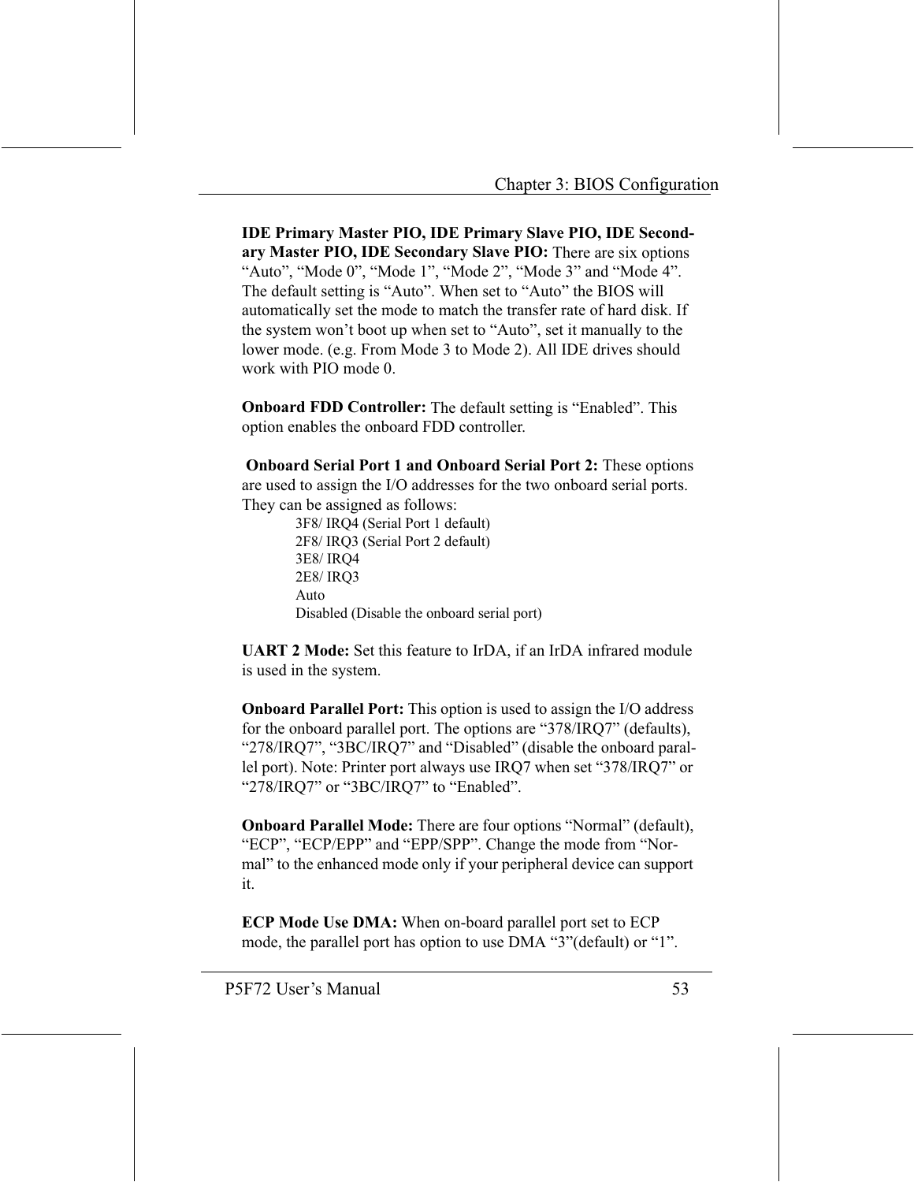**IDE Primary Master PIO, IDE Primary Slave PIO, IDE Secondary Master PIO, IDE Secondary Slave PIO:** There are six options "Auto", "Mode 0", "Mode 1", "Mode 2", "Mode 3" and "Mode 4". The default setting is "Auto". When set to "Auto" the BIOS will automatically set the mode to match the transfer rate of hard disk. If the system won't boot up when set to "Auto", set it manually to the lower mode. (e.g. From Mode 3 to Mode 2). All IDE drives should work with PIO mode 0.

**Onboard FDD Controller:** The default setting is "Enabled". This option enables the onboard FDD controller.

**Onboard Serial Port 1 and Onboard Serial Port 2:** These options are used to assign the I/O addresses for the two onboard serial ports. They can be assigned as follows:

3F8/ IRQ4 (Serial Port 1 default)
2F8/ IRQ3 (Serial Port 2 default)
3E8/ IRQ4
2E8/ IRQ3
Auto
Disabled (Disable the onboard serial port)

**UART 2 Mode:** Set this feature to IrDA, if an IrDA infrared module is used in the system.

**Onboard Parallel Port:** This option is used to assign the I/O address for the onboard parallel port. The options are "378/IRQ7" (defaults), "278/IRQ7", "3BC/IRQ7" and "Disabled" (disable the onboard parallel port). Note: Printer port always use IRQ7 when set "378/IRQ7" or "278/IRQ7" or "3BC/IRQ7" to "Enabled".

**Onboard Parallel Mode:** There are four options "Normal" (default), "ECP", "ECP/EPP" and "EPP/SPP". Change the mode from "Normal" to the enhanced mode only if your peripheral device can support it.

**ECP Mode Use DMA:** When on-board parallel port set to ECP mode, the parallel port has option to use DMA "3"(default) or "1".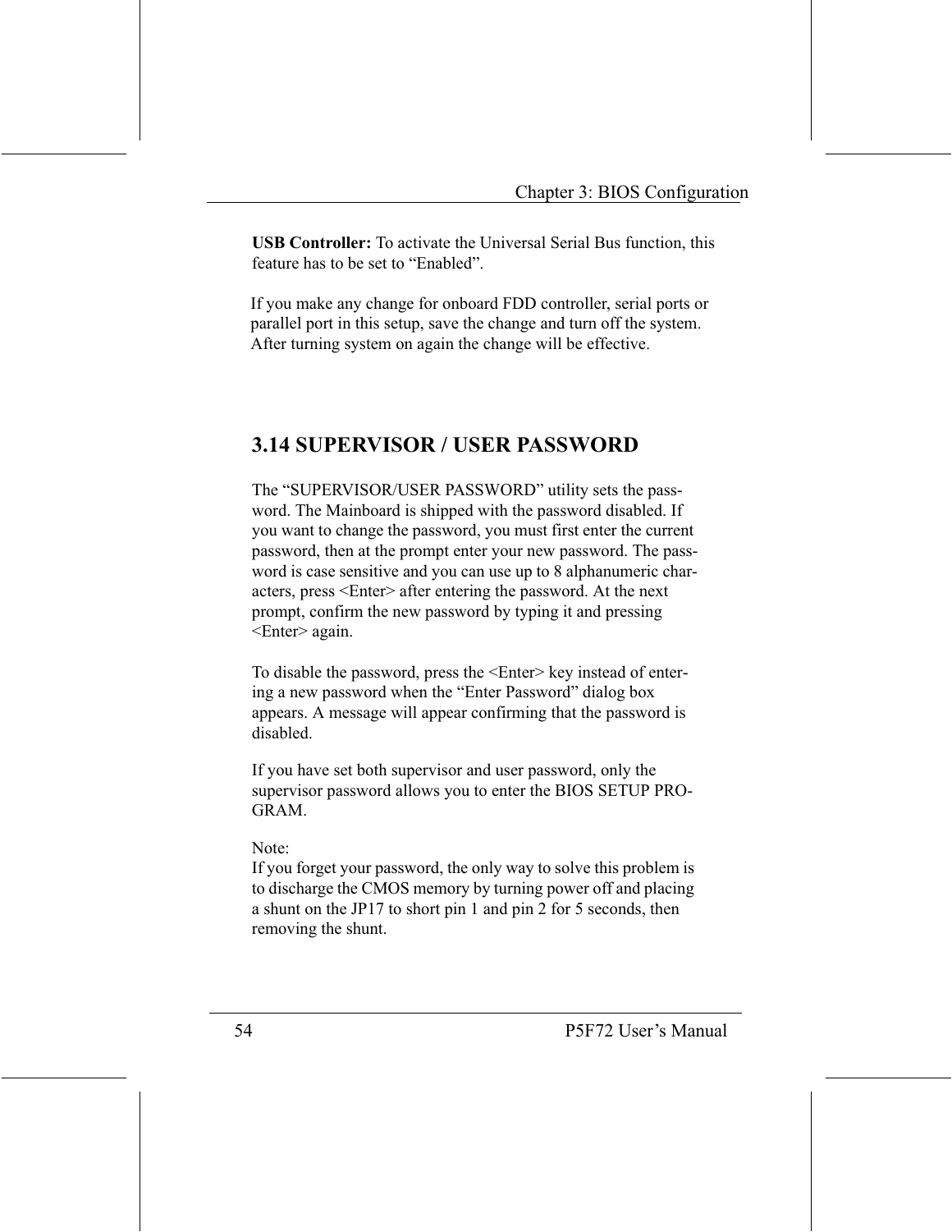**USB Controller:** To activate the Universal Serial Bus function, this feature has to be set to "Enabled".

If you make any change for onboard FDD controller, serial ports or parallel port in this setup, save the change and turn off the system. After turning system on again the change will be effective.

## 3.14 SUPERVISOR / USER PASSWORD

The "SUPERVISOR/USER PASSWORD" utility sets the password. The Mainboard is shipped with the password disabled. If you want to change the password, you must first enter the current password, then at the prompt enter your new password. The password is case sensitive and you can use up to 8 alphanumeric characters, press <Enter> after entering the password. At the next prompt, confirm the new password by typing it and pressing <Enter> again.

To disable the password, press the <Enter> key instead of entering a new password when the "Enter Password" dialog box appears. A message will appear confirming that the password is disabled.

If you have set both supervisor and user password, only the supervisor password allows you to enter the BIOS SETUP PROGRAM.

Note:
If you forget your password, the only way to solve this problem is to discharge the CMOS memory by turning power off and placing a shunt on the JP17 to short pin 1 and pin 2 for 5 seconds, then removing the shunt.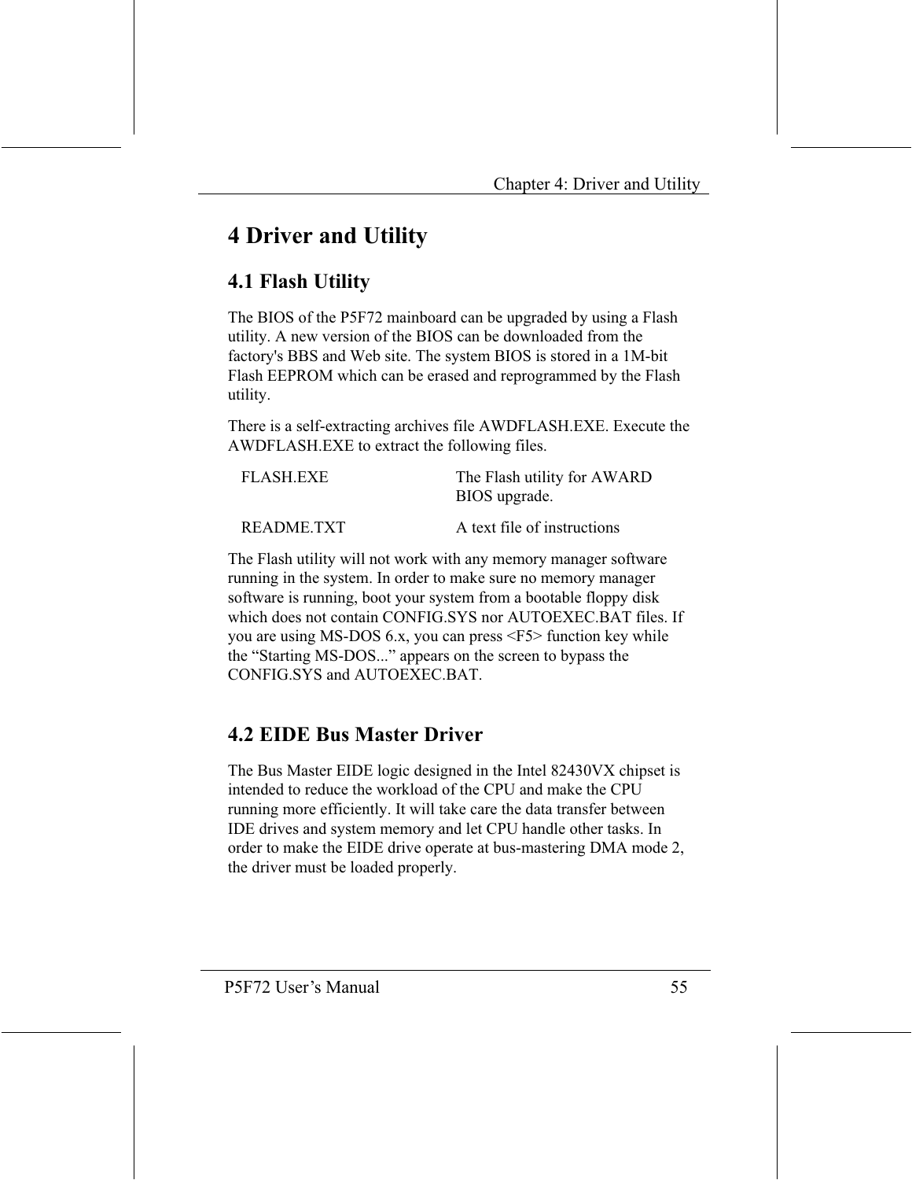# 4 Driver and Utility

## 4.1 Flash Utility

The BIOS of the P5F72 mainboard can be upgraded by using a Flash utility. A new version of the BIOS can be downloaded from the factory's BBS and Web site. The system BIOS is stored in a 1M-bit Flash EEPROM which can be erased and reprogrammed by the Flash utility.

There is a self-extracting archives file AWDFLASH.EXE. Execute the AWDFLASH.EXE to extract the following files.

| | |
|---|---|
| FLASH.EXE | The Flash utility for AWARD BIOS upgrade. |
| README.TXT | A text file of instructions |

The Flash utility will not work with any memory manager software running in the system. In order to make sure no memory manager software is running, boot your system from a bootable floppy disk which does not contain CONFIG.SYS nor AUTOEXEC.BAT files. If you are using MS-DOS 6.x, you can press <F5> function key while the "Starting MS-DOS..." appears on the screen to bypass the CONFIG.SYS and AUTOEXEC.BAT.

## 4.2 EIDE Bus Master Driver

The Bus Master EIDE logic designed in the Intel 82430VX chipset is intended to reduce the workload of the CPU and make the CPU running more efficiently. It will take care the data transfer between IDE drives and system memory and let CPU handle other tasks. In order to make the EIDE drive operate at bus-mastering DMA mode 2, the driver must be loaded properly.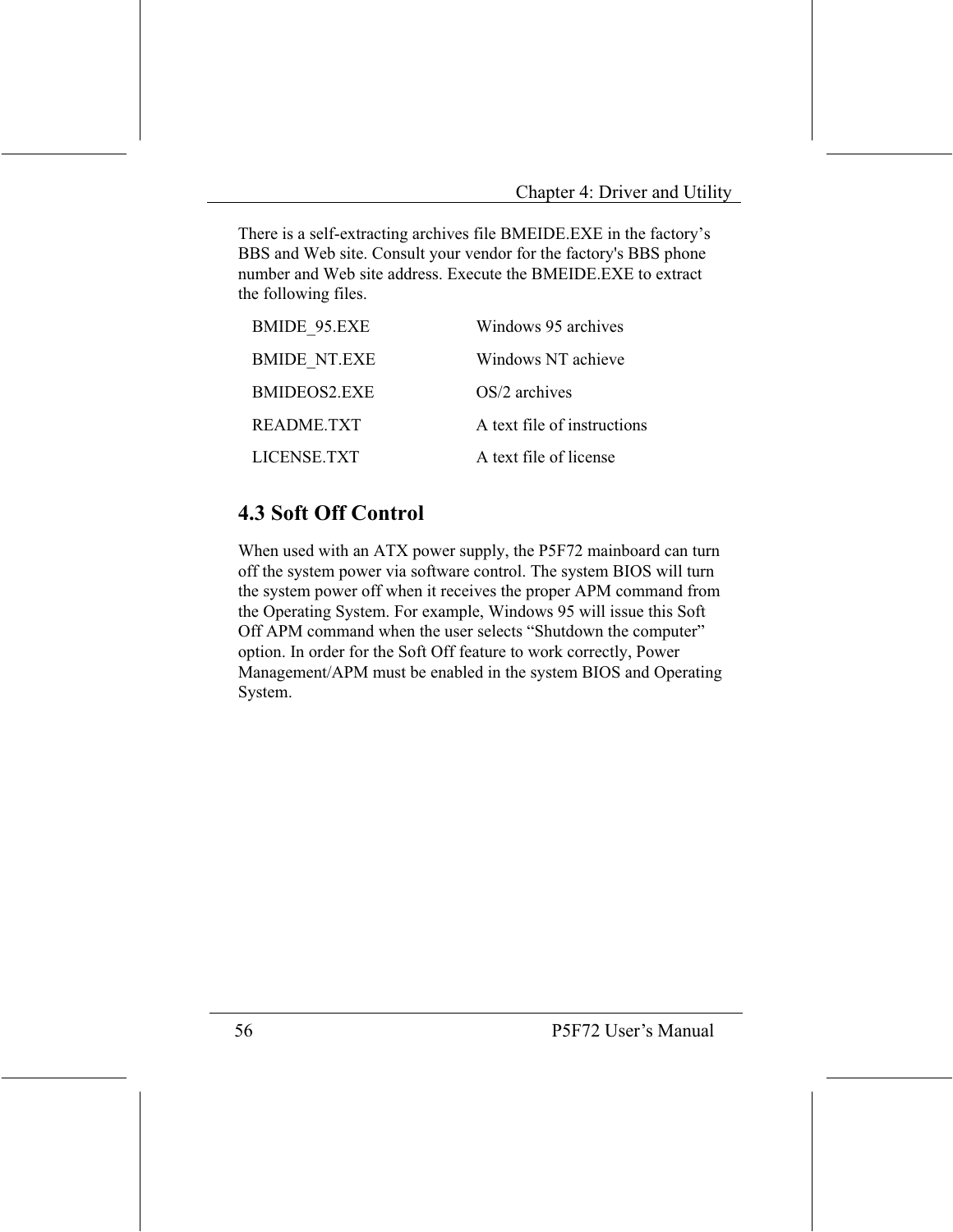There is a self-extracting archives file BMEIDE.EXE in the factory's BBS and Web site. Consult your vendor for the factory's BBS phone number and Web site address. Execute the BMEIDE.EXE to extract the following files.

| | |
|---|---|
| BMIDE_95.EXE | Windows 95 archives |
| BMIDE_NT.EXE | Windows NT achieve |
| BMIDEOS2.EXE | OS/2 archives |
| README.TXT | A text file of instructions |
| LICENSE.TXT | A text file of license |

## 4.3 Soft Off Control

When used with an ATX power supply, the P5F72 mainboard can turn off the system power via software control. The system BIOS will turn the system power off when it receives the proper APM command from the Operating System. For example, Windows 95 will issue this Soft Off APM command when the user selects "Shutdown the computer" option. In order for the Soft Off feature to work correctly, Power Management/APM must be enabled in the system BIOS and Operating System.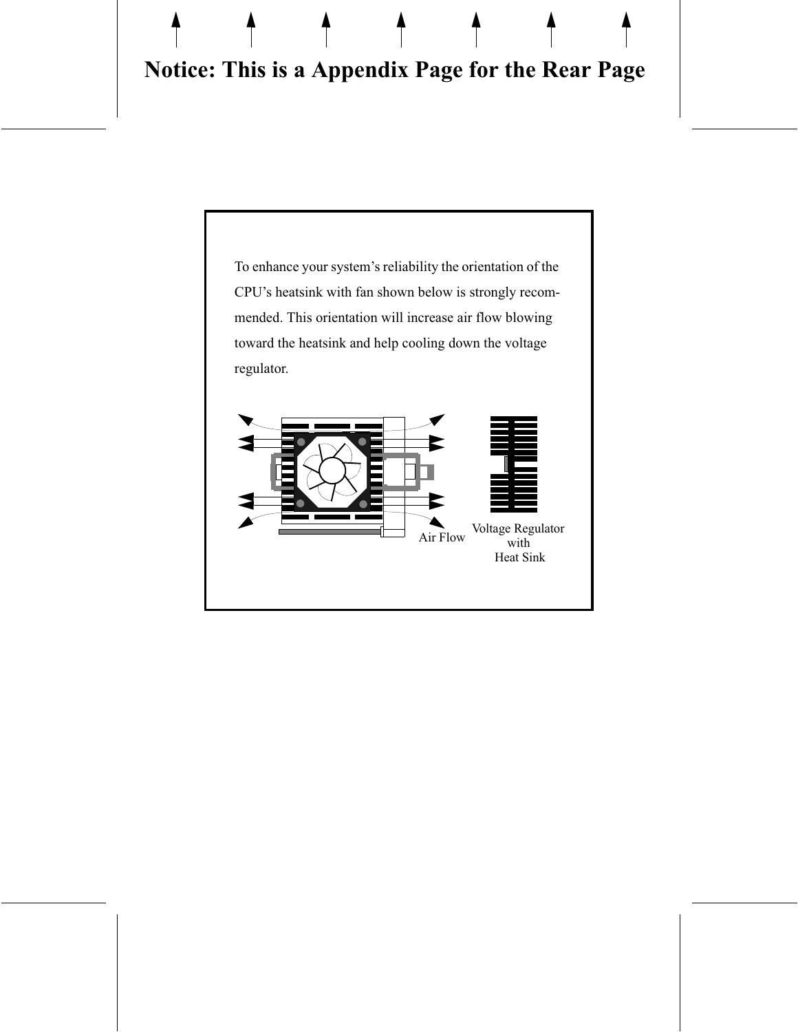**Notice: This is a Appendix Page for the Rear Page**

To enhance your system's reliability the orientation of the CPU's heatsink with fan shown below is strongly recommended. This orientation will increase air flow blowing toward the heatsink and help cooling down the voltage regulator.

Air Flow

Voltage Regulator
with
Heat Sink